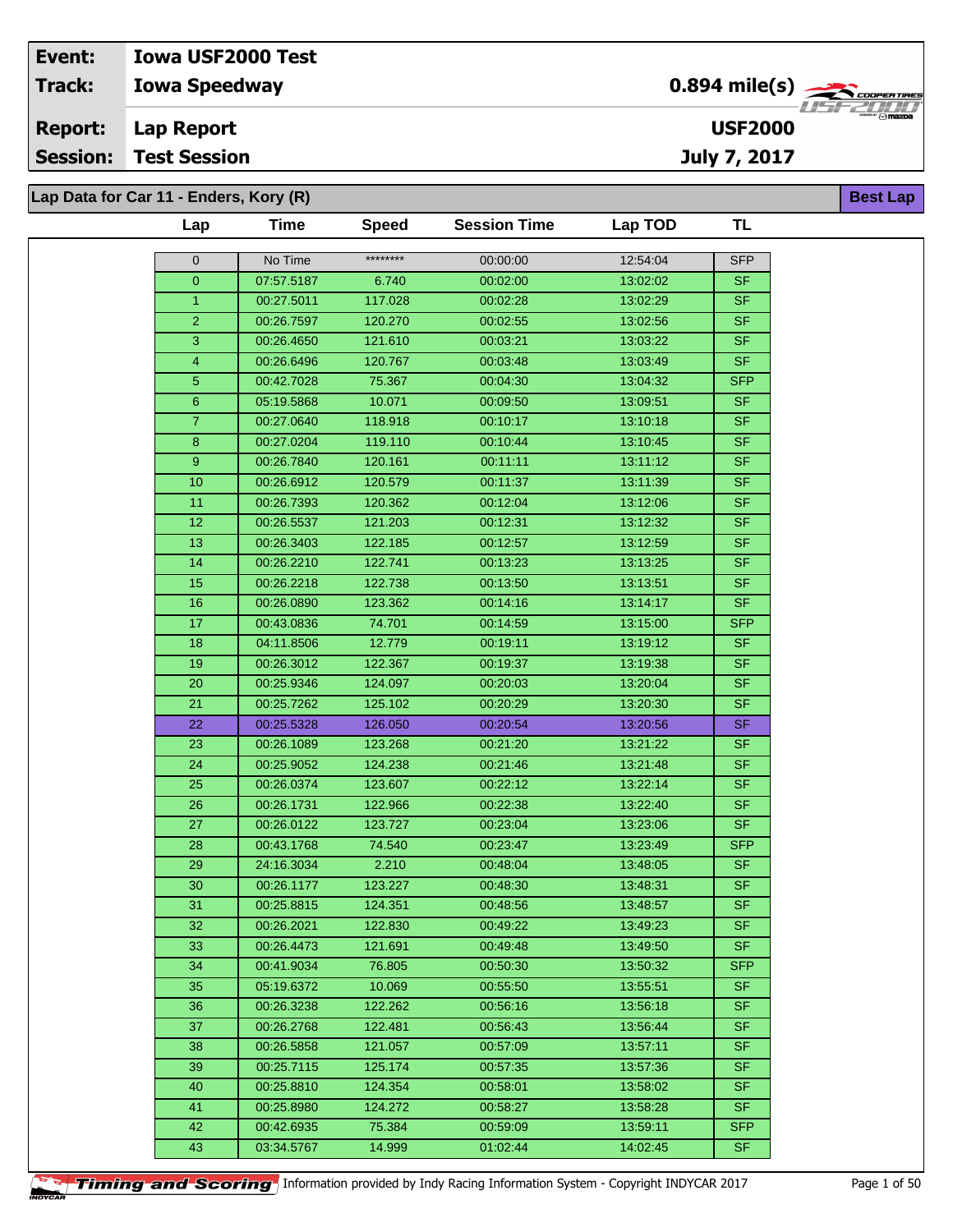| | | | |
|---|---|---|---|
| **Event:** | **Iowa USF2000 Test** | | |
| **Track:** | **Iowa Speedway** | **0.894 mile(s)** | |
| **Report:** | **Lap Report** | **USF2000** | |
| **Session:** | **Test Session** | **July 7, 2017** | |

## Lap Data for Car 11 - Enders, Kory (R)

**Best Lap**

| Lap | Time | Speed | Session Time | Lap TOD | TL |
|---|---|---|---|---|---|
| 0 | No Time | ******** | 00:00:00 | 12:54:04 | SFP |
| 0 | 07:57.5187 | 6.740 | 00:02:00 | 13:02:02 | SF |
| 1 | 00:27.5011 | 117.028 | 00:02:28 | 13:02:29 | SF |
| 2 | 00:26.7597 | 120.270 | 00:02:55 | 13:02:56 | SF |
| 3 | 00:26.4650 | 121.610 | 00:03:21 | 13:03:22 | SF |
| 4 | 00:26.6496 | 120.767 | 00:03:48 | 13:03:49 | SF |
| 5 | 00:42.7028 | 75.367 | 00:04:30 | 13:04:32 | SFP |
| 6 | 05:19.5868 | 10.071 | 00:09:50 | 13:09:51 | SF |
| 7 | 00:27.0640 | 118.918 | 00:10:17 | 13:10:18 | SF |
| 8 | 00:27.0204 | 119.110 | 00:10:44 | 13:10:45 | SF |
| 9 | 00:26.7840 | 120.161 | 00:11:11 | 13:11:12 | SF |
| 10 | 00:26.6912 | 120.579 | 00:11:37 | 13:11:39 | SF |
| 11 | 00:26.7393 | 120.362 | 00:12:04 | 13:12:06 | SF |
| 12 | 00:26.5537 | 121.203 | 00:12:31 | 13:12:32 | SF |
| 13 | 00:26.3403 | 122.185 | 00:12:57 | 13:12:59 | SF |
| 14 | 00:26.2210 | 122.741 | 00:13:23 | 13:13:25 | SF |
| 15 | 00:26.2218 | 122.738 | 00:13:50 | 13:13:51 | SF |
| 16 | 00:26.0890 | 123.362 | 00:14:16 | 13:14:17 | SF |
| 17 | 00:43.0836 | 74.701 | 00:14:59 | 13:15:00 | SFP |
| 18 | 04:11.8506 | 12.779 | 00:19:11 | 13:19:12 | SF |
| 19 | 00:26.3012 | 122.367 | 00:19:37 | 13:19:38 | SF |
| 20 | 00:25.9346 | 124.097 | 00:20:03 | 13:20:04 | SF |
| 21 | 00:25.7262 | 125.102 | 00:20:29 | 13:20:30 | SF |
| 22 | 00:25.5328 | 126.050 | 00:20:54 | 13:20:56 | SF |
| 23 | 00:26.1089 | 123.268 | 00:21:20 | 13:21:22 | SF |
| 24 | 00:25.9052 | 124.238 | 00:21:46 | 13:21:48 | SF |
| 25 | 00:26.0374 | 123.607 | 00:22:12 | 13:22:14 | SF |
| 26 | 00:26.1731 | 122.966 | 00:22:38 | 13:22:40 | SF |
| 27 | 00:26.0122 | 123.727 | 00:23:04 | 13:23:06 | SF |
| 28 | 00:43.1768 | 74.540 | 00:23:47 | 13:23:49 | SFP |
| 29 | 24:16.3034 | 2.210 | 00:48:04 | 13:48:05 | SF |
| 30 | 00:26.1177 | 123.227 | 00:48:30 | 13:48:31 | SF |
| 31 | 00:25.8815 | 124.351 | 00:48:56 | 13:48:57 | SF |
| 32 | 00:26.2021 | 122.830 | 00:49:22 | 13:49:23 | SF |
| 33 | 00:26.4473 | 121.691 | 00:49:48 | 13:49:50 | SF |
| 34 | 00:41.9034 | 76.805 | 00:50:30 | 13:50:32 | SFP |
| 35 | 05:19.6372 | 10.069 | 00:55:50 | 13:55:51 | SF |
| 36 | 00:26.3238 | 122.262 | 00:56:16 | 13:56:18 | SF |
| 37 | 00:26.2768 | 122.481 | 00:56:43 | 13:56:44 | SF |
| 38 | 00:26.5858 | 121.057 | 00:57:09 | 13:57:11 | SF |
| 39 | 00:25.7115 | 125.174 | 00:57:35 | 13:57:36 | SF |
| 40 | 00:25.8810 | 124.354 | 00:58:01 | 13:58:02 | SF |
| 41 | 00:25.8980 | 124.272 | 00:58:27 | 13:58:28 | SF |
| 42 | 00:42.6935 | 75.384 | 00:59:09 | 13:59:11 | SFP |
| 43 | 03:34.5767 | 14.999 | 01:02:44 | 14:02:45 | SF |

Timing and Scoring Information provided by Indy Racing Information System - Copyright INDYCAR 2017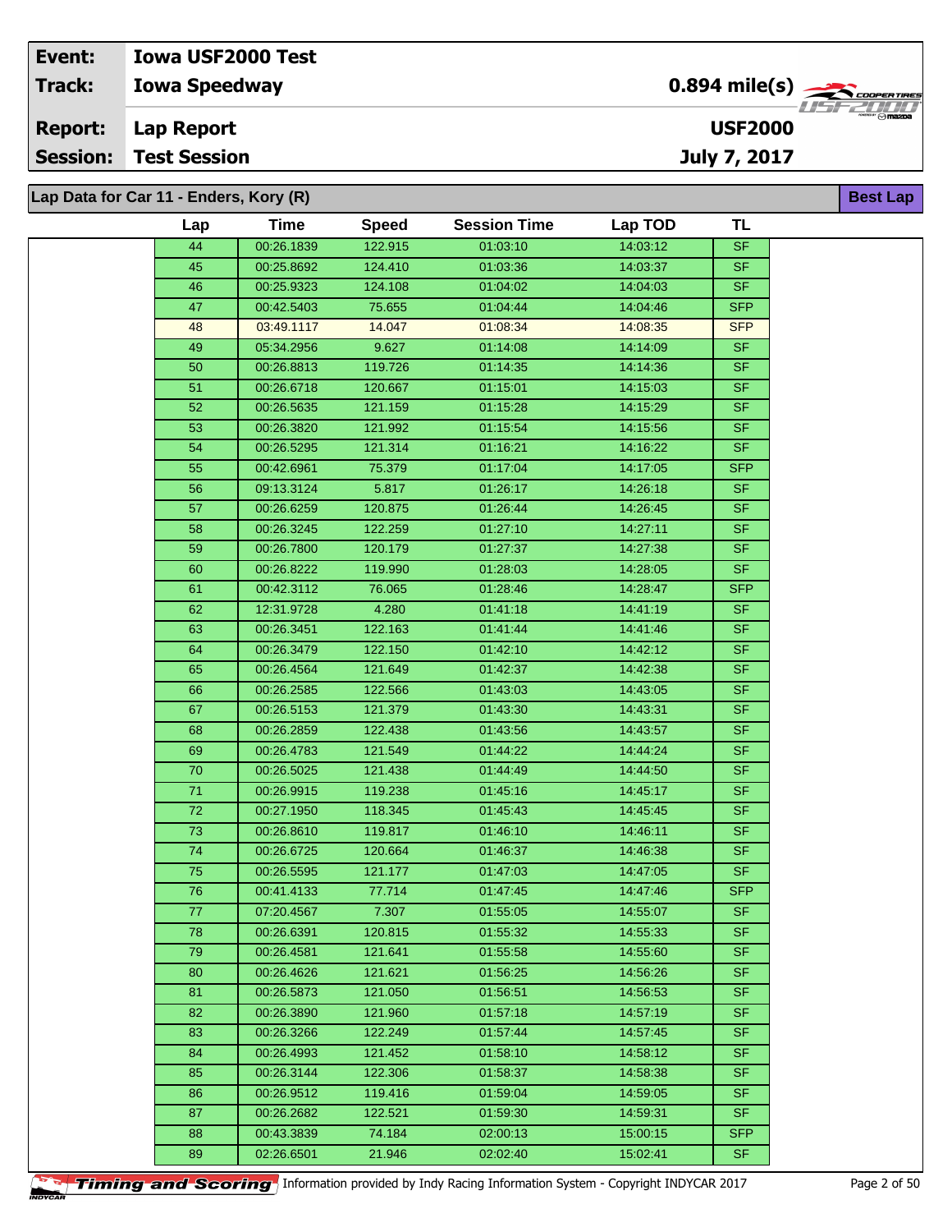| Event: | Iowa USF2000 Test | |
|---|---|---|
| Track: | Iowa Speedway | 0.894 mile(s) |
| Report: | Lap Report | USF2000 |
| Session: | Test Session | July 7, 2017 |

## Lap Data for Car 11 - Enders, Kory (R)

Best Lap

| Lap | Time | Speed | Session Time | Lap TOD | TL |
|---|---|---|---|---|---|
| 44 | 00:26.1839 | 122.915 | 01:03:10 | 14:03:12 | SF |
| 45 | 00:25.8692 | 124.410 | 01:03:36 | 14:03:37 | SF |
| 46 | 00:25.9323 | 124.108 | 01:04:02 | 14:04:03 | SF |
| 47 | 00:42.5403 | 75.655 | 01:04:44 | 14:04:46 | SFP |
| 48 | 03:49.1117 | 14.047 | 01:08:34 | 14:08:35 | SFP |
| 49 | 05:34.2956 | 9.627 | 01:14:08 | 14:14:09 | SF |
| 50 | 00:26.8813 | 119.726 | 01:14:35 | 14:14:36 | SF |
| 51 | 00:26.6718 | 120.667 | 01:15:01 | 14:15:03 | SF |
| 52 | 00:26.5635 | 121.159 | 01:15:28 | 14:15:29 | SF |
| 53 | 00:26.3820 | 121.992 | 01:15:54 | 14:15:56 | SF |
| 54 | 00:26.5295 | 121.314 | 01:16:21 | 14:16:22 | SF |
| 55 | 00:42.6961 | 75.379 | 01:17:04 | 14:17:05 | SFP |
| 56 | 09:13.3124 | 5.817 | 01:26:17 | 14:26:18 | SF |
| 57 | 00:26.6259 | 120.875 | 01:26:44 | 14:26:45 | SF |
| 58 | 00:26.3245 | 122.259 | 01:27:10 | 14:27:11 | SF |
| 59 | 00:26.7800 | 120.179 | 01:27:37 | 14:27:38 | SF |
| 60 | 00:26.8222 | 119.990 | 01:28:03 | 14:28:05 | SF |
| 61 | 00:42.3112 | 76.065 | 01:28:46 | 14:28:47 | SFP |
| 62 | 12:31.9728 | 4.280 | 01:41:18 | 14:41:19 | SF |
| 63 | 00:26.3451 | 122.163 | 01:41:44 | 14:41:46 | SF |
| 64 | 00:26.3479 | 122.150 | 01:42:10 | 14:42:12 | SF |
| 65 | 00:26.4564 | 121.649 | 01:42:37 | 14:42:38 | SF |
| 66 | 00:26.2585 | 122.566 | 01:43:03 | 14:43:05 | SF |
| 67 | 00:26.5153 | 121.379 | 01:43:30 | 14:43:31 | SF |
| 68 | 00:26.2859 | 122.438 | 01:43:56 | 14:43:57 | SF |
| 69 | 00:26.4783 | 121.549 | 01:44:22 | 14:44:24 | SF |
| 70 | 00:26.5025 | 121.438 | 01:44:49 | 14:44:50 | SF |
| 71 | 00:26.9915 | 119.238 | 01:45:16 | 14:45:17 | SF |
| 72 | 00:27.1950 | 118.345 | 01:45:43 | 14:45:45 | SF |
| 73 | 00:26.8610 | 119.817 | 01:46:10 | 14:46:11 | SF |
| 74 | 00:26.6725 | 120.664 | 01:46:37 | 14:46:38 | SF |
| 75 | 00:26.5595 | 121.177 | 01:47:03 | 14:47:05 | SF |
| 76 | 00:41.4133 | 77.714 | 01:47:45 | 14:47:46 | SFP |
| 77 | 07:20.4567 | 7.307 | 01:55:05 | 14:55:07 | SF |
| 78 | 00:26.6391 | 120.815 | 01:55:32 | 14:55:33 | SF |
| 79 | 00:26.4581 | 121.641 | 01:55:58 | 14:55:60 | SF |
| 80 | 00:26.4626 | 121.621 | 01:56:25 | 14:56:26 | SF |
| 81 | 00:26.5873 | 121.050 | 01:56:51 | 14:56:53 | SF |
| 82 | 00:26.3890 | 121.960 | 01:57:18 | 14:57:19 | SF |
| 83 | 00:26.3266 | 122.249 | 01:57:44 | 14:57:45 | SF |
| 84 | 00:26.4993 | 121.452 | 01:58:10 | 14:58:12 | SF |
| 85 | 00:26.3144 | 122.306 | 01:58:37 | 14:58:38 | SF |
| 86 | 00:26.9512 | 119.416 | 01:59:04 | 14:59:05 | SF |
| 87 | 00:26.2682 | 122.521 | 01:59:30 | 14:59:31 | SF |
| 88 | 00:43.3839 | 74.184 | 02:00:13 | 15:00:15 | SFP |
| 89 | 02:26.6501 | 21.946 | 02:02:40 | 15:02:41 | SF |

Timing and Scoring Information provided by Indy Racing Information System - Copyright INDYCAR 2017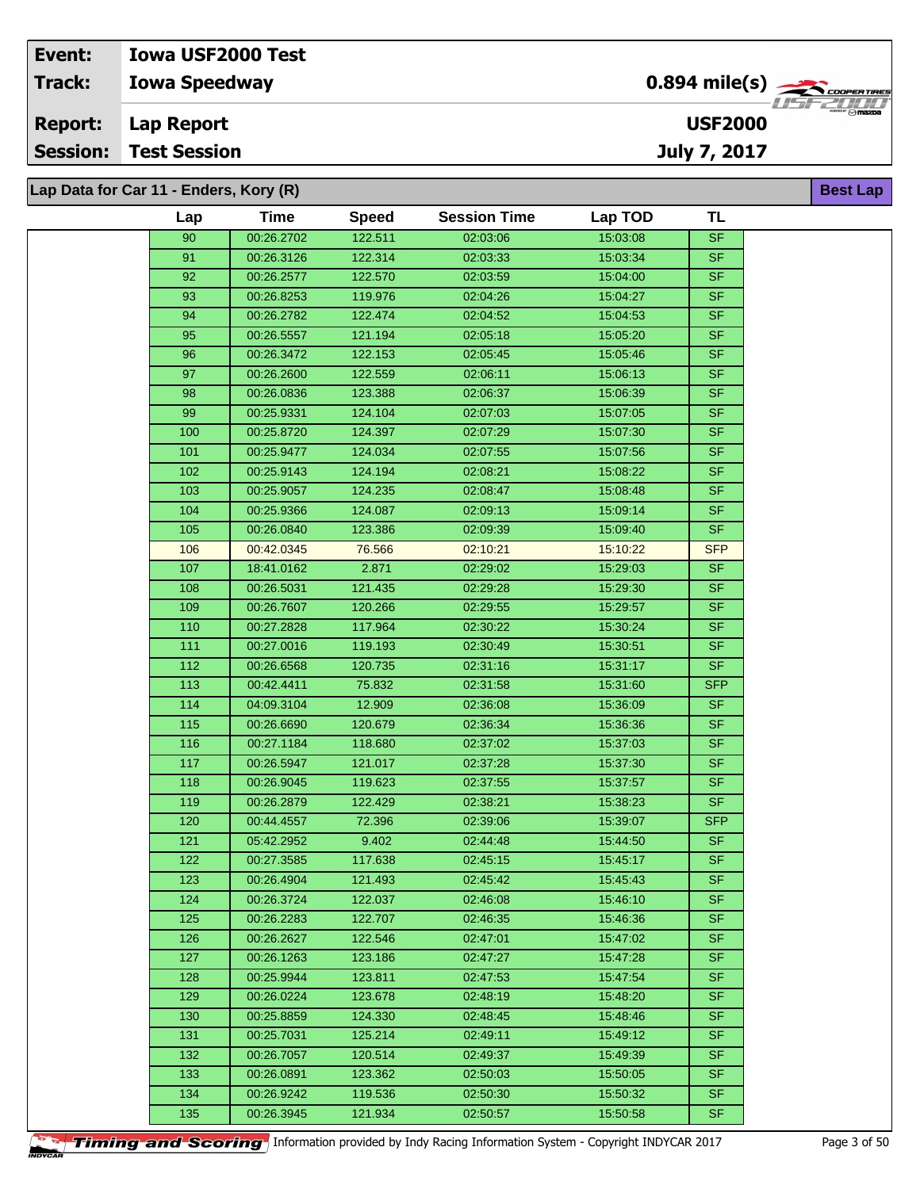| Event: | Iowa USF2000 Test | |
|---|---|---|
| Track: | Iowa Speedway | 0.894 mile(s) |
| Report: | Lap Report | USF2000 |
| Session: | Test Session | July 7, 2017 |

**Lap Data for Car 11 - Enders, Kory (R)** — Best Lap

| Lap | Time | Speed | Session Time | Lap TOD | TL |
|---|---|---|---|---|---|
| 90 | 00:26.2702 | 122.511 | 02:03:06 | 15:03:08 | SF |
| 91 | 00:26.3126 | 122.314 | 02:03:33 | 15:03:34 | SF |
| 92 | 00:26.2577 | 122.570 | 02:03:59 | 15:04:00 | SF |
| 93 | 00:26.8253 | 119.976 | 02:04:26 | 15:04:27 | SF |
| 94 | 00:26.2782 | 122.474 | 02:04:52 | 15:04:53 | SF |
| 95 | 00:26.5557 | 121.194 | 02:05:18 | 15:05:20 | SF |
| 96 | 00:26.3472 | 122.153 | 02:05:45 | 15:05:46 | SF |
| 97 | 00:26.2600 | 122.559 | 02:06:11 | 15:06:13 | SF |
| 98 | 00:26.0836 | 123.388 | 02:06:37 | 15:06:39 | SF |
| 99 | 00:25.9331 | 124.104 | 02:07:03 | 15:07:05 | SF |
| 100 | 00:25.8720 | 124.397 | 02:07:29 | 15:07:30 | SF |
| 101 | 00:25.9477 | 124.034 | 02:07:55 | 15:07:56 | SF |
| 102 | 00:25.9143 | 124.194 | 02:08:21 | 15:08:22 | SF |
| 103 | 00:25.9057 | 124.235 | 02:08:47 | 15:08:48 | SF |
| 104 | 00:25.9366 | 124.087 | 02:09:13 | 15:09:14 | SF |
| 105 | 00:26.0840 | 123.386 | 02:09:39 | 15:09:40 | SF |
| 106 | 00:42.0345 | 76.566 | 02:10:21 | 15:10:22 | SFP |
| 107 | 18:41.0162 | 2.871 | 02:29:02 | 15:29:03 | SF |
| 108 | 00:26.5031 | 121.435 | 02:29:28 | 15:29:30 | SF |
| 109 | 00:26.7607 | 120.266 | 02:29:55 | 15:29:57 | SF |
| 110 | 00:27.2828 | 117.964 | 02:30:22 | 15:30:24 | SF |
| 111 | 00:27.0016 | 119.193 | 02:30:49 | 15:30:51 | SF |
| 112 | 00:26.6568 | 120.735 | 02:31:16 | 15:31:17 | SF |
| 113 | 00:42.4411 | 75.832 | 02:31:58 | 15:31:60 | SFP |
| 114 | 04:09.3104 | 12.909 | 02:36:08 | 15:36:09 | SF |
| 115 | 00:26.6690 | 120.679 | 02:36:34 | 15:36:36 | SF |
| 116 | 00:27.1184 | 118.680 | 02:37:02 | 15:37:03 | SF |
| 117 | 00:26.5947 | 121.017 | 02:37:28 | 15:37:30 | SF |
| 118 | 00:26.9045 | 119.623 | 02:37:55 | 15:37:57 | SF |
| 119 | 00:26.2879 | 122.429 | 02:38:21 | 15:38:23 | SF |
| 120 | 00:44.4557 | 72.396 | 02:39:06 | 15:39:07 | SFP |
| 121 | 05:42.2952 | 9.402 | 02:44:48 | 15:44:50 | SF |
| 122 | 00:27.3585 | 117.638 | 02:45:15 | 15:45:17 | SF |
| 123 | 00:26.4904 | 121.493 | 02:45:42 | 15:45:43 | SF |
| 124 | 00:26.3724 | 122.037 | 02:46:08 | 15:46:10 | SF |
| 125 | 00:26.2283 | 122.707 | 02:46:35 | 15:46:36 | SF |
| 126 | 00:26.2627 | 122.546 | 02:47:01 | 15:47:02 | SF |
| 127 | 00:26.1263 | 123.186 | 02:47:27 | 15:47:28 | SF |
| 128 | 00:25.9944 | 123.811 | 02:47:53 | 15:47:54 | SF |
| 129 | 00:26.0224 | 123.678 | 02:48:19 | 15:48:20 | SF |
| 130 | 00:25.8859 | 124.330 | 02:48:45 | 15:48:46 | SF |
| 131 | 00:25.7031 | 125.214 | 02:49:11 | 15:49:12 | SF |
| 132 | 00:26.7057 | 120.514 | 02:49:37 | 15:49:39 | SF |
| 133 | 00:26.0891 | 123.362 | 02:50:03 | 15:50:05 | SF |
| 134 | 00:26.9242 | 119.536 | 02:50:30 | 15:50:32 | SF |
| 135 | 00:26.3945 | 121.934 | 02:50:57 | 15:50:58 | SF |

Timing and Scoring — Information provided by Indy Racing Information System - Copyright INDYCAR 2017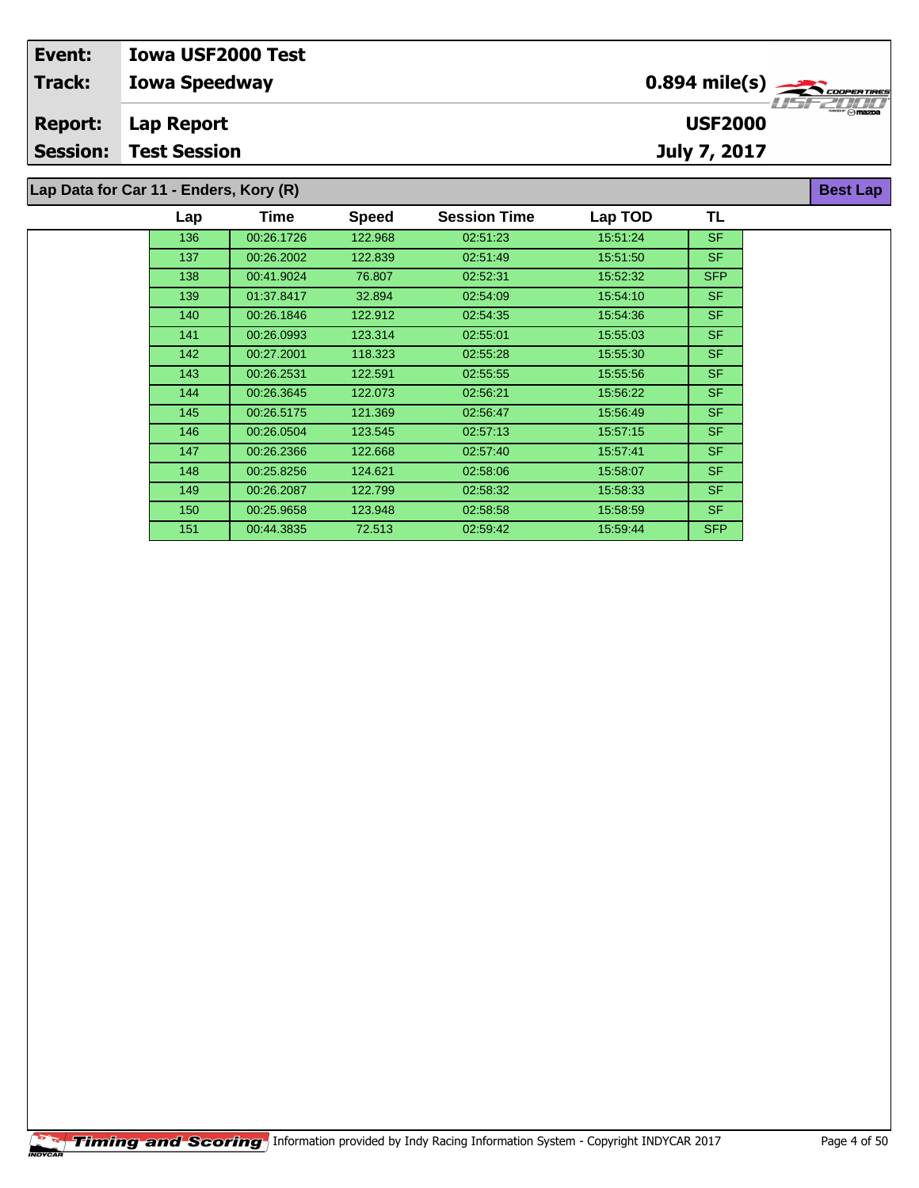| Event: | Iowa USF2000 Test | |
|---|---|---|
| Track: | Iowa Speedway | 0.894 mile(s) |
| Report: | Lap Report | USF2000 |
| Session: | Test Session | July 7, 2017 |

## Lap Data for Car 11 - Enders, Kory (R)

Best Lap

| Lap | Time | Speed | Session Time | Lap TOD | TL |
|---|---|---|---|---|---|
| 136 | 00:26.1726 | 122.968 | 02:51:23 | 15:51:24 | SF |
| 137 | 00:26.2002 | 122.839 | 02:51:49 | 15:51:50 | SF |
| 138 | 00:41.9024 | 76.807 | 02:52:31 | 15:52:32 | SFP |
| 139 | 01:37.8417 | 32.894 | 02:54:09 | 15:54:10 | SF |
| 140 | 00:26.1846 | 122.912 | 02:54:35 | 15:54:36 | SF |
| 141 | 00:26.0993 | 123.314 | 02:55:01 | 15:55:03 | SF |
| 142 | 00:27.2001 | 118.323 | 02:55:28 | 15:55:30 | SF |
| 143 | 00:26.2531 | 122.591 | 02:55:55 | 15:55:56 | SF |
| 144 | 00:26.3645 | 122.073 | 02:56:21 | 15:56:22 | SF |
| 145 | 00:26.5175 | 121.369 | 02:56:47 | 15:56:49 | SF |
| 146 | 00:26.0504 | 123.545 | 02:57:13 | 15:57:15 | SF |
| 147 | 00:26.2366 | 122.668 | 02:57:40 | 15:57:41 | SF |
| 148 | 00:25.8256 | 124.621 | 02:58:06 | 15:58:07 | SF |
| 149 | 00:26.2087 | 122.799 | 02:58:32 | 15:58:33 | SF |
| 150 | 00:25.9658 | 123.948 | 02:58:58 | 15:58:59 | SF |
| 151 | 00:44.3835 | 72.513 | 02:59:42 | 15:59:44 | SFP |

Timing and Scoring Information provided by Indy Racing Information System - Copyright INDYCAR 2017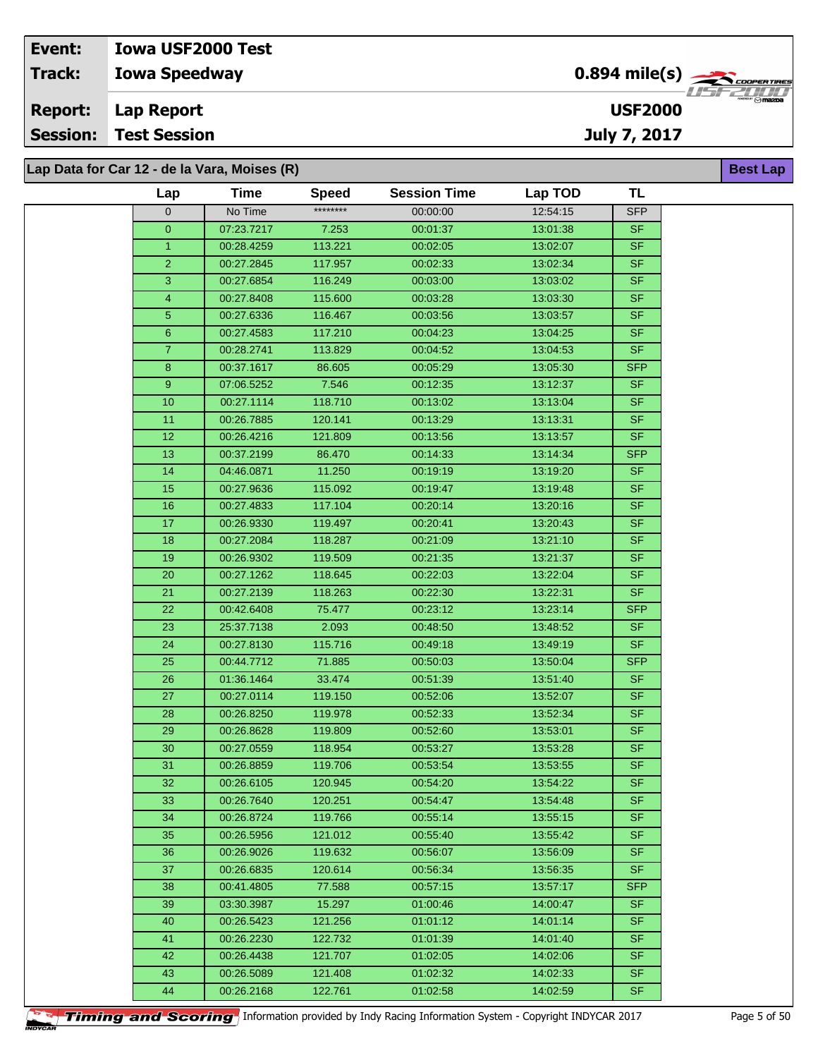| Event: | Iowa USF2000 Test | |
|---|---|---|
| Track: | Iowa Speedway | 0.894 mile(s) |
| Report: | Lap Report | USF2000 |
| Session: | Test Session | July 7, 2017 |

## Lap Data for Car 12 - de la Vara, Moises (R)

**Best Lap**

| Lap | Time | Speed | Session Time | Lap TOD | TL |
|---|---|---|---|---|---|
| 0 | No Time | ******** | 00:00:00 | 12:54:15 | SFP |
| 0 | 07:23.7217 | 7.253 | 00:01:37 | 13:01:38 | SF |
| 1 | 00:28.4259 | 113.221 | 00:02:05 | 13:02:07 | SF |
| 2 | 00:27.2845 | 117.957 | 00:02:33 | 13:02:34 | SF |
| 3 | 00:27.6854 | 116.249 | 00:03:00 | 13:03:02 | SF |
| 4 | 00:27.8408 | 115.600 | 00:03:28 | 13:03:30 | SF |
| 5 | 00:27.6336 | 116.467 | 00:03:56 | 13:03:57 | SF |
| 6 | 00:27.4583 | 117.210 | 00:04:23 | 13:04:25 | SF |
| 7 | 00:28.2741 | 113.829 | 00:04:52 | 13:04:53 | SF |
| 8 | 00:37.1617 | 86.605 | 00:05:29 | 13:05:30 | SFP |
| 9 | 07:06.5252 | 7.546 | 00:12:35 | 13:12:37 | SF |
| 10 | 00:27.1114 | 118.710 | 00:13:02 | 13:13:04 | SF |
| 11 | 00:26.7885 | 120.141 | 00:13:29 | 13:13:31 | SF |
| 12 | 00:26.4216 | 121.809 | 00:13:56 | 13:13:57 | SF |
| 13 | 00:37.2199 | 86.470 | 00:14:33 | 13:14:34 | SFP |
| 14 | 04:46.0871 | 11.250 | 00:19:19 | 13:19:20 | SF |
| 15 | 00:27.9636 | 115.092 | 00:19:47 | 13:19:48 | SF |
| 16 | 00:27.4833 | 117.104 | 00:20:14 | 13:20:16 | SF |
| 17 | 00:26.9330 | 119.497 | 00:20:41 | 13:20:43 | SF |
| 18 | 00:27.2084 | 118.287 | 00:21:09 | 13:21:10 | SF |
| 19 | 00:26.9302 | 119.509 | 00:21:35 | 13:21:37 | SF |
| 20 | 00:27.1262 | 118.645 | 00:22:03 | 13:22:04 | SF |
| 21 | 00:27.2139 | 118.263 | 00:22:30 | 13:22:31 | SF |
| 22 | 00:42.6408 | 75.477 | 00:23:12 | 13:23:14 | SFP |
| 23 | 25:37.7138 | 2.093 | 00:48:50 | 13:48:52 | SF |
| 24 | 00:27.8130 | 115.716 | 00:49:18 | 13:49:19 | SF |
| 25 | 00:44.7712 | 71.885 | 00:50:03 | 13:50:04 | SFP |
| 26 | 01:36.1464 | 33.474 | 00:51:39 | 13:51:40 | SF |
| 27 | 00:27.0114 | 119.150 | 00:52:06 | 13:52:07 | SF |
| 28 | 00:26.8250 | 119.978 | 00:52:33 | 13:52:34 | SF |
| 29 | 00:26.8628 | 119.809 | 00:52:60 | 13:53:01 | SF |
| 30 | 00:27.0559 | 118.954 | 00:53:27 | 13:53:28 | SF |
| 31 | 00:26.8859 | 119.706 | 00:53:54 | 13:53:55 | SF |
| 32 | 00:26.6105 | 120.945 | 00:54:20 | 13:54:22 | SF |
| 33 | 00:26.7640 | 120.251 | 00:54:47 | 13:54:48 | SF |
| 34 | 00:26.8724 | 119.766 | 00:55:14 | 13:55:15 | SF |
| 35 | 00:26.5956 | 121.012 | 00:55:40 | 13:55:42 | SF |
| 36 | 00:26.9026 | 119.632 | 00:56:07 | 13:56:09 | SF |
| 37 | 00:26.6835 | 120.614 | 00:56:34 | 13:56:35 | SF |
| 38 | 00:41.4805 | 77.588 | 00:57:15 | 13:57:17 | SFP |
| 39 | 03:30.3987 | 15.297 | 01:00:46 | 14:00:47 | SF |
| 40 | 00:26.5423 | 121.256 | 01:01:12 | 14:01:14 | SF |
| 41 | 00:26.2230 | 122.732 | 01:01:39 | 14:01:40 | SF |
| 42 | 00:26.4438 | 121.707 | 01:02:05 | 14:02:06 | SF |
| 43 | 00:26.5089 | 121.408 | 01:02:32 | 14:02:33 | SF |
| 44 | 00:26.2168 | 122.761 | 01:02:58 | 14:02:59 | SF |

Timing and Scoring Information provided by Indy Racing Information System - Copyright INDYCAR 2017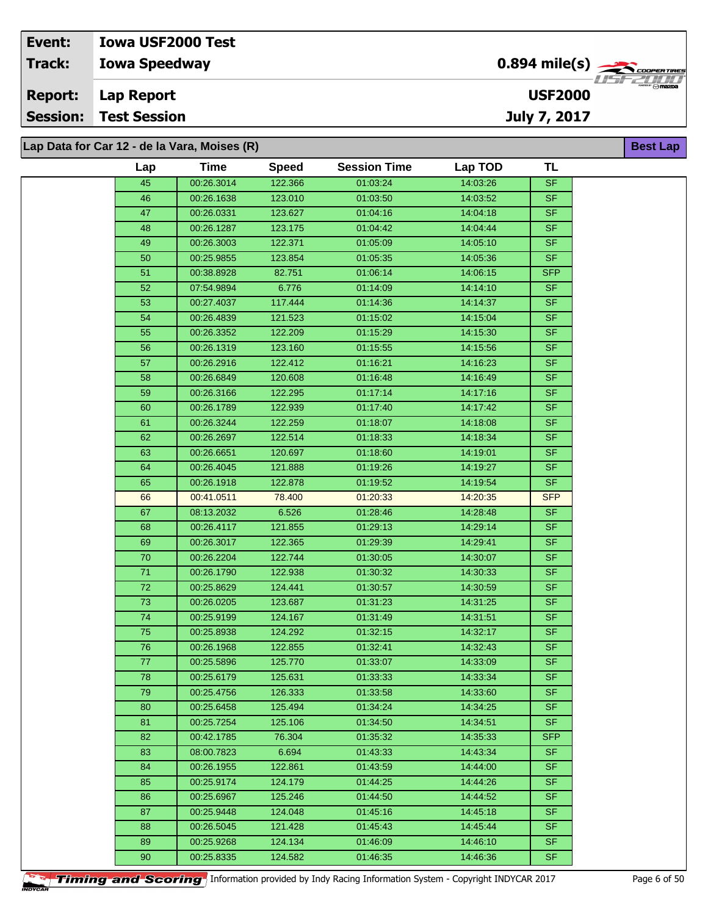| | | | |
|---|---|---|---|
| **Event:** | **Iowa USF2000 Test** | | |
| **Track:** | **Iowa Speedway** | **0.894 mile(s)** | |
| **Report:** | **Lap Report** | **USF2000** | |
| **Session:** | **Test Session** | **July 7, 2017** | |

## Lap Data for Car 12 - de la Vara, Moises (R)

**Best Lap**

| Lap | Time | Speed | Session Time | Lap TOD | TL |
|---|---|---|---|---|---|
| 45 | 00:26.3014 | 122.366 | 01:03:24 | 14:03:26 | SF |
| 46 | 00:26.1638 | 123.010 | 01:03:50 | 14:03:52 | SF |
| 47 | 00:26.0331 | 123.627 | 01:04:16 | 14:04:18 | SF |
| 48 | 00:26.1287 | 123.175 | 01:04:42 | 14:04:44 | SF |
| 49 | 00:26.3003 | 122.371 | 01:05:09 | 14:05:10 | SF |
| 50 | 00:25.9855 | 123.854 | 01:05:35 | 14:05:36 | SF |
| 51 | 00:38.8928 | 82.751 | 01:06:14 | 14:06:15 | SFP |
| 52 | 07:54.9894 | 6.776 | 01:14:09 | 14:14:10 | SF |
| 53 | 00:27.4037 | 117.444 | 01:14:36 | 14:14:37 | SF |
| 54 | 00:26.4839 | 121.523 | 01:15:02 | 14:15:04 | SF |
| 55 | 00:26.3352 | 122.209 | 01:15:29 | 14:15:30 | SF |
| 56 | 00:26.1319 | 123.160 | 01:15:55 | 14:15:56 | SF |
| 57 | 00:26.2916 | 122.412 | 01:16:21 | 14:16:23 | SF |
| 58 | 00:26.6849 | 120.608 | 01:16:48 | 14:16:49 | SF |
| 59 | 00:26.3166 | 122.295 | 01:17:14 | 14:17:16 | SF |
| 60 | 00:26.1789 | 122.939 | 01:17:40 | 14:17:42 | SF |
| 61 | 00:26.3244 | 122.259 | 01:18:07 | 14:18:08 | SF |
| 62 | 00:26.2697 | 122.514 | 01:18:33 | 14:18:34 | SF |
| 63 | 00:26.6651 | 120.697 | 01:18:60 | 14:19:01 | SF |
| 64 | 00:26.4045 | 121.888 | 01:19:26 | 14:19:27 | SF |
| 65 | 00:26.1918 | 122.878 | 01:19:52 | 14:19:54 | SF |
| 66 | 00:41.0511 | 78.400 | 01:20:33 | 14:20:35 | SFP |
| 67 | 08:13.2032 | 6.526 | 01:28:46 | 14:28:48 | SF |
| 68 | 00:26.4117 | 121.855 | 01:29:13 | 14:29:14 | SF |
| 69 | 00:26.3017 | 122.365 | 01:29:39 | 14:29:41 | SF |
| 70 | 00:26.2204 | 122.744 | 01:30:05 | 14:30:07 | SF |
| 71 | 00:26.1790 | 122.938 | 01:30:32 | 14:30:33 | SF |
| 72 | 00:25.8629 | 124.441 | 01:30:57 | 14:30:59 | SF |
| 73 | 00:26.0205 | 123.687 | 01:31:23 | 14:31:25 | SF |
| 74 | 00:25.9199 | 124.167 | 01:31:49 | 14:31:51 | SF |
| 75 | 00:25.8938 | 124.292 | 01:32:15 | 14:32:17 | SF |
| 76 | 00:26.1968 | 122.855 | 01:32:41 | 14:32:43 | SF |
| 77 | 00:25.5896 | 125.770 | 01:33:07 | 14:33:09 | SF |
| 78 | 00:25.6179 | 125.631 | 01:33:33 | 14:33:34 | SF |
| 79 | 00:25.4756 | 126.333 | 01:33:58 | 14:33:60 | SF |
| 80 | 00:25.6458 | 125.494 | 01:34:24 | 14:34:25 | SF |
| 81 | 00:25.7254 | 125.106 | 01:34:50 | 14:34:51 | SF |
| 82 | 00:42.1785 | 76.304 | 01:35:32 | 14:35:33 | SFP |
| 83 | 08:00.7823 | 6.694 | 01:43:33 | 14:43:34 | SF |
| 84 | 00:26.1955 | 122.861 | 01:43:59 | 14:44:00 | SF |
| 85 | 00:25.9174 | 124.179 | 01:44:25 | 14:44:26 | SF |
| 86 | 00:25.6967 | 125.246 | 01:44:50 | 14:44:52 | SF |
| 87 | 00:25.9448 | 124.048 | 01:45:16 | 14:45:18 | SF |
| 88 | 00:26.5045 | 121.428 | 01:45:43 | 14:45:44 | SF |
| 89 | 00:25.9268 | 124.134 | 01:46:09 | 14:46:10 | SF |
| 90 | 00:25.8335 | 124.582 | 01:46:35 | 14:46:36 | SF |

Timing and Scoring Information provided by Indy Racing Information System - Copyright INDYCAR 2017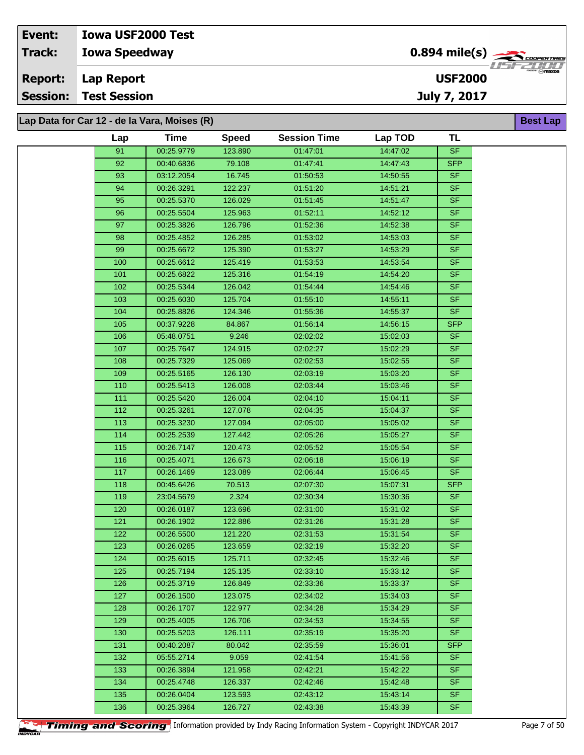| Event: | Iowa USF2000 Test | |
|---|---|---|
| Track: | Iowa Speedway | 0.894 mile(s) |
| Report: | Lap Report | USF2000 |
| Session: | Test Session | July 7, 2017 |

**Lap Data for Car 12 - de la Vara, Moises (R)** — Best Lap

| Lap | Time | Speed | Session Time | Lap TOD | TL |
|---|---|---|---|---|---|
| 91 | 00:25.9779 | 123.890 | 01:47:01 | 14:47:02 | SF |
| 92 | 00:40.6836 | 79.108 | 01:47:41 | 14:47:43 | SFP |
| 93 | 03:12.2054 | 16.745 | 01:50:53 | 14:50:55 | SF |
| 94 | 00:26.3291 | 122.237 | 01:51:20 | 14:51:21 | SF |
| 95 | 00:25.5370 | 126.029 | 01:51:45 | 14:51:47 | SF |
| 96 | 00:25.5504 | 125.963 | 01:52:11 | 14:52:12 | SF |
| 97 | 00:25.3826 | 126.796 | 01:52:36 | 14:52:38 | SF |
| 98 | 00:25.4852 | 126.285 | 01:53:02 | 14:53:03 | SF |
| 99 | 00:25.6672 | 125.390 | 01:53:27 | 14:53:29 | SF |
| 100 | 00:25.6612 | 125.419 | 01:53:53 | 14:53:54 | SF |
| 101 | 00:25.6822 | 125.316 | 01:54:19 | 14:54:20 | SF |
| 102 | 00:25.5344 | 126.042 | 01:54:44 | 14:54:46 | SF |
| 103 | 00:25.6030 | 125.704 | 01:55:10 | 14:55:11 | SF |
| 104 | 00:25.8826 | 124.346 | 01:55:36 | 14:55:37 | SF |
| 105 | 00:37.9228 | 84.867 | 01:56:14 | 14:56:15 | SFP |
| 106 | 05:48.0751 | 9.246 | 02:02:02 | 15:02:03 | SF |
| 107 | 00:25.7647 | 124.915 | 02:02:27 | 15:02:29 | SF |
| 108 | 00:25.7329 | 125.069 | 02:02:53 | 15:02:55 | SF |
| 109 | 00:25.5165 | 126.130 | 02:03:19 | 15:03:20 | SF |
| 110 | 00:25.5413 | 126.008 | 02:03:44 | 15:03:46 | SF |
| 111 | 00:25.5420 | 126.004 | 02:04:10 | 15:04:11 | SF |
| 112 | 00:25.3261 | 127.078 | 02:04:35 | 15:04:37 | SF |
| 113 | 00:25.3230 | 127.094 | 02:05:00 | 15:05:02 | SF |
| 114 | 00:25.2539 | 127.442 | 02:05:26 | 15:05:27 | SF |
| 115 | 00:26.7147 | 120.473 | 02:05:52 | 15:05:54 | SF |
| 116 | 00:25.4071 | 126.673 | 02:06:18 | 15:06:19 | SF |
| 117 | 00:26.1469 | 123.089 | 02:06:44 | 15:06:45 | SF |
| 118 | 00:45.6426 | 70.513 | 02:07:30 | 15:07:31 | SFP |
| 119 | 23:04.5679 | 2.324 | 02:30:34 | 15:30:36 | SF |
| 120 | 00:26.0187 | 123.696 | 02:31:00 | 15:31:02 | SF |
| 121 | 00:26.1902 | 122.886 | 02:31:26 | 15:31:28 | SF |
| 122 | 00:26.5500 | 121.220 | 02:31:53 | 15:31:54 | SF |
| 123 | 00:26.0265 | 123.659 | 02:32:19 | 15:32:20 | SF |
| 124 | 00:25.6015 | 125.711 | 02:32:45 | 15:32:46 | SF |
| 125 | 00:25.7194 | 125.135 | 02:33:10 | 15:33:12 | SF |
| 126 | 00:25.3719 | 126.849 | 02:33:36 | 15:33:37 | SF |
| 127 | 00:26.1500 | 123.075 | 02:34:02 | 15:34:03 | SF |
| 128 | 00:26.1707 | 122.977 | 02:34:28 | 15:34:29 | SF |
| 129 | 00:25.4005 | 126.706 | 02:34:53 | 15:34:55 | SF |
| 130 | 00:25.5203 | 126.111 | 02:35:19 | 15:35:20 | SF |
| 131 | 00:40.2087 | 80.042 | 02:35:59 | 15:36:01 | SFP |
| 132 | 05:55.2714 | 9.059 | 02:41:54 | 15:41:56 | SF |
| 133 | 00:26.3894 | 121.958 | 02:42:21 | 15:42:22 | SF |
| 134 | 00:25.4748 | 126.337 | 02:42:46 | 15:42:48 | SF |
| 135 | 00:26.0404 | 123.593 | 02:43:12 | 15:43:14 | SF |
| 136 | 00:25.3964 | 126.727 | 02:43:38 | 15:43:39 | SF |

Timing and Scoring — Information provided by Indy Racing Information System - Copyright INDYCAR 2017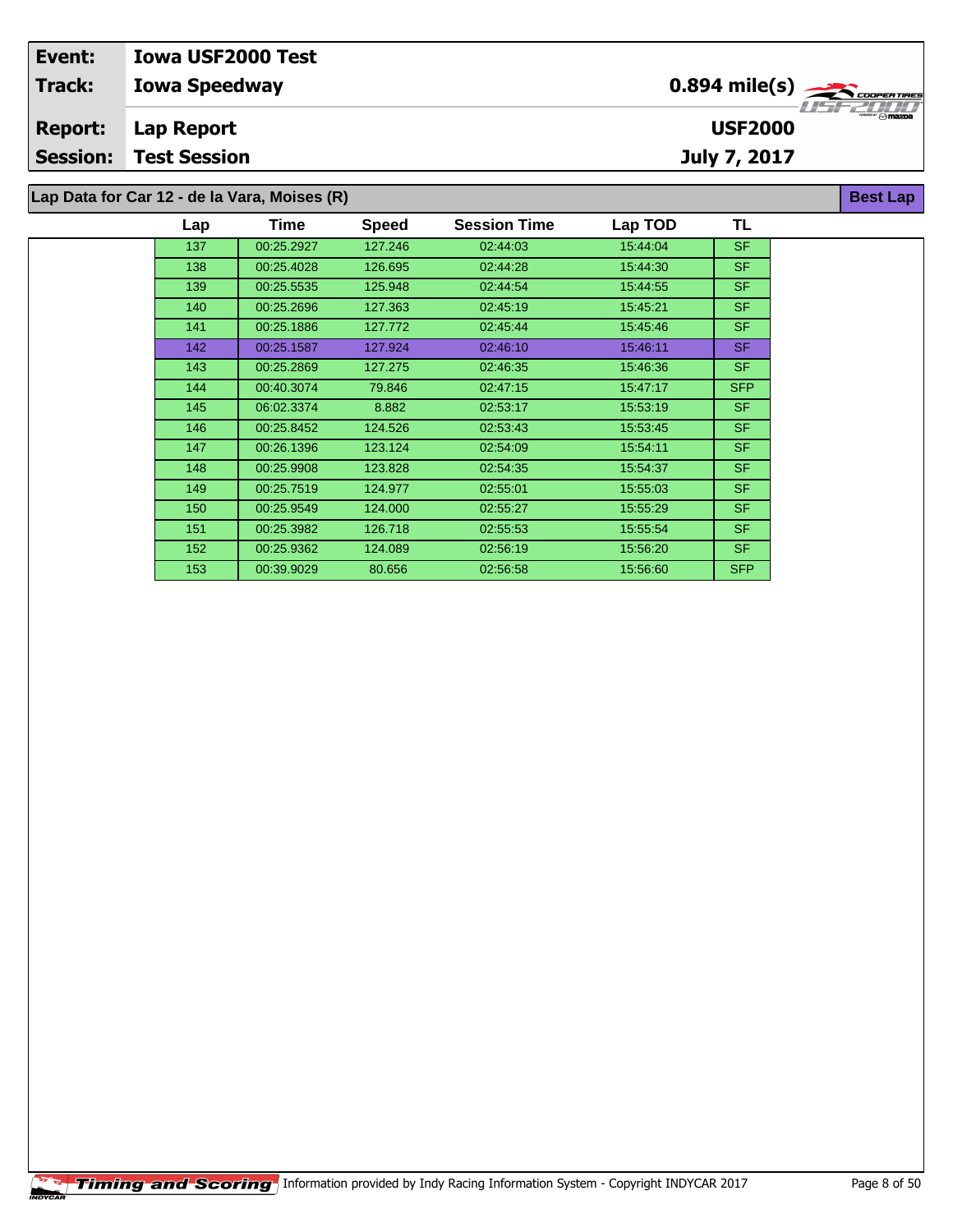| Event: | Iowa USF2000 Test | |
|---|---|---|
| Track: | Iowa Speedway | 0.894 mile(s) |
| Report: | Lap Report | USF2000 |
| Session: | Test Session | July 7, 2017 |

**Lap Data for Car 12 - de la Vara, Moises (R)** — Best Lap

| Lap | Time | Speed | Session Time | Lap TOD | TL |
|---|---|---|---|---|---|
| 137 | 00:25.2927 | 127.246 | 02:44:03 | 15:44:04 | SF |
| 138 | 00:25.4028 | 126.695 | 02:44:28 | 15:44:30 | SF |
| 139 | 00:25.5535 | 125.948 | 02:44:54 | 15:44:55 | SF |
| 140 | 00:25.2696 | 127.363 | 02:45:19 | 15:45:21 | SF |
| 141 | 00:25.1886 | 127.772 | 02:45:44 | 15:45:46 | SF |
| 142 | 00:25.1587 | 127.924 | 02:46:10 | 15:46:11 | SF |
| 143 | 00:25.2869 | 127.275 | 02:46:35 | 15:46:36 | SF |
| 144 | 00:40.3074 | 79.846 | 02:47:15 | 15:47:17 | SFP |
| 145 | 06:02.3374 | 8.882 | 02:53:17 | 15:53:19 | SF |
| 146 | 00:25.8452 | 124.526 | 02:53:43 | 15:53:45 | SF |
| 147 | 00:26.1396 | 123.124 | 02:54:09 | 15:54:11 | SF |
| 148 | 00:25.9908 | 123.828 | 02:54:35 | 15:54:37 | SF |
| 149 | 00:25.7519 | 124.977 | 02:55:01 | 15:55:03 | SF |
| 150 | 00:25.9549 | 124.000 | 02:55:27 | 15:55:29 | SF |
| 151 | 00:25.3982 | 126.718 | 02:55:53 | 15:55:54 | SF |
| 152 | 00:25.9362 | 124.089 | 02:56:19 | 15:56:20 | SF |
| 153 | 00:39.9029 | 80.656 | 02:56:58 | 15:56:60 | SFP |

Timing and Scoring Information provided by Indy Racing Information System - Copyright INDYCAR 2017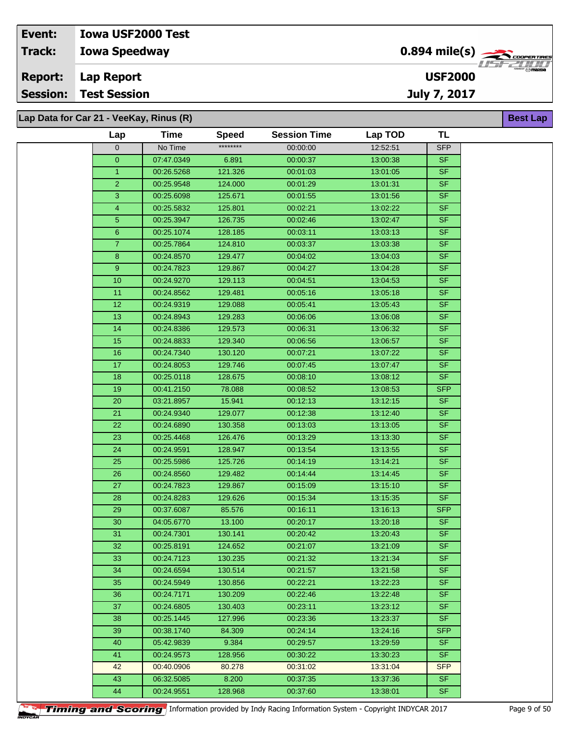| Event: | Iowa USF2000 Test | |
|---|---|---|
| Track: | Iowa Speedway | 0.894 mile(s) |
| Report: | Lap Report | USF2000 |
| Session: | Test Session | July 7, 2017 |

## Lap Data for Car 21 - VeeKay, Rinus (R)

Best Lap

| Lap | Time | Speed | Session Time | Lap TOD | TL |
|---|---|---|---|---|---|
| 0 | No Time | ******** | 00:00:00 | 12:52:51 | SFP |
| 0 | 07:47.0349 | 6.891 | 00:00:37 | 13:00:38 | SF |
| 1 | 00:26.5268 | 121.326 | 00:01:03 | 13:01:05 | SF |
| 2 | 00:25.9548 | 124.000 | 00:01:29 | 13:01:31 | SF |
| 3 | 00:25.6098 | 125.671 | 00:01:55 | 13:01:56 | SF |
| 4 | 00:25.5832 | 125.801 | 00:02:21 | 13:02:22 | SF |
| 5 | 00:25.3947 | 126.735 | 00:02:46 | 13:02:47 | SF |
| 6 | 00:25.1074 | 128.185 | 00:03:11 | 13:03:13 | SF |
| 7 | 00:25.7864 | 124.810 | 00:03:37 | 13:03:38 | SF |
| 8 | 00:24.8570 | 129.477 | 00:04:02 | 13:04:03 | SF |
| 9 | 00:24.7823 | 129.867 | 00:04:27 | 13:04:28 | SF |
| 10 | 00:24.9270 | 129.113 | 00:04:51 | 13:04:53 | SF |
| 11 | 00:24.8562 | 129.481 | 00:05:16 | 13:05:18 | SF |
| 12 | 00:24.9319 | 129.088 | 00:05:41 | 13:05:43 | SF |
| 13 | 00:24.8943 | 129.283 | 00:06:06 | 13:06:08 | SF |
| 14 | 00:24.8386 | 129.573 | 00:06:31 | 13:06:32 | SF |
| 15 | 00:24.8833 | 129.340 | 00:06:56 | 13:06:57 | SF |
| 16 | 00:24.7340 | 130.120 | 00:07:21 | 13:07:22 | SF |
| 17 | 00:24.8053 | 129.746 | 00:07:45 | 13:07:47 | SF |
| 18 | 00:25.0118 | 128.675 | 00:08:10 | 13:08:12 | SF |
| 19 | 00:41.2150 | 78.088 | 00:08:52 | 13:08:53 | SFP |
| 20 | 03:21.8957 | 15.941 | 00:12:13 | 13:12:15 | SF |
| 21 | 00:24.9340 | 129.077 | 00:12:38 | 13:12:40 | SF |
| 22 | 00:24.6890 | 130.358 | 00:13:03 | 13:13:05 | SF |
| 23 | 00:25.4468 | 126.476 | 00:13:29 | 13:13:30 | SF |
| 24 | 00:24.9591 | 128.947 | 00:13:54 | 13:13:55 | SF |
| 25 | 00:25.5986 | 125.726 | 00:14:19 | 13:14:21 | SF |
| 26 | 00:24.8560 | 129.482 | 00:14:44 | 13:14:45 | SF |
| 27 | 00:24.7823 | 129.867 | 00:15:09 | 13:15:10 | SF |
| 28 | 00:24.8283 | 129.626 | 00:15:34 | 13:15:35 | SF |
| 29 | 00:37.6087 | 85.576 | 00:16:11 | 13:16:13 | SFP |
| 30 | 04:05.6770 | 13.100 | 00:20:17 | 13:20:18 | SF |
| 31 | 00:24.7301 | 130.141 | 00:20:42 | 13:20:43 | SF |
| 32 | 00:25.8191 | 124.652 | 00:21:07 | 13:21:09 | SF |
| 33 | 00:24.7123 | 130.235 | 00:21:32 | 13:21:34 | SF |
| 34 | 00:24.6594 | 130.514 | 00:21:57 | 13:21:58 | SF |
| 35 | 00:24.5949 | 130.856 | 00:22:21 | 13:22:23 | SF |
| 36 | 00:24.7171 | 130.209 | 00:22:46 | 13:22:48 | SF |
| 37 | 00:24.6805 | 130.403 | 00:23:11 | 13:23:12 | SF |
| 38 | 00:25.1445 | 127.996 | 00:23:36 | 13:23:37 | SF |
| 39 | 00:38.1740 | 84.309 | 00:24:14 | 13:24:16 | SFP |
| 40 | 05:42.9839 | 9.384 | 00:29:57 | 13:29:59 | SF |
| 41 | 00:24.9573 | 128.956 | 00:30:22 | 13:30:23 | SF |
| 42 | 00:40.0906 | 80.278 | 00:31:02 | 13:31:04 | SFP |
| 43 | 06:32.5085 | 8.200 | 00:37:35 | 13:37:36 | SF |
| 44 | 00:24.9551 | 128.968 | 00:37:60 | 13:38:01 | SF |

Timing and Scoring Information provided by Indy Racing Information System - Copyright INDYCAR 2017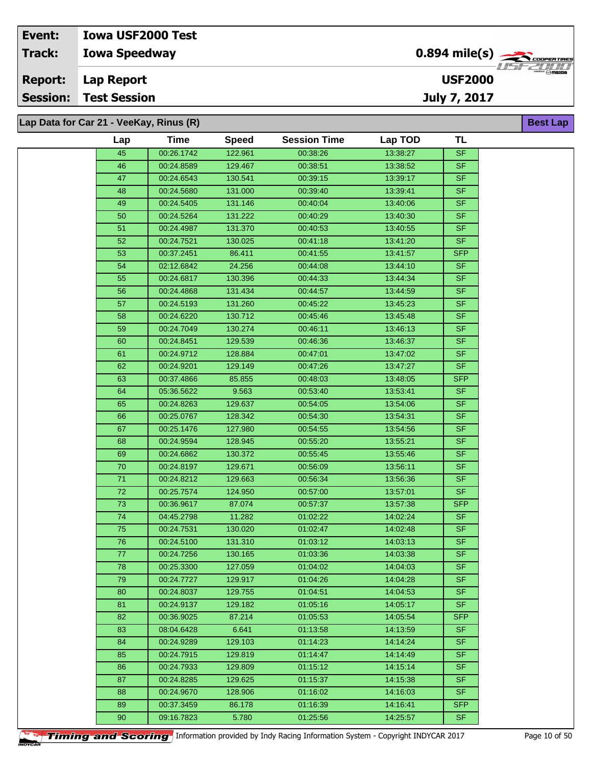| **Event:** | **Iowa USF2000 Test** | |
|---|---|---|
| **Track:** | **Iowa Speedway** | **0.894 mile(s)** |
| **Report:** | **Lap Report** | **USF2000** |
| **Session:** | **Test Session** | **July 7, 2017** |

## Lap Data for Car 21 - VeeKay, Rinus (R)

**Best Lap**

| Lap | Time | Speed | Session Time | Lap TOD | TL |
|---|---|---|---|---|---|
| 45 | 00:26.1742 | 122.961 | 00:38:26 | 13:38:27 | SF |
| 46 | 00:24.8589 | 129.467 | 00:38:51 | 13:38:52 | SF |
| 47 | 00:24.6543 | 130.541 | 00:39:15 | 13:39:17 | SF |
| 48 | 00:24.5680 | 131.000 | 00:39:40 | 13:39:41 | SF |
| 49 | 00:24.5405 | 131.146 | 00:40:04 | 13:40:06 | SF |
| 50 | 00:24.5264 | 131.222 | 00:40:29 | 13:40:30 | SF |
| 51 | 00:24.4987 | 131.370 | 00:40:53 | 13:40:55 | SF |
| 52 | 00:24.7521 | 130.025 | 00:41:18 | 13:41:20 | SF |
| 53 | 00:37.2451 | 86.411 | 00:41:55 | 13:41:57 | SFP |
| 54 | 02:12.6842 | 24.256 | 00:44:08 | 13:44:10 | SF |
| 55 | 00:24.6817 | 130.396 | 00:44:33 | 13:44:34 | SF |
| 56 | 00:24.4868 | 131.434 | 00:44:57 | 13:44:59 | SF |
| 57 | 00:24.5193 | 131.260 | 00:45:22 | 13:45:23 | SF |
| 58 | 00:24.6220 | 130.712 | 00:45:46 | 13:45:48 | SF |
| 59 | 00:24.7049 | 130.274 | 00:46:11 | 13:46:13 | SF |
| 60 | 00:24.8451 | 129.539 | 00:46:36 | 13:46:37 | SF |
| 61 | 00:24.9712 | 128.884 | 00:47:01 | 13:47:02 | SF |
| 62 | 00:24.9201 | 129.149 | 00:47:26 | 13:47:27 | SF |
| 63 | 00:37.4866 | 85.855 | 00:48:03 | 13:48:05 | SFP |
| 64 | 05:36.5622 | 9.563 | 00:53:40 | 13:53:41 | SF |
| 65 | 00:24.8263 | 129.637 | 00:54:05 | 13:54:06 | SF |
| 66 | 00:25.0767 | 128.342 | 00:54:30 | 13:54:31 | SF |
| 67 | 00:25.1476 | 127.980 | 00:54:55 | 13:54:56 | SF |
| 68 | 00:24.9594 | 128.945 | 00:55:20 | 13:55:21 | SF |
| 69 | 00:24.6862 | 130.372 | 00:55:45 | 13:55:46 | SF |
| 70 | 00:24.8197 | 129.671 | 00:56:09 | 13:56:11 | SF |
| 71 | 00:24.8212 | 129.663 | 00:56:34 | 13:56:36 | SF |
| 72 | 00:25.7574 | 124.950 | 00:57:00 | 13:57:01 | SF |
| 73 | 00:36.9617 | 87.074 | 00:57:37 | 13:57:38 | SFP |
| 74 | 04:45.2798 | 11.282 | 01:02:22 | 14:02:24 | SF |
| 75 | 00:24.7531 | 130.020 | 01:02:47 | 14:02:48 | SF |
| 76 | 00:24.5100 | 131.310 | 01:03:12 | 14:03:13 | SF |
| 77 | 00:24.7256 | 130.165 | 01:03:36 | 14:03:38 | SF |
| 78 | 00:25.3300 | 127.059 | 01:04:02 | 14:04:03 | SF |
| 79 | 00:24.7727 | 129.917 | 01:04:26 | 14:04:28 | SF |
| 80 | 00:24.8037 | 129.755 | 01:04:51 | 14:04:53 | SF |
| 81 | 00:24.9137 | 129.182 | 01:05:16 | 14:05:17 | SF |
| 82 | 00:36.9025 | 87.214 | 01:05:53 | 14:05:54 | SFP |
| 83 | 08:04.6428 | 6.641 | 01:13:58 | 14:13:59 | SF |
| 84 | 00:24.9289 | 129.103 | 01:14:23 | 14:14:24 | SF |
| 85 | 00:24.7915 | 129.819 | 01:14:47 | 14:14:49 | SF |
| 86 | 00:24.7933 | 129.809 | 01:15:12 | 14:15:14 | SF |
| 87 | 00:24.8285 | 129.625 | 01:15:37 | 14:15:38 | SF |
| 88 | 00:24.9670 | 128.906 | 01:16:02 | 14:16:03 | SF |
| 89 | 00:37.3459 | 86.178 | 01:16:39 | 14:16:41 | SFP |
| 90 | 09:16.7823 | 5.780 | 01:25:56 | 14:25:57 | SF |

Timing and Scoring Information provided by Indy Racing Information System - Copyright INDYCAR 2017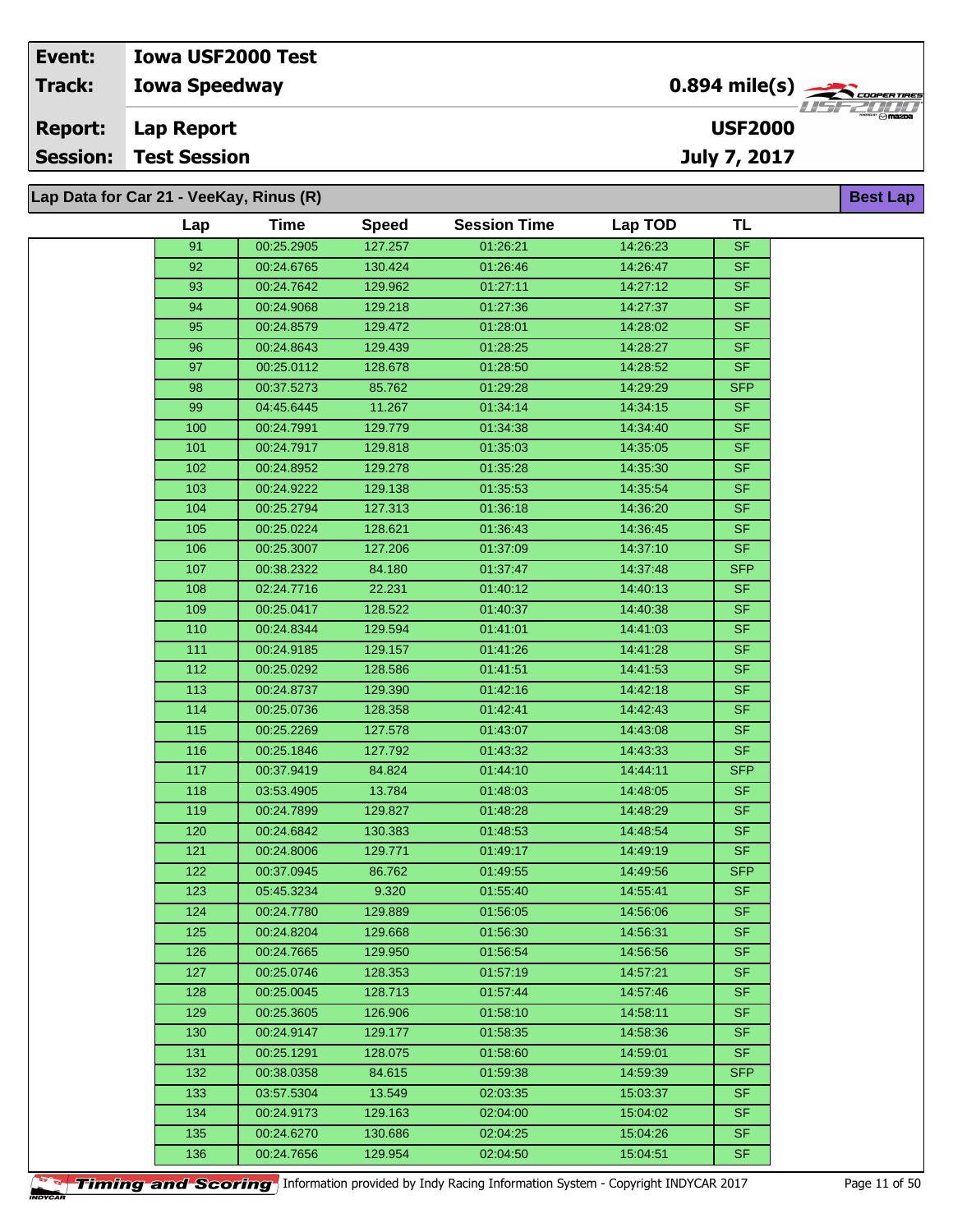| Event: | Iowa USF2000 Test | |
|---|---|---|
| Track: | Iowa Speedway | 0.894 mile(s) |
| Report: | Lap Report | USF2000 |
| Session: | Test Session | July 7, 2017 |

**Lap Data for Car 21 - VeeKay, Rinus (R)** — Best Lap

| Lap | Time | Speed | Session Time | Lap TOD | TL |
|---|---|---|---|---|---|
| 91 | 00:25.2905 | 127.257 | 01:26:21 | 14:26:23 | SF |
| 92 | 00:24.6765 | 130.424 | 01:26:46 | 14:26:47 | SF |
| 93 | 00:24.7642 | 129.962 | 01:27:11 | 14:27:12 | SF |
| 94 | 00:24.9068 | 129.218 | 01:27:36 | 14:27:37 | SF |
| 95 | 00:24.8579 | 129.472 | 01:28:01 | 14:28:02 | SF |
| 96 | 00:24.8643 | 129.439 | 01:28:25 | 14:28:27 | SF |
| 97 | 00:25.0112 | 128.678 | 01:28:50 | 14:28:52 | SF |
| 98 | 00:37.5273 | 85.762 | 01:29:28 | 14:29:29 | SFP |
| 99 | 04:45.6445 | 11.267 | 01:34:14 | 14:34:15 | SF |
| 100 | 00:24.7991 | 129.779 | 01:34:38 | 14:34:40 | SF |
| 101 | 00:24.7917 | 129.818 | 01:35:03 | 14:35:05 | SF |
| 102 | 00:24.8952 | 129.278 | 01:35:28 | 14:35:30 | SF |
| 103 | 00:24.9222 | 129.138 | 01:35:53 | 14:35:54 | SF |
| 104 | 00:25.2794 | 127.313 | 01:36:18 | 14:36:20 | SF |
| 105 | 00:25.0224 | 128.621 | 01:36:43 | 14:36:45 | SF |
| 106 | 00:25.3007 | 127.206 | 01:37:09 | 14:37:10 | SF |
| 107 | 00:38.2322 | 84.180 | 01:37:47 | 14:37:48 | SFP |
| 108 | 02:24.7716 | 22.231 | 01:40:12 | 14:40:13 | SF |
| 109 | 00:25.0417 | 128.522 | 01:40:37 | 14:40:38 | SF |
| 110 | 00:24.8344 | 129.594 | 01:41:01 | 14:41:03 | SF |
| 111 | 00:24.9185 | 129.157 | 01:41:26 | 14:41:28 | SF |
| 112 | 00:25.0292 | 128.586 | 01:41:51 | 14:41:53 | SF |
| 113 | 00:24.8737 | 129.390 | 01:42:16 | 14:42:18 | SF |
| 114 | 00:25.0736 | 128.358 | 01:42:41 | 14:42:43 | SF |
| 115 | 00:25.2269 | 127.578 | 01:43:07 | 14:43:08 | SF |
| 116 | 00:25.1846 | 127.792 | 01:43:32 | 14:43:33 | SF |
| 117 | 00:37.9419 | 84.824 | 01:44:10 | 14:44:11 | SFP |
| 118 | 03:53.4905 | 13.784 | 01:48:03 | 14:48:05 | SF |
| 119 | 00:24.7899 | 129.827 | 01:48:28 | 14:48:29 | SF |
| 120 | 00:24.6842 | 130.383 | 01:48:53 | 14:48:54 | SF |
| 121 | 00:24.8006 | 129.771 | 01:49:17 | 14:49:19 | SF |
| 122 | 00:37.0945 | 86.762 | 01:49:55 | 14:49:56 | SFP |
| 123 | 05:45.3234 | 9.320 | 01:55:40 | 14:55:41 | SF |
| 124 | 00:24.7780 | 129.889 | 01:56:05 | 14:56:06 | SF |
| 125 | 00:24.8204 | 129.668 | 01:56:30 | 14:56:31 | SF |
| 126 | 00:24.7665 | 129.950 | 01:56:54 | 14:56:56 | SF |
| 127 | 00:25.0746 | 128.353 | 01:57:19 | 14:57:21 | SF |
| 128 | 00:25.0045 | 128.713 | 01:57:44 | 14:57:46 | SF |
| 129 | 00:25.3605 | 126.906 | 01:58:10 | 14:58:11 | SF |
| 130 | 00:24.9147 | 129.177 | 01:58:35 | 14:58:36 | SF |
| 131 | 00:25.1291 | 128.075 | 01:58:60 | 14:59:01 | SF |
| 132 | 00:38.0358 | 84.615 | 01:59:38 | 14:59:39 | SFP |
| 133 | 03:57.5304 | 13.549 | 02:03:35 | 15:03:37 | SF |
| 134 | 00:24.9173 | 129.163 | 02:04:00 | 15:04:02 | SF |
| 135 | 00:24.6270 | 130.686 | 02:04:25 | 15:04:26 | SF |
| 136 | 00:24.7656 | 129.954 | 02:04:50 | 15:04:51 | SF |

Timing and Scoring — Information provided by Indy Racing Information System - Copyright INDYCAR 2017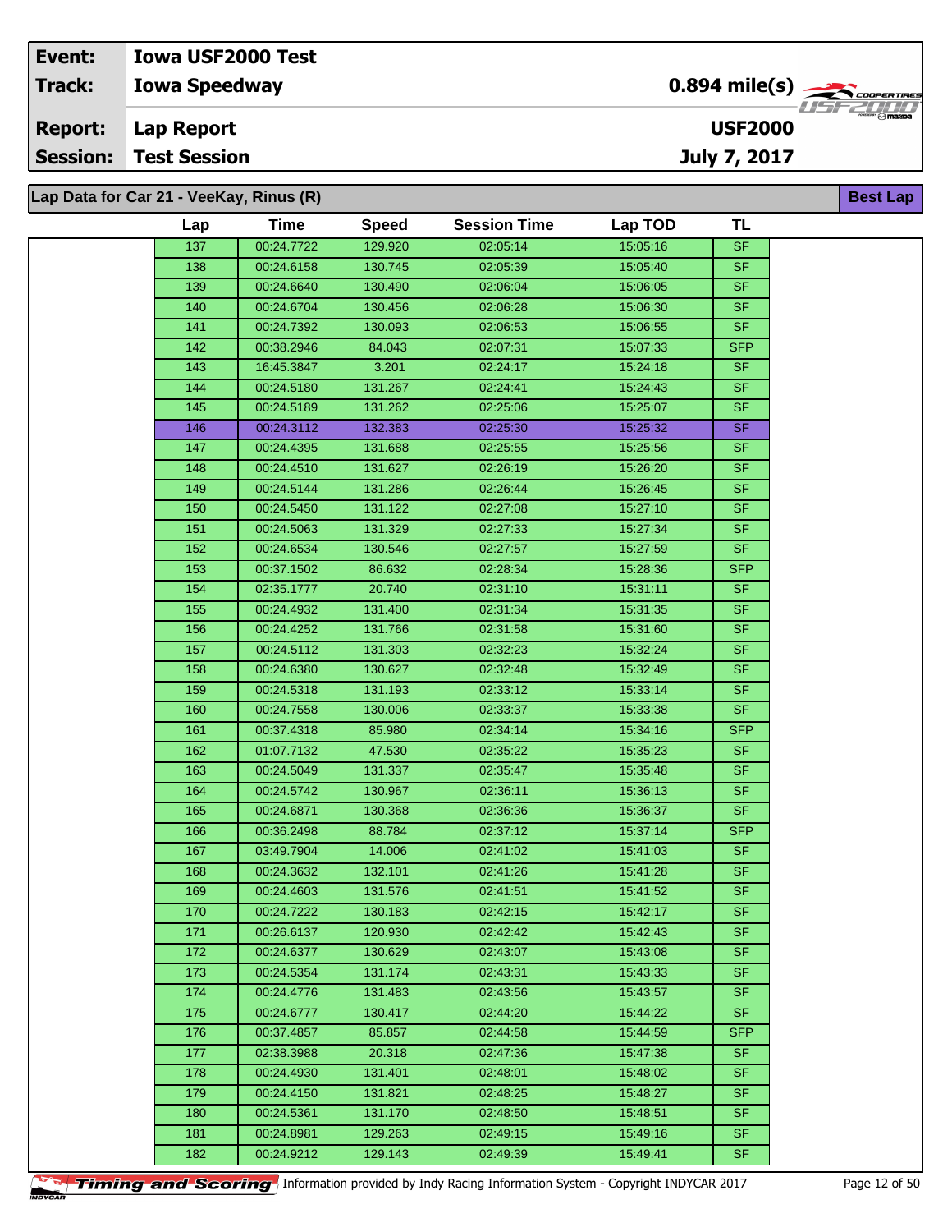| Event: | Iowa USF2000 Test | |
|---|---|---|
| Track: | Iowa Speedway | 0.894 mile(s) |
| Report: | Lap Report | USF2000 |
| Session: | Test Session | July 7, 2017 |

**Lap Data for Car 21 - VeeKay, Rinus (R)** — Best Lap

| Lap | Time | Speed | Session Time | Lap TOD | TL |
|---|---|---|---|---|---|
| 137 | 00:24.7722 | 129.920 | 02:05:14 | 15:05:16 | SF |
| 138 | 00:24.6158 | 130.745 | 02:05:39 | 15:05:40 | SF |
| 139 | 00:24.6640 | 130.490 | 02:06:04 | 15:06:05 | SF |
| 140 | 00:24.6704 | 130.456 | 02:06:28 | 15:06:30 | SF |
| 141 | 00:24.7392 | 130.093 | 02:06:53 | 15:06:55 | SF |
| 142 | 00:38.2946 | 84.043 | 02:07:31 | 15:07:33 | SFP |
| 143 | 16:45.3847 | 3.201 | 02:24:17 | 15:24:18 | SF |
| 144 | 00:24.5180 | 131.267 | 02:24:41 | 15:24:43 | SF |
| 145 | 00:24.5189 | 131.262 | 02:25:06 | 15:25:07 | SF |
| 146 | 00:24.3112 | 132.383 | 02:25:30 | 15:25:32 | SF |
| 147 | 00:24.4395 | 131.688 | 02:25:55 | 15:25:56 | SF |
| 148 | 00:24.4510 | 131.627 | 02:26:19 | 15:26:20 | SF |
| 149 | 00:24.5144 | 131.286 | 02:26:44 | 15:26:45 | SF |
| 150 | 00:24.5450 | 131.122 | 02:27:08 | 15:27:10 | SF |
| 151 | 00:24.5063 | 131.329 | 02:27:33 | 15:27:34 | SF |
| 152 | 00:24.6534 | 130.546 | 02:27:57 | 15:27:59 | SF |
| 153 | 00:37.1502 | 86.632 | 02:28:34 | 15:28:36 | SFP |
| 154 | 02:35.1777 | 20.740 | 02:31:10 | 15:31:11 | SF |
| 155 | 00:24.4932 | 131.400 | 02:31:34 | 15:31:35 | SF |
| 156 | 00:24.4252 | 131.766 | 02:31:58 | 15:31:60 | SF |
| 157 | 00:24.5112 | 131.303 | 02:32:23 | 15:32:24 | SF |
| 158 | 00:24.6380 | 130.627 | 02:32:48 | 15:32:49 | SF |
| 159 | 00:24.5318 | 131.193 | 02:33:12 | 15:33:14 | SF |
| 160 | 00:24.7558 | 130.006 | 02:33:37 | 15:33:38 | SF |
| 161 | 00:37.4318 | 85.980 | 02:34:14 | 15:34:16 | SFP |
| 162 | 01:07.7132 | 47.530 | 02:35:22 | 15:35:23 | SF |
| 163 | 00:24.5049 | 131.337 | 02:35:47 | 15:35:48 | SF |
| 164 | 00:24.5742 | 130.967 | 02:36:11 | 15:36:13 | SF |
| 165 | 00:24.6871 | 130.368 | 02:36:36 | 15:36:37 | SF |
| 166 | 00:36.2498 | 88.784 | 02:37:12 | 15:37:14 | SFP |
| 167 | 03:49.7904 | 14.006 | 02:41:02 | 15:41:03 | SF |
| 168 | 00:24.3632 | 132.101 | 02:41:26 | 15:41:28 | SF |
| 169 | 00:24.4603 | 131.576 | 02:41:51 | 15:41:52 | SF |
| 170 | 00:24.7222 | 130.183 | 02:42:15 | 15:42:17 | SF |
| 171 | 00:26.6137 | 120.930 | 02:42:42 | 15:42:43 | SF |
| 172 | 00:24.6377 | 130.629 | 02:43:07 | 15:43:08 | SF |
| 173 | 00:24.5354 | 131.174 | 02:43:31 | 15:43:33 | SF |
| 174 | 00:24.4776 | 131.483 | 02:43:56 | 15:43:57 | SF |
| 175 | 00:24.6777 | 130.417 | 02:44:20 | 15:44:22 | SF |
| 176 | 00:37.4857 | 85.857 | 02:44:58 | 15:44:59 | SFP |
| 177 | 02:38.3988 | 20.318 | 02:47:36 | 15:47:38 | SF |
| 178 | 00:24.4930 | 131.401 | 02:48:01 | 15:48:02 | SF |
| 179 | 00:24.4150 | 131.821 | 02:48:25 | 15:48:27 | SF |
| 180 | 00:24.5361 | 131.170 | 02:48:50 | 15:48:51 | SF |
| 181 | 00:24.8981 | 129.263 | 02:49:15 | 15:49:16 | SF |
| 182 | 00:24.9212 | 129.143 | 02:49:39 | 15:49:41 | SF |

Timing and Scoring — Information provided by Indy Racing Information System - Copyright INDYCAR 2017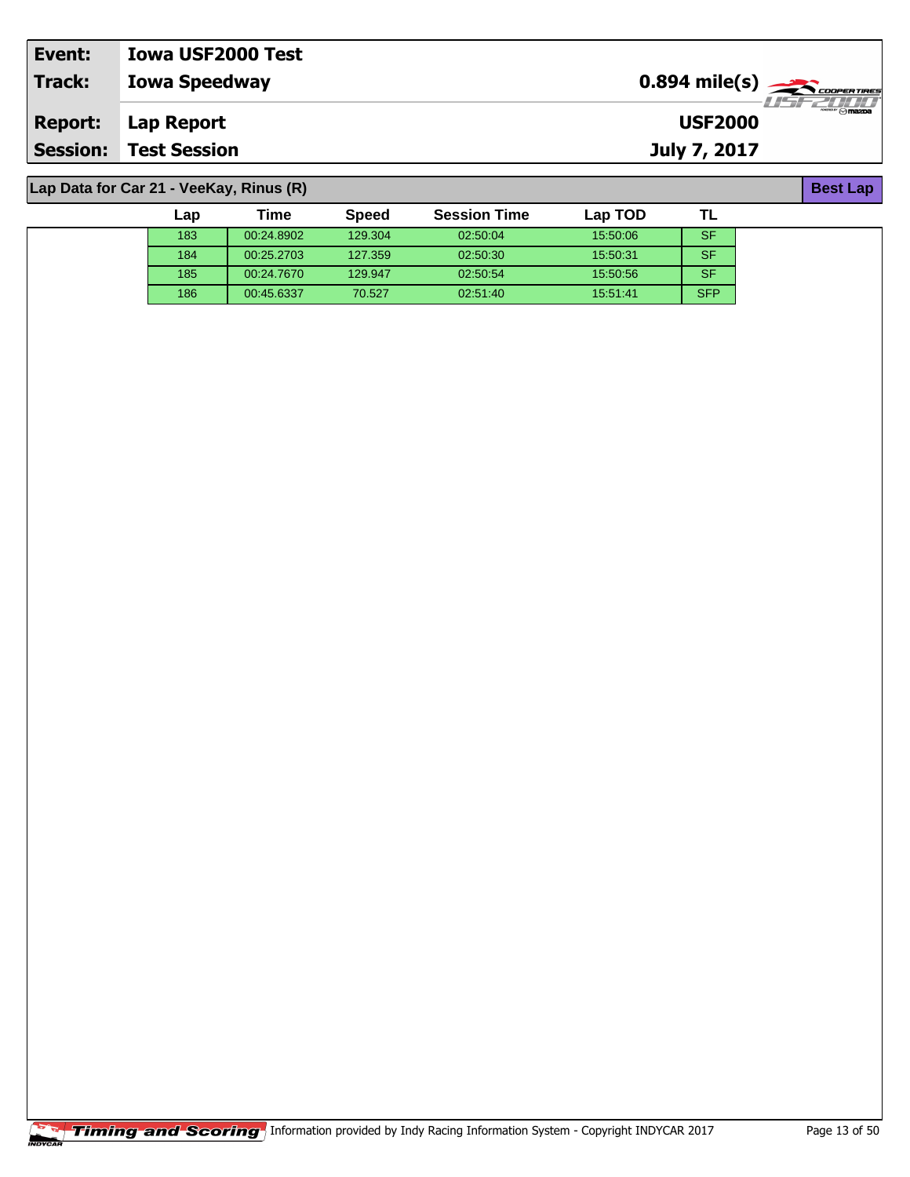| Event: | Iowa USF2000 Test | |
|---|---|---|
| Track: | Iowa Speedway | 0.894 mile(s) |
| Report: | Lap Report | USF2000 |
| Session: | Test Session | July 7, 2017 |

**Lap Data for Car 21 - VeeKay, Rinus (R)** — Best Lap

| Lap | Time | Speed | Session Time | Lap TOD | TL |
|---|---|---|---|---|---|
| 183 | 00:24.8902 | 129.304 | 02:50:04 | 15:50:06 | SF |
| 184 | 00:25.2703 | 127.359 | 02:50:30 | 15:50:31 | SF |
| 185 | 00:24.7670 | 129.947 | 02:50:54 | 15:50:56 | SF |
| 186 | 00:45.6337 | 70.527 | 02:51:40 | 15:51:41 | SFP |

Timing and Scoring — Information provided by Indy Racing Information System - Copyright INDYCAR 2017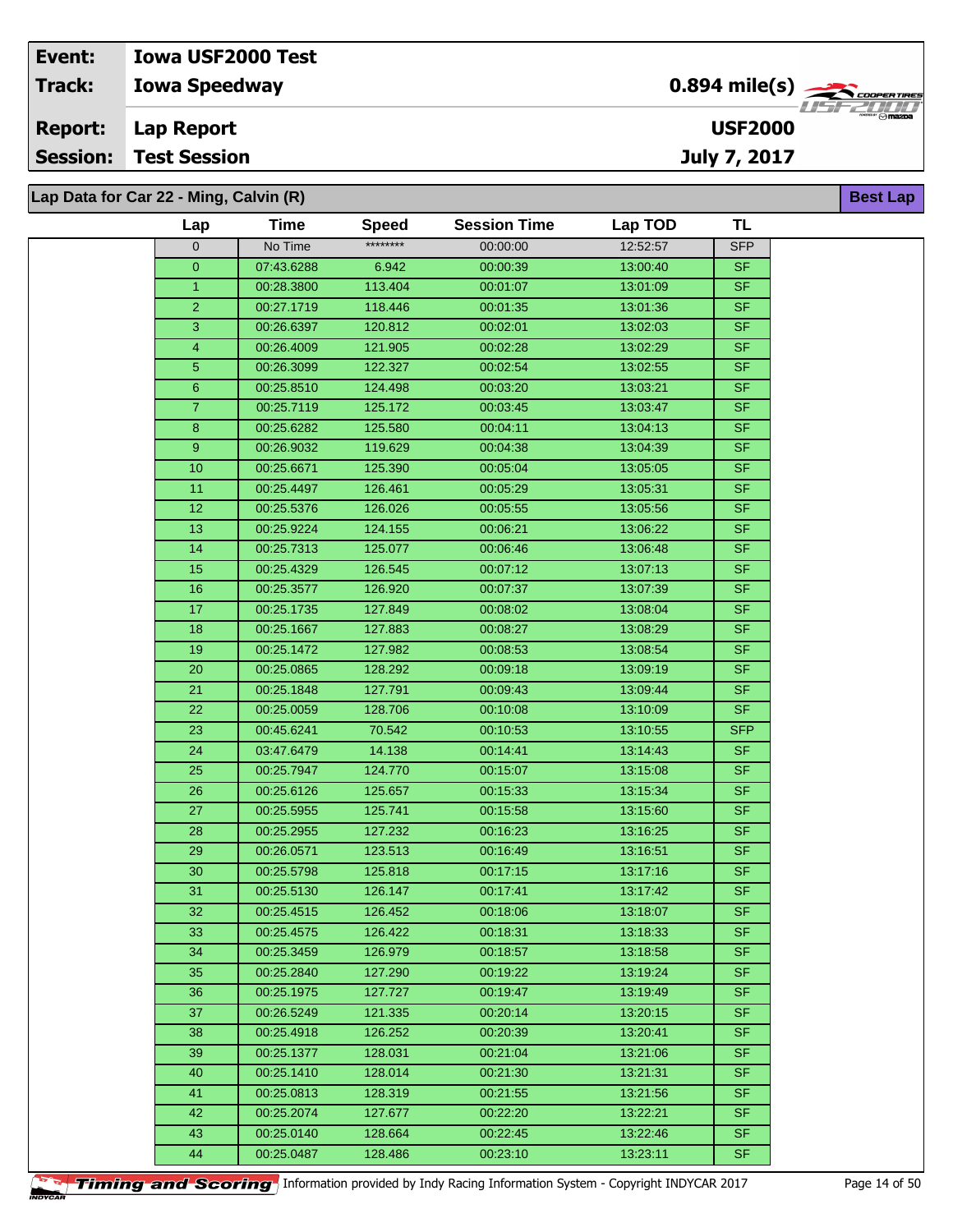| | | | |
|---|---|---|---|
| **Event:** | **Iowa USF2000 Test** | | |
| **Track:** | **Iowa Speedway** | **0.894 mile(s)** | |
| **Report:** | **Lap Report** | **USF2000** | |
| **Session:** | **Test Session** | **July 7, 2017** | |

## Lap Data for Car 22 - Ming, Calvin (R)

**Best Lap**

| Lap | Time | Speed | Session Time | Lap TOD | TL |
|---|---|---|---|---|---|
| 0 | No Time | ******** | 00:00:00 | 12:52:57 | SFP |
| 0 | 07:43.6288 | 6.942 | 00:00:39 | 13:00:40 | SF |
| 1 | 00:28.3800 | 113.404 | 00:01:07 | 13:01:09 | SF |
| 2 | 00:27.1719 | 118.446 | 00:01:35 | 13:01:36 | SF |
| 3 | 00:26.6397 | 120.812 | 00:02:01 | 13:02:03 | SF |
| 4 | 00:26.4009 | 121.905 | 00:02:28 | 13:02:29 | SF |
| 5 | 00:26.3099 | 122.327 | 00:02:54 | 13:02:55 | SF |
| 6 | 00:25.8510 | 124.498 | 00:03:20 | 13:03:21 | SF |
| 7 | 00:25.7119 | 125.172 | 00:03:45 | 13:03:47 | SF |
| 8 | 00:25.6282 | 125.580 | 00:04:11 | 13:04:13 | SF |
| 9 | 00:26.9032 | 119.629 | 00:04:38 | 13:04:39 | SF |
| 10 | 00:25.6671 | 125.390 | 00:05:04 | 13:05:05 | SF |
| 11 | 00:25.4497 | 126.461 | 00:05:29 | 13:05:31 | SF |
| 12 | 00:25.5376 | 126.026 | 00:05:55 | 13:05:56 | SF |
| 13 | 00:25.9224 | 124.155 | 00:06:21 | 13:06:22 | SF |
| 14 | 00:25.7313 | 125.077 | 00:06:46 | 13:06:48 | SF |
| 15 | 00:25.4329 | 126.545 | 00:07:12 | 13:07:13 | SF |
| 16 | 00:25.3577 | 126.920 | 00:07:37 | 13:07:39 | SF |
| 17 | 00:25.1735 | 127.849 | 00:08:02 | 13:08:04 | SF |
| 18 | 00:25.1667 | 127.883 | 00:08:27 | 13:08:29 | SF |
| 19 | 00:25.1472 | 127.982 | 00:08:53 | 13:08:54 | SF |
| 20 | 00:25.0865 | 128.292 | 00:09:18 | 13:09:19 | SF |
| 21 | 00:25.1848 | 127.791 | 00:09:43 | 13:09:44 | SF |
| 22 | 00:25.0059 | 128.706 | 00:10:08 | 13:10:09 | SF |
| 23 | 00:45.6241 | 70.542 | 00:10:53 | 13:10:55 | SFP |
| 24 | 03:47.6479 | 14.138 | 00:14:41 | 13:14:43 | SF |
| 25 | 00:25.7947 | 124.770 | 00:15:07 | 13:15:08 | SF |
| 26 | 00:25.6126 | 125.657 | 00:15:33 | 13:15:34 | SF |
| 27 | 00:25.5955 | 125.741 | 00:15:58 | 13:15:60 | SF |
| 28 | 00:25.2955 | 127.232 | 00:16:23 | 13:16:25 | SF |
| 29 | 00:26.0571 | 123.513 | 00:16:49 | 13:16:51 | SF |
| 30 | 00:25.5798 | 125.818 | 00:17:15 | 13:17:16 | SF |
| 31 | 00:25.5130 | 126.147 | 00:17:41 | 13:17:42 | SF |
| 32 | 00:25.4515 | 126.452 | 00:18:06 | 13:18:07 | SF |
| 33 | 00:25.4575 | 126.422 | 00:18:31 | 13:18:33 | SF |
| 34 | 00:25.3459 | 126.979 | 00:18:57 | 13:18:58 | SF |
| 35 | 00:25.2840 | 127.290 | 00:19:22 | 13:19:24 | SF |
| 36 | 00:25.1975 | 127.727 | 00:19:47 | 13:19:49 | SF |
| 37 | 00:26.5249 | 121.335 | 00:20:14 | 13:20:15 | SF |
| 38 | 00:25.4918 | 126.252 | 00:20:39 | 13:20:41 | SF |
| 39 | 00:25.1377 | 128.031 | 00:21:04 | 13:21:06 | SF |
| 40 | 00:25.1410 | 128.014 | 00:21:30 | 13:21:31 | SF |
| 41 | 00:25.0813 | 128.319 | 00:21:55 | 13:21:56 | SF |
| 42 | 00:25.2074 | 127.677 | 00:22:20 | 13:22:21 | SF |
| 43 | 00:25.0140 | 128.664 | 00:22:45 | 13:22:46 | SF |
| 44 | 00:25.0487 | 128.486 | 00:23:10 | 13:23:11 | SF |

Timing and Scoring Information provided by Indy Racing Information System - Copyright INDYCAR 2017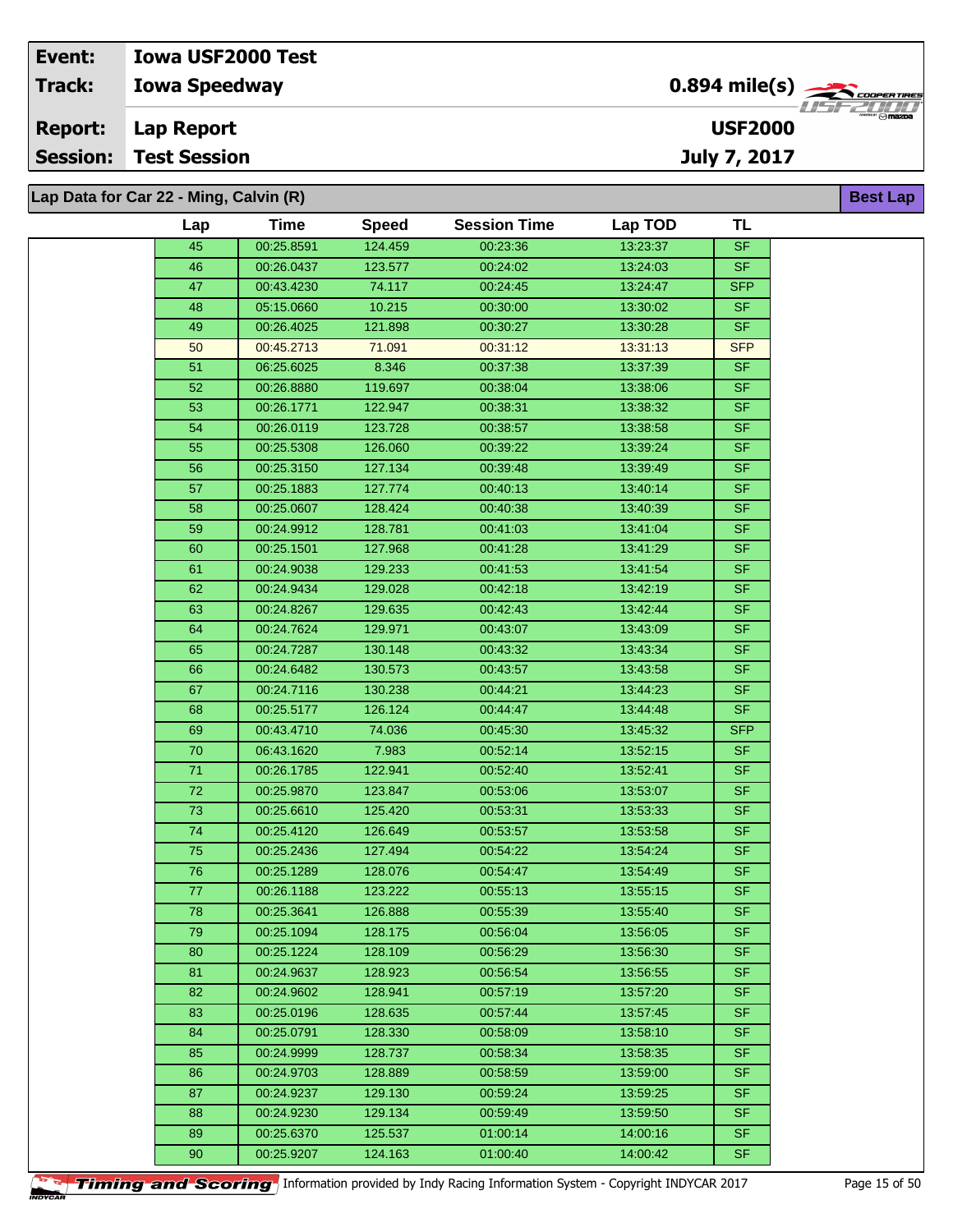| Event: | Iowa USF2000 Test | |
|---|---|---|
| Track: | Iowa Speedway | 0.894 mile(s) |
| Report: | Lap Report | USF2000 |
| Session: | Test Session | July 7, 2017 |

## Lap Data for Car 22 - Ming, Calvin (R)

Best Lap

| Lap | Time | Speed | Session Time | Lap TOD | TL |
|---|---|---|---|---|---|
| 45 | 00:25.8591 | 124.459 | 00:23:36 | 13:23:37 | SF |
| 46 | 00:26.0437 | 123.577 | 00:24:02 | 13:24:03 | SF |
| 47 | 00:43.4230 | 74.117 | 00:24:45 | 13:24:47 | SFP |
| 48 | 05:15.0660 | 10.215 | 00:30:00 | 13:30:02 | SF |
| 49 | 00:26.4025 | 121.898 | 00:30:27 | 13:30:28 | SF |
| 50 | 00:45.2713 | 71.091 | 00:31:12 | 13:31:13 | SFP |
| 51 | 06:25.6025 | 8.346 | 00:37:38 | 13:37:39 | SF |
| 52 | 00:26.8880 | 119.697 | 00:38:04 | 13:38:06 | SF |
| 53 | 00:26.1771 | 122.947 | 00:38:31 | 13:38:32 | SF |
| 54 | 00:26.0119 | 123.728 | 00:38:57 | 13:38:58 | SF |
| 55 | 00:25.5308 | 126.060 | 00:39:22 | 13:39:24 | SF |
| 56 | 00:25.3150 | 127.134 | 00:39:48 | 13:39:49 | SF |
| 57 | 00:25.1883 | 127.774 | 00:40:13 | 13:40:14 | SF |
| 58 | 00:25.0607 | 128.424 | 00:40:38 | 13:40:39 | SF |
| 59 | 00:24.9912 | 128.781 | 00:41:03 | 13:41:04 | SF |
| 60 | 00:25.1501 | 127.968 | 00:41:28 | 13:41:29 | SF |
| 61 | 00:24.9038 | 129.233 | 00:41:53 | 13:41:54 | SF |
| 62 | 00:24.9434 | 129.028 | 00:42:18 | 13:42:19 | SF |
| 63 | 00:24.8267 | 129.635 | 00:42:43 | 13:42:44 | SF |
| 64 | 00:24.7624 | 129.971 | 00:43:07 | 13:43:09 | SF |
| 65 | 00:24.7287 | 130.148 | 00:43:32 | 13:43:34 | SF |
| 66 | 00:24.6482 | 130.573 | 00:43:57 | 13:43:58 | SF |
| 67 | 00:24.7116 | 130.238 | 00:44:21 | 13:44:23 | SF |
| 68 | 00:25.5177 | 126.124 | 00:44:47 | 13:44:48 | SF |
| 69 | 00:43.4710 | 74.036 | 00:45:30 | 13:45:32 | SFP |
| 70 | 06:43.1620 | 7.983 | 00:52:14 | 13:52:15 | SF |
| 71 | 00:26.1785 | 122.941 | 00:52:40 | 13:52:41 | SF |
| 72 | 00:25.9870 | 123.847 | 00:53:06 | 13:53:07 | SF |
| 73 | 00:25.6610 | 125.420 | 00:53:31 | 13:53:33 | SF |
| 74 | 00:25.4120 | 126.649 | 00:53:57 | 13:53:58 | SF |
| 75 | 00:25.2436 | 127.494 | 00:54:22 | 13:54:24 | SF |
| 76 | 00:25.1289 | 128.076 | 00:54:47 | 13:54:49 | SF |
| 77 | 00:26.1188 | 123.222 | 00:55:13 | 13:55:15 | SF |
| 78 | 00:25.3641 | 126.888 | 00:55:39 | 13:55:40 | SF |
| 79 | 00:25.1094 | 128.175 | 00:56:04 | 13:56:05 | SF |
| 80 | 00:25.1224 | 128.109 | 00:56:29 | 13:56:30 | SF |
| 81 | 00:24.9637 | 128.923 | 00:56:54 | 13:56:55 | SF |
| 82 | 00:24.9602 | 128.941 | 00:57:19 | 13:57:20 | SF |
| 83 | 00:25.0196 | 128.635 | 00:57:44 | 13:57:45 | SF |
| 84 | 00:25.0791 | 128.330 | 00:58:09 | 13:58:10 | SF |
| 85 | 00:24.9999 | 128.737 | 00:58:34 | 13:58:35 | SF |
| 86 | 00:24.9703 | 128.889 | 00:58:59 | 13:59:00 | SF |
| 87 | 00:24.9237 | 129.130 | 00:59:24 | 13:59:25 | SF |
| 88 | 00:24.9230 | 129.134 | 00:59:49 | 13:59:50 | SF |
| 89 | 00:25.6370 | 125.537 | 01:00:14 | 14:00:16 | SF |
| 90 | 00:25.9207 | 124.163 | 01:00:40 | 14:00:42 | SF |

Timing and Scoring — Information provided by Indy Racing Information System - Copyright INDYCAR 2017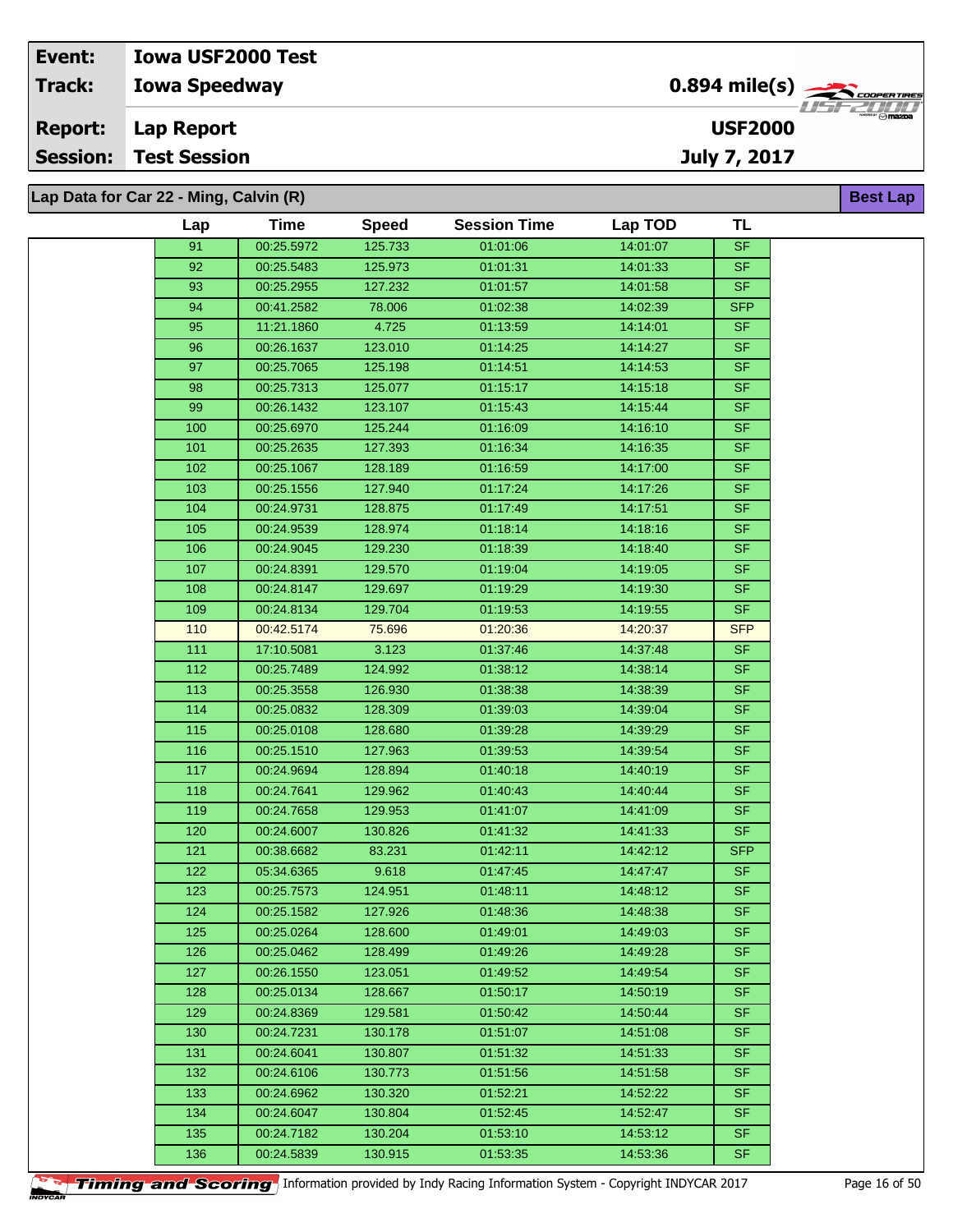| Event: | Iowa USF2000 Test | |
|---|---|---|
| Track: | Iowa Speedway | 0.894 mile(s) |
| Report: | Lap Report | USF2000 |
| Session: | Test Session | July 7, 2017 |

## Lap Data for Car 22 - Ming, Calvin (R)

Best Lap

| Lap | Time | Speed | Session Time | Lap TOD | TL |
|---|---|---|---|---|---|
| 91 | 00:25.5972 | 125.733 | 01:01:06 | 14:01:07 | SF |
| 92 | 00:25.5483 | 125.973 | 01:01:31 | 14:01:33 | SF |
| 93 | 00:25.2955 | 127.232 | 01:01:57 | 14:01:58 | SF |
| 94 | 00:41.2582 | 78.006 | 01:02:38 | 14:02:39 | SFP |
| 95 | 11:21.1860 | 4.725 | 01:13:59 | 14:14:01 | SF |
| 96 | 00:26.1637 | 123.010 | 01:14:25 | 14:14:27 | SF |
| 97 | 00:25.7065 | 125.198 | 01:14:51 | 14:14:53 | SF |
| 98 | 00:25.7313 | 125.077 | 01:15:17 | 14:15:18 | SF |
| 99 | 00:26.1432 | 123.107 | 01:15:43 | 14:15:44 | SF |
| 100 | 00:25.6970 | 125.244 | 01:16:09 | 14:16:10 | SF |
| 101 | 00:25.2635 | 127.393 | 01:16:34 | 14:16:35 | SF |
| 102 | 00:25.1067 | 128.189 | 01:16:59 | 14:17:00 | SF |
| 103 | 00:25.1556 | 127.940 | 01:17:24 | 14:17:26 | SF |
| 104 | 00:24.9731 | 128.875 | 01:17:49 | 14:17:51 | SF |
| 105 | 00:24.9539 | 128.974 | 01:18:14 | 14:18:16 | SF |
| 106 | 00:24.9045 | 129.230 | 01:18:39 | 14:18:40 | SF |
| 107 | 00:24.8391 | 129.570 | 01:19:04 | 14:19:05 | SF |
| 108 | 00:24.8147 | 129.697 | 01:19:29 | 14:19:30 | SF |
| 109 | 00:24.8134 | 129.704 | 01:19:53 | 14:19:55 | SF |
| 110 | 00:42.5174 | 75.696 | 01:20:36 | 14:20:37 | SFP |
| 111 | 17:10.5081 | 3.123 | 01:37:46 | 14:37:48 | SF |
| 112 | 00:25.7489 | 124.992 | 01:38:12 | 14:38:14 | SF |
| 113 | 00:25.3558 | 126.930 | 01:38:38 | 14:38:39 | SF |
| 114 | 00:25.0832 | 128.309 | 01:39:03 | 14:39:04 | SF |
| 115 | 00:25.0108 | 128.680 | 01:39:28 | 14:39:29 | SF |
| 116 | 00:25.1510 | 127.963 | 01:39:53 | 14:39:54 | SF |
| 117 | 00:24.9694 | 128.894 | 01:40:18 | 14:40:19 | SF |
| 118 | 00:24.7641 | 129.962 | 01:40:43 | 14:40:44 | SF |
| 119 | 00:24.7658 | 129.953 | 01:41:07 | 14:41:09 | SF |
| 120 | 00:24.6007 | 130.826 | 01:41:32 | 14:41:33 | SF |
| 121 | 00:38.6682 | 83.231 | 01:42:11 | 14:42:12 | SFP |
| 122 | 05:34.6365 | 9.618 | 01:47:45 | 14:47:47 | SF |
| 123 | 00:25.7573 | 124.951 | 01:48:11 | 14:48:12 | SF |
| 124 | 00:25.1582 | 127.926 | 01:48:36 | 14:48:38 | SF |
| 125 | 00:25.0264 | 128.600 | 01:49:01 | 14:49:03 | SF |
| 126 | 00:25.0462 | 128.499 | 01:49:26 | 14:49:28 | SF |
| 127 | 00:26.1550 | 123.051 | 01:49:52 | 14:49:54 | SF |
| 128 | 00:25.0134 | 128.667 | 01:50:17 | 14:50:19 | SF |
| 129 | 00:24.8369 | 129.581 | 01:50:42 | 14:50:44 | SF |
| 130 | 00:24.7231 | 130.178 | 01:51:07 | 14:51:08 | SF |
| 131 | 00:24.6041 | 130.807 | 01:51:32 | 14:51:33 | SF |
| 132 | 00:24.6106 | 130.773 | 01:51:56 | 14:51:58 | SF |
| 133 | 00:24.6962 | 130.320 | 01:52:21 | 14:52:22 | SF |
| 134 | 00:24.6047 | 130.804 | 01:52:45 | 14:52:47 | SF |
| 135 | 00:24.7182 | 130.204 | 01:53:10 | 14:53:12 | SF |
| 136 | 00:24.5839 | 130.915 | 01:53:35 | 14:53:36 | SF |

Timing and Scoring | Information provided by Indy Racing Information System - Copyright INDYCAR 2017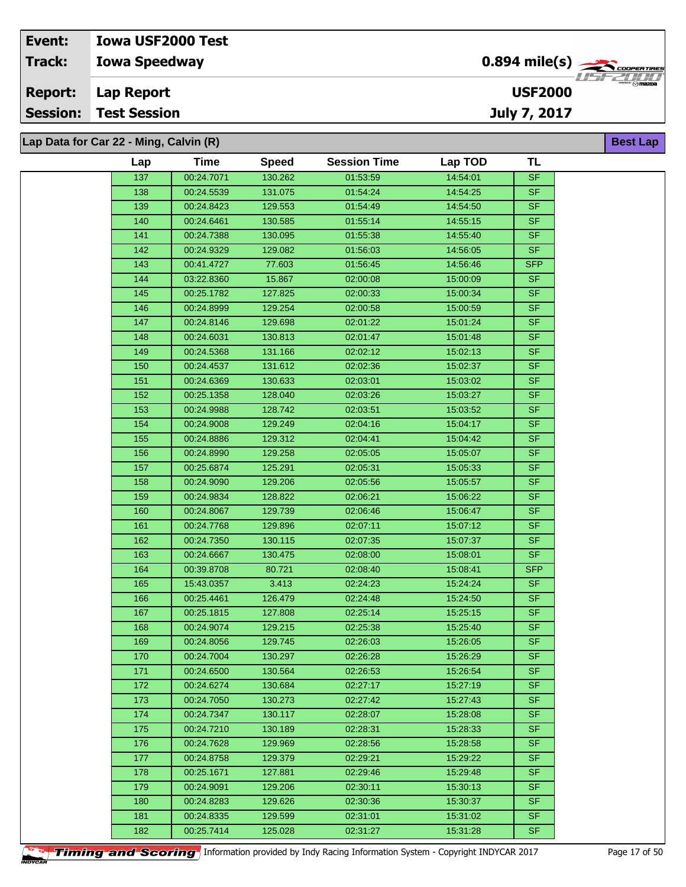| Event: | Iowa USF2000 Test | |
|---|---|---|
| Track: | Iowa Speedway | 0.894 mile(s) |
| Report: | Lap Report | USF2000 |
| Session: | Test Session | July 7, 2017 |

**Lap Data for Car 22 - Ming, Calvin (R)** — Best Lap

| Lap | Time | Speed | Session Time | Lap TOD | TL |
|---|---|---|---|---|---|
| 137 | 00:24.7071 | 130.262 | 01:53:59 | 14:54:01 | SF |
| 138 | 00:24.5539 | 131.075 | 01:54:24 | 14:54:25 | SF |
| 139 | 00:24.8423 | 129.553 | 01:54:49 | 14:54:50 | SF |
| 140 | 00:24.6461 | 130.585 | 01:55:14 | 14:55:15 | SF |
| 141 | 00:24.7388 | 130.095 | 01:55:38 | 14:55:40 | SF |
| 142 | 00:24.9329 | 129.082 | 01:56:03 | 14:56:05 | SF |
| 143 | 00:41.4727 | 77.603 | 01:56:45 | 14:56:46 | SFP |
| 144 | 03:22.8360 | 15.867 | 02:00:08 | 15:00:09 | SF |
| 145 | 00:25.1782 | 127.825 | 02:00:33 | 15:00:34 | SF |
| 146 | 00:24.8999 | 129.254 | 02:00:58 | 15:00:59 | SF |
| 147 | 00:24.8146 | 129.698 | 02:01:22 | 15:01:24 | SF |
| 148 | 00:24.6031 | 130.813 | 02:01:47 | 15:01:48 | SF |
| 149 | 00:24.5368 | 131.166 | 02:02:12 | 15:02:13 | SF |
| 150 | 00:24.4537 | 131.612 | 02:02:36 | 15:02:37 | SF |
| 151 | 00:24.6369 | 130.633 | 02:03:01 | 15:03:02 | SF |
| 152 | 00:25.1358 | 128.040 | 02:03:26 | 15:03:27 | SF |
| 153 | 00:24.9988 | 128.742 | 02:03:51 | 15:03:52 | SF |
| 154 | 00:24.9008 | 129.249 | 02:04:16 | 15:04:17 | SF |
| 155 | 00:24.8886 | 129.312 | 02:04:41 | 15:04:42 | SF |
| 156 | 00:24.8990 | 129.258 | 02:05:05 | 15:05:07 | SF |
| 157 | 00:25.6874 | 125.291 | 02:05:31 | 15:05:33 | SF |
| 158 | 00:24.9090 | 129.206 | 02:05:56 | 15:05:57 | SF |
| 159 | 00:24.9834 | 128.822 | 02:06:21 | 15:06:22 | SF |
| 160 | 00:24.8067 | 129.739 | 02:06:46 | 15:06:47 | SF |
| 161 | 00:24.7768 | 129.896 | 02:07:11 | 15:07:12 | SF |
| 162 | 00:24.7350 | 130.115 | 02:07:35 | 15:07:37 | SF |
| 163 | 00:24.6667 | 130.475 | 02:08:00 | 15:08:01 | SF |
| 164 | 00:39.8708 | 80.721 | 02:08:40 | 15:08:41 | SFP |
| 165 | 15:43.0357 | 3.413 | 02:24:23 | 15:24:24 | SF |
| 166 | 00:25.4461 | 126.479 | 02:24:48 | 15:24:50 | SF |
| 167 | 00:25.1815 | 127.808 | 02:25:14 | 15:25:15 | SF |
| 168 | 00:24.9074 | 129.215 | 02:25:38 | 15:25:40 | SF |
| 169 | 00:24.8056 | 129.745 | 02:26:03 | 15:26:05 | SF |
| 170 | 00:24.7004 | 130.297 | 02:26:28 | 15:26:29 | SF |
| 171 | 00:24.6500 | 130.564 | 02:26:53 | 15:26:54 | SF |
| 172 | 00:24.6274 | 130.684 | 02:27:17 | 15:27:19 | SF |
| 173 | 00:24.7050 | 130.273 | 02:27:42 | 15:27:43 | SF |
| 174 | 00:24.7347 | 130.117 | 02:28:07 | 15:28:08 | SF |
| 175 | 00:24.7210 | 130.189 | 02:28:31 | 15:28:33 | SF |
| 176 | 00:24.7628 | 129.969 | 02:28:56 | 15:28:58 | SF |
| 177 | 00:24.8758 | 129.379 | 02:29:21 | 15:29:22 | SF |
| 178 | 00:25.1671 | 127.881 | 02:29:46 | 15:29:48 | SF |
| 179 | 00:24.9091 | 129.206 | 02:30:11 | 15:30:13 | SF |
| 180 | 00:24.8283 | 129.626 | 02:30:36 | 15:30:37 | SF |
| 181 | 00:24.8335 | 129.599 | 02:31:01 | 15:31:02 | SF |
| 182 | 00:25.7414 | 125.028 | 02:31:27 | 15:31:28 | SF |

Information provided by Indy Racing Information System - Copyright INDYCAR 2017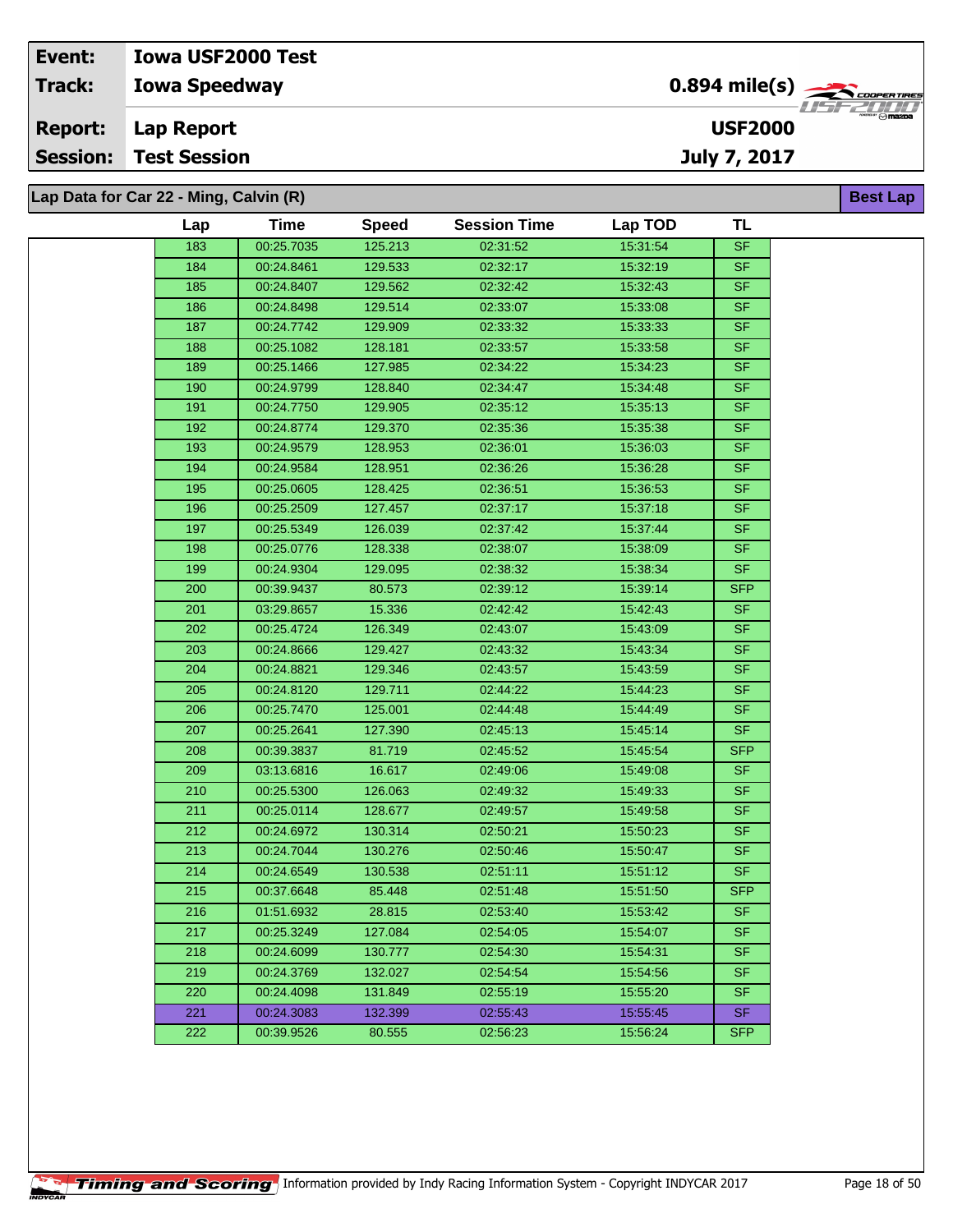| Event: | Iowa USF2000 Test | |
|---|---|---|
| Track: | Iowa Speedway | 0.894 mile(s) |
| Report: | Lap Report | USF2000 |
| Session: | Test Session | July 7, 2017 |

## Lap Data for Car 22 - Ming, Calvin (R)

**Best Lap**

| Lap | Time | Speed | Session Time | Lap TOD | TL |
|---|---|---|---|---|---|
| 183 | 00:25.7035 | 125.213 | 02:31:52 | 15:31:54 | SF |
| 184 | 00:24.8461 | 129.533 | 02:32:17 | 15:32:19 | SF |
| 185 | 00:24.8407 | 129.562 | 02:32:42 | 15:32:43 | SF |
| 186 | 00:24.8498 | 129.514 | 02:33:07 | 15:33:08 | SF |
| 187 | 00:24.7742 | 129.909 | 02:33:32 | 15:33:33 | SF |
| 188 | 00:25.1082 | 128.181 | 02:33:57 | 15:33:58 | SF |
| 189 | 00:25.1466 | 127.985 | 02:34:22 | 15:34:23 | SF |
| 190 | 00:24.9799 | 128.840 | 02:34:47 | 15:34:48 | SF |
| 191 | 00:24.7750 | 129.905 | 02:35:12 | 15:35:13 | SF |
| 192 | 00:24.8774 | 129.370 | 02:35:36 | 15:35:38 | SF |
| 193 | 00:24.9579 | 128.953 | 02:36:01 | 15:36:03 | SF |
| 194 | 00:24.9584 | 128.951 | 02:36:26 | 15:36:28 | SF |
| 195 | 00:25.0605 | 128.425 | 02:36:51 | 15:36:53 | SF |
| 196 | 00:25.2509 | 127.457 | 02:37:17 | 15:37:18 | SF |
| 197 | 00:25.5349 | 126.039 | 02:37:42 | 15:37:44 | SF |
| 198 | 00:25.0776 | 128.338 | 02:38:07 | 15:38:09 | SF |
| 199 | 00:24.9304 | 129.095 | 02:38:32 | 15:38:34 | SF |
| 200 | 00:39.9437 | 80.573 | 02:39:12 | 15:39:14 | SFP |
| 201 | 03:29.8657 | 15.336 | 02:42:42 | 15:42:43 | SF |
| 202 | 00:25.4724 | 126.349 | 02:43:07 | 15:43:09 | SF |
| 203 | 00:24.8666 | 129.427 | 02:43:32 | 15:43:34 | SF |
| 204 | 00:24.8821 | 129.346 | 02:43:57 | 15:43:59 | SF |
| 205 | 00:24.8120 | 129.711 | 02:44:22 | 15:44:23 | SF |
| 206 | 00:25.7470 | 125.001 | 02:44:48 | 15:44:49 | SF |
| 207 | 00:25.2641 | 127.390 | 02:45:13 | 15:45:14 | SF |
| 208 | 00:39.3837 | 81.719 | 02:45:52 | 15:45:54 | SFP |
| 209 | 03:13.6816 | 16.617 | 02:49:06 | 15:49:08 | SF |
| 210 | 00:25.5300 | 126.063 | 02:49:32 | 15:49:33 | SF |
| 211 | 00:25.0114 | 128.677 | 02:49:57 | 15:49:58 | SF |
| 212 | 00:24.6972 | 130.314 | 02:50:21 | 15:50:23 | SF |
| 213 | 00:24.7044 | 130.276 | 02:50:46 | 15:50:47 | SF |
| 214 | 00:24.6549 | 130.538 | 02:51:11 | 15:51:12 | SF |
| 215 | 00:37.6648 | 85.448 | 02:51:48 | 15:51:50 | SFP |
| 216 | 01:51.6932 | 28.815 | 02:53:40 | 15:53:42 | SF |
| 217 | 00:25.3249 | 127.084 | 02:54:05 | 15:54:07 | SF |
| 218 | 00:24.6099 | 130.777 | 02:54:30 | 15:54:31 | SF |
| 219 | 00:24.3769 | 132.027 | 02:54:54 | 15:54:56 | SF |
| 220 | 00:24.4098 | 131.849 | 02:55:19 | 15:55:20 | SF |
| 221 | 00:24.3083 | 132.399 | 02:55:43 | 15:55:45 | SF |
| 222 | 00:39.9526 | 80.555 | 02:56:23 | 15:56:24 | SFP |

Timing and Scoring Information provided by Indy Racing Information System - Copyright INDYCAR 2017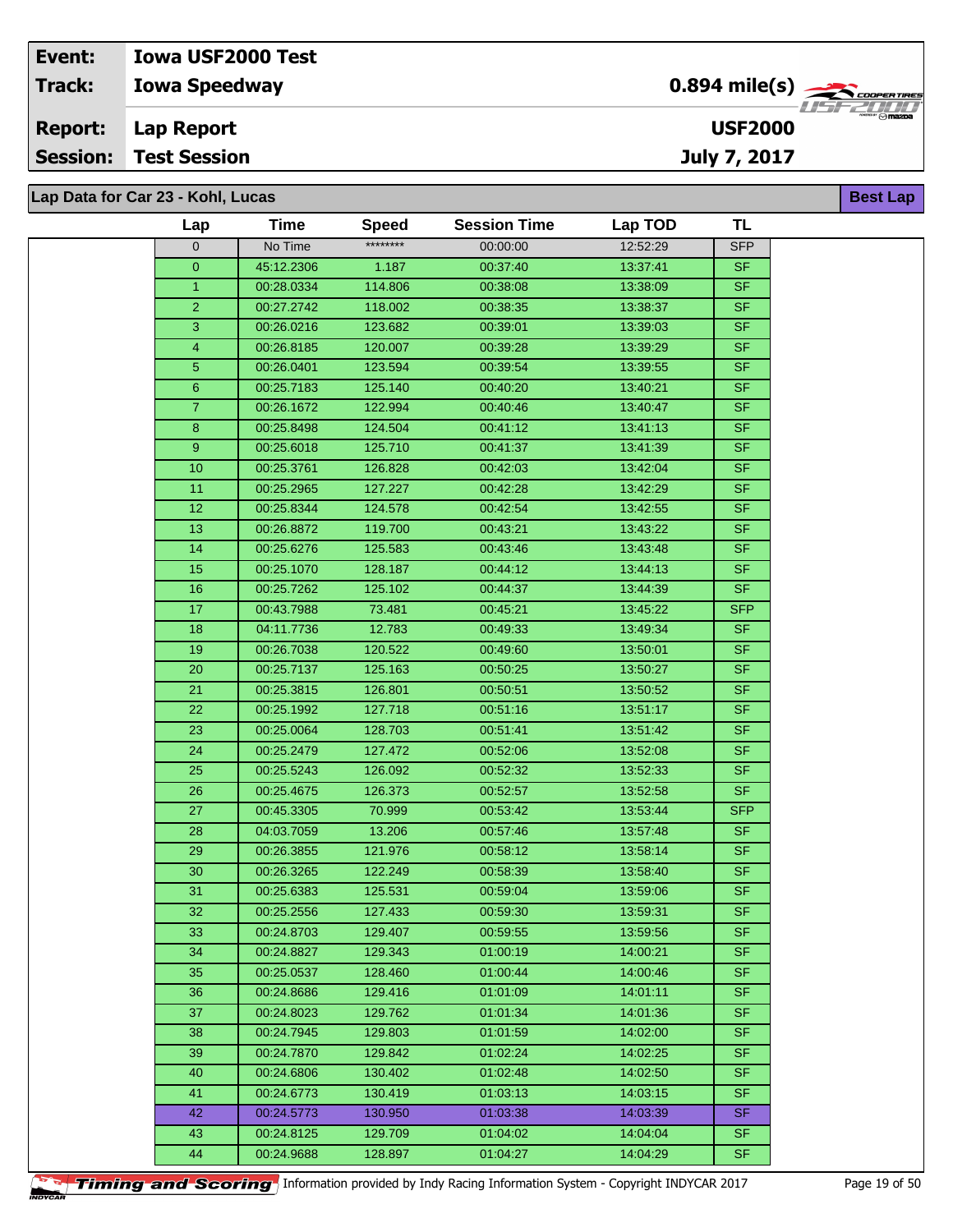| Event: | Iowa USF2000 Test | |
|---|---|---|
| Track: | Iowa Speedway | 0.894 mile(s) |
| Report: | Lap Report | USF2000 |
| Session: | Test Session | July 7, 2017 |

## Lap Data for Car 23 - Kohl, Lucas

**Best Lap**

| Lap | Time | Speed | Session Time | Lap TOD | TL |
|---|---|---|---|---|---|
| 0 | No Time | ******** | 00:00:00 | 12:52:29 | SFP |
| 0 | 45:12.2306 | 1.187 | 00:37:40 | 13:37:41 | SF |
| 1 | 00:28.0334 | 114.806 | 00:38:08 | 13:38:09 | SF |
| 2 | 00:27.2742 | 118.002 | 00:38:35 | 13:38:37 | SF |
| 3 | 00:26.0216 | 123.682 | 00:39:01 | 13:39:03 | SF |
| 4 | 00:26.8185 | 120.007 | 00:39:28 | 13:39:29 | SF |
| 5 | 00:26.0401 | 123.594 | 00:39:54 | 13:39:55 | SF |
| 6 | 00:25.7183 | 125.140 | 00:40:20 | 13:40:21 | SF |
| 7 | 00:26.1672 | 122.994 | 00:40:46 | 13:40:47 | SF |
| 8 | 00:25.8498 | 124.504 | 00:41:12 | 13:41:13 | SF |
| 9 | 00:25.6018 | 125.710 | 00:41:37 | 13:41:39 | SF |
| 10 | 00:25.3761 | 126.828 | 00:42:03 | 13:42:04 | SF |
| 11 | 00:25.2965 | 127.227 | 00:42:28 | 13:42:29 | SF |
| 12 | 00:25.8344 | 124.578 | 00:42:54 | 13:42:55 | SF |
| 13 | 00:26.8872 | 119.700 | 00:43:21 | 13:43:22 | SF |
| 14 | 00:25.6276 | 125.583 | 00:43:46 | 13:43:48 | SF |
| 15 | 00:25.1070 | 128.187 | 00:44:12 | 13:44:13 | SF |
| 16 | 00:25.7262 | 125.102 | 00:44:37 | 13:44:39 | SF |
| 17 | 00:43.7988 | 73.481 | 00:45:21 | 13:45:22 | SFP |
| 18 | 04:11.7736 | 12.783 | 00:49:33 | 13:49:34 | SF |
| 19 | 00:26.7038 | 120.522 | 00:49:60 | 13:50:01 | SF |
| 20 | 00:25.7137 | 125.163 | 00:50:25 | 13:50:27 | SF |
| 21 | 00:25.3815 | 126.801 | 00:50:51 | 13:50:52 | SF |
| 22 | 00:25.1992 | 127.718 | 00:51:16 | 13:51:17 | SF |
| 23 | 00:25.0064 | 128.703 | 00:51:41 | 13:51:42 | SF |
| 24 | 00:25.2479 | 127.472 | 00:52:06 | 13:52:08 | SF |
| 25 | 00:25.5243 | 126.092 | 00:52:32 | 13:52:33 | SF |
| 26 | 00:25.4675 | 126.373 | 00:52:57 | 13:52:58 | SF |
| 27 | 00:45.3305 | 70.999 | 00:53:42 | 13:53:44 | SFP |
| 28 | 04:03.7059 | 13.206 | 00:57:46 | 13:57:48 | SF |
| 29 | 00:26.3855 | 121.976 | 00:58:12 | 13:58:14 | SF |
| 30 | 00:26.3265 | 122.249 | 00:58:39 | 13:58:40 | SF |
| 31 | 00:25.6383 | 125.531 | 00:59:04 | 13:59:06 | SF |
| 32 | 00:25.2556 | 127.433 | 00:59:30 | 13:59:31 | SF |
| 33 | 00:24.8703 | 129.407 | 00:59:55 | 13:59:56 | SF |
| 34 | 00:24.8827 | 129.343 | 01:00:19 | 14:00:21 | SF |
| 35 | 00:25.0537 | 128.460 | 01:00:44 | 14:00:46 | SF |
| 36 | 00:24.8686 | 129.416 | 01:01:09 | 14:01:11 | SF |
| 37 | 00:24.8023 | 129.762 | 01:01:34 | 14:01:36 | SF |
| 38 | 00:24.7945 | 129.803 | 01:01:59 | 14:02:00 | SF |
| 39 | 00:24.7870 | 129.842 | 01:02:24 | 14:02:25 | SF |
| 40 | 00:24.6806 | 130.402 | 01:02:48 | 14:02:50 | SF |
| 41 | 00:24.6773 | 130.419 | 01:03:13 | 14:03:15 | SF |
| 42 | 00:24.5773 | 130.950 | 01:03:38 | 14:03:39 | SF |
| 43 | 00:24.8125 | 129.709 | 01:04:02 | 14:04:04 | SF |
| 44 | 00:24.9688 | 128.897 | 01:04:27 | 14:04:29 | SF |

Timing and Scoring Information provided by Indy Racing Information System - Copyright INDYCAR 2017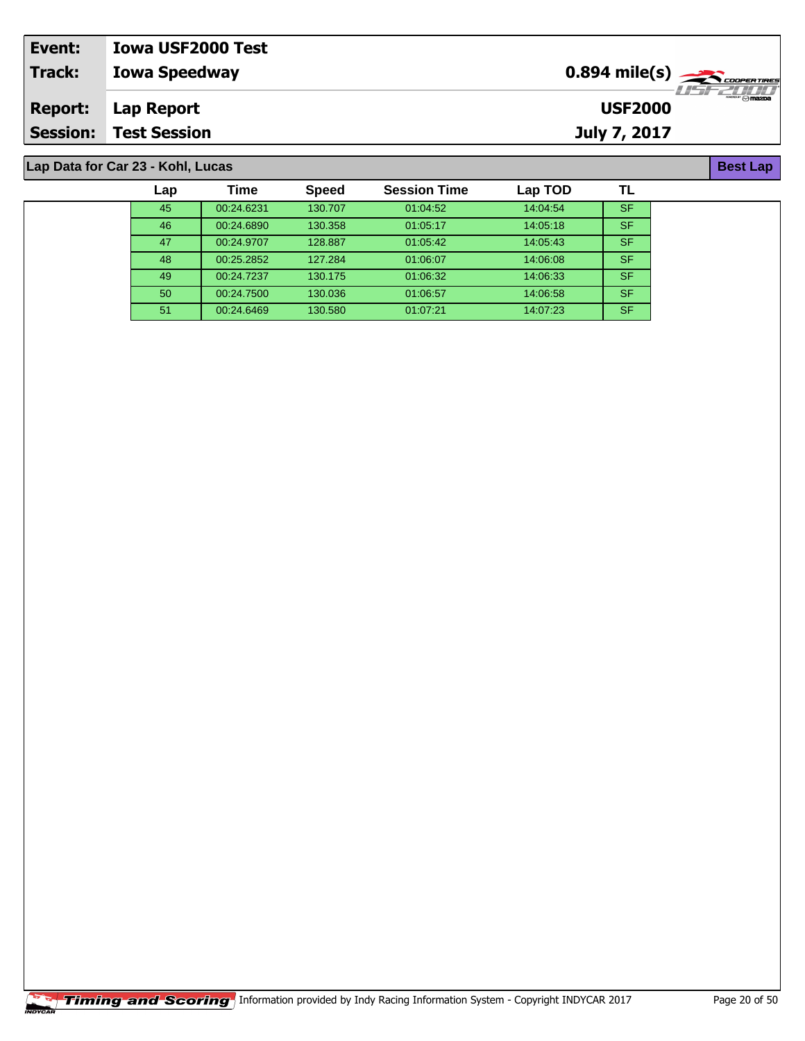| Event: | Iowa USF2000 Test | |
|---|---|---|
| Track: | Iowa Speedway | 0.894 mile(s) |
| Report: | Lap Report | USF2000 |
| Session: | Test Session | July 7, 2017 |

## Lap Data for Car 23 - Kohl, Lucas

Best Lap

| Lap | Time | Speed | Session Time | Lap TOD | TL |
|---|---|---|---|---|---|
| 45 | 00:24.6231 | 130.707 | 01:04:52 | 14:04:54 | SF |
| 46 | 00:24.6890 | 130.358 | 01:05:17 | 14:05:18 | SF |
| 47 | 00:24.9707 | 128.887 | 01:05:42 | 14:05:43 | SF |
| 48 | 00:25.2852 | 127.284 | 01:06:07 | 14:06:08 | SF |
| 49 | 00:24.7237 | 130.175 | 01:06:32 | 14:06:33 | SF |
| 50 | 00:24.7500 | 130.036 | 01:06:57 | 14:06:58 | SF |
| 51 | 00:24.6469 | 130.580 | 01:07:21 | 14:07:23 | SF |

Timing and Scoring Information provided by Indy Racing Information System - Copyright INDYCAR 2017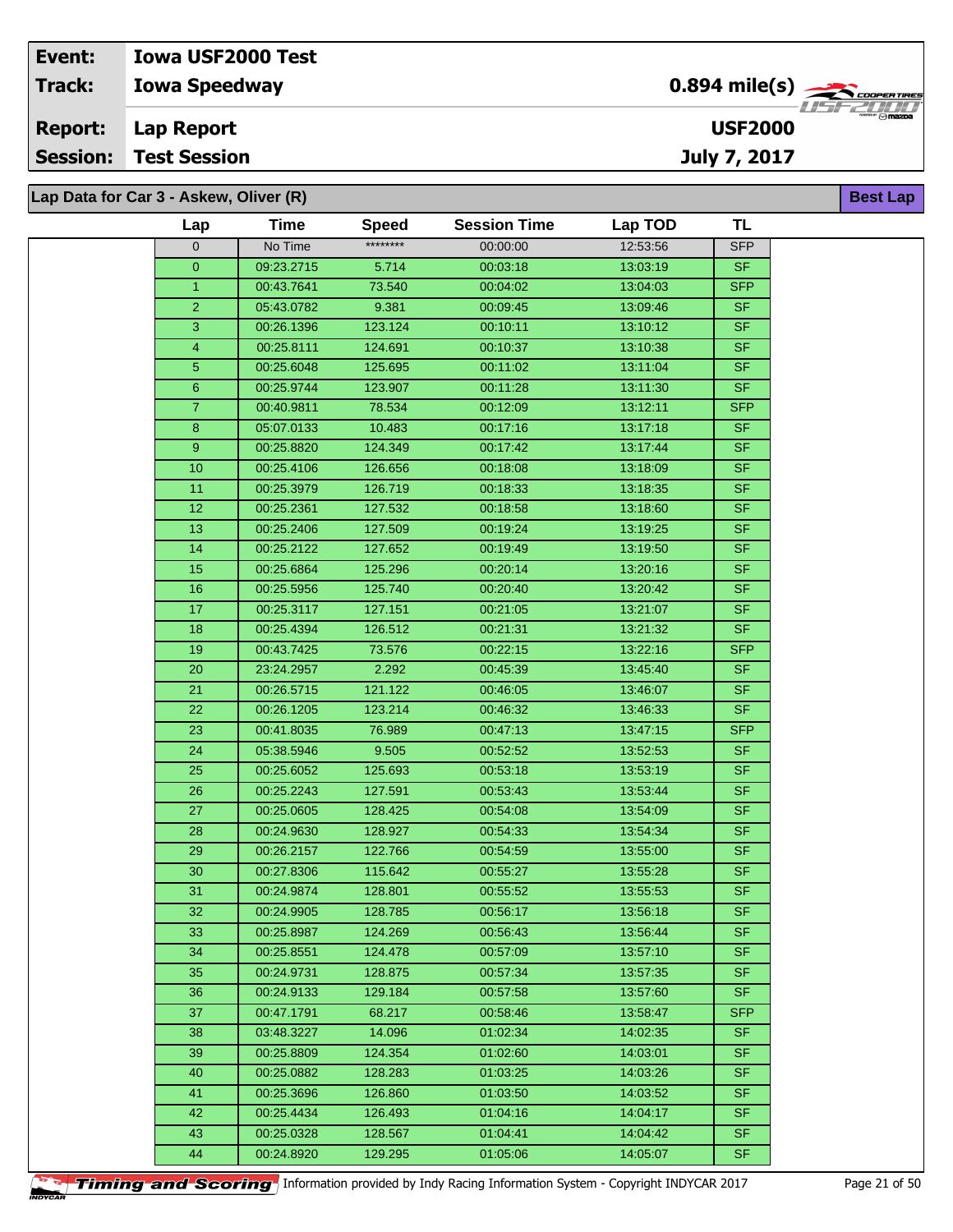| Event: | Iowa USF2000 Test | |
|---|---|---|
| Track: | Iowa Speedway | 0.894 mile(s) |
| Report: | Lap Report | USF2000 |
| Session: | Test Session | July 7, 2017 |

## Lap Data for Car 3 - Askew, Oliver (R)

**Best Lap**

| Lap | Time | Speed | Session Time | Lap TOD | TL |
|---|---|---|---|---|---|
| 0 | No Time | ******** | 00:00:00 | 12:53:56 | SFP |
| 0 | 09:23.2715 | 5.714 | 00:03:18 | 13:03:19 | SF |
| 1 | 00:43.7641 | 73.540 | 00:04:02 | 13:04:03 | SFP |
| 2 | 05:43.0782 | 9.381 | 00:09:45 | 13:09:46 | SF |
| 3 | 00:26.1396 | 123.124 | 00:10:11 | 13:10:12 | SF |
| 4 | 00:25.8111 | 124.691 | 00:10:37 | 13:10:38 | SF |
| 5 | 00:25.6048 | 125.695 | 00:11:02 | 13:11:04 | SF |
| 6 | 00:25.9744 | 123.907 | 00:11:28 | 13:11:30 | SF |
| 7 | 00:40.9811 | 78.534 | 00:12:09 | 13:12:11 | SFP |
| 8 | 05:07.0133 | 10.483 | 00:17:16 | 13:17:18 | SF |
| 9 | 00:25.8820 | 124.349 | 00:17:42 | 13:17:44 | SF |
| 10 | 00:25.4106 | 126.656 | 00:18:08 | 13:18:09 | SF |
| 11 | 00:25.3979 | 126.719 | 00:18:33 | 13:18:35 | SF |
| 12 | 00:25.2361 | 127.532 | 00:18:58 | 13:18:60 | SF |
| 13 | 00:25.2406 | 127.509 | 00:19:24 | 13:19:25 | SF |
| 14 | 00:25.2122 | 127.652 | 00:19:49 | 13:19:50 | SF |
| 15 | 00:25.6864 | 125.296 | 00:20:14 | 13:20:16 | SF |
| 16 | 00:25.5956 | 125.740 | 00:20:40 | 13:20:42 | SF |
| 17 | 00:25.3117 | 127.151 | 00:21:05 | 13:21:07 | SF |
| 18 | 00:25.4394 | 126.512 | 00:21:31 | 13:21:32 | SF |
| 19 | 00:43.7425 | 73.576 | 00:22:15 | 13:22:16 | SFP |
| 20 | 23:24.2957 | 2.292 | 00:45:39 | 13:45:40 | SF |
| 21 | 00:26.5715 | 121.122 | 00:46:05 | 13:46:07 | SF |
| 22 | 00:26.1205 | 123.214 | 00:46:32 | 13:46:33 | SF |
| 23 | 00:41.8035 | 76.989 | 00:47:13 | 13:47:15 | SFP |
| 24 | 05:38.5946 | 9.505 | 00:52:52 | 13:52:53 | SF |
| 25 | 00:25.6052 | 125.693 | 00:53:18 | 13:53:19 | SF |
| 26 | 00:25.2243 | 127.591 | 00:53:43 | 13:53:44 | SF |
| 27 | 00:25.0605 | 128.425 | 00:54:08 | 13:54:09 | SF |
| 28 | 00:24.9630 | 128.927 | 00:54:33 | 13:54:34 | SF |
| 29 | 00:26.2157 | 122.766 | 00:54:59 | 13:55:00 | SF |
| 30 | 00:27.8306 | 115.642 | 00:55:27 | 13:55:28 | SF |
| 31 | 00:24.9874 | 128.801 | 00:55:52 | 13:55:53 | SF |
| 32 | 00:24.9905 | 128.785 | 00:56:17 | 13:56:18 | SF |
| 33 | 00:25.8987 | 124.269 | 00:56:43 | 13:56:44 | SF |
| 34 | 00:25.8551 | 124.478 | 00:57:09 | 13:57:10 | SF |
| 35 | 00:24.9731 | 128.875 | 00:57:34 | 13:57:35 | SF |
| 36 | 00:24.9133 | 129.184 | 00:57:58 | 13:57:60 | SF |
| 37 | 00:47.1791 | 68.217 | 00:58:46 | 13:58:47 | SFP |
| 38 | 03:48.3227 | 14.096 | 01:02:34 | 14:02:35 | SF |
| 39 | 00:25.8809 | 124.354 | 01:02:60 | 14:03:01 | SF |
| 40 | 00:25.0882 | 128.283 | 01:03:25 | 14:03:26 | SF |
| 41 | 00:25.3696 | 126.860 | 01:03:50 | 14:03:52 | SF |
| 42 | 00:25.4434 | 126.493 | 01:04:16 | 14:04:17 | SF |
| 43 | 00:25.0328 | 128.567 | 01:04:41 | 14:04:42 | SF |
| 44 | 00:24.8920 | 129.295 | 01:05:06 | 14:05:07 | SF |

Timing and Scoring Information provided by Indy Racing Information System - Copyright INDYCAR 2017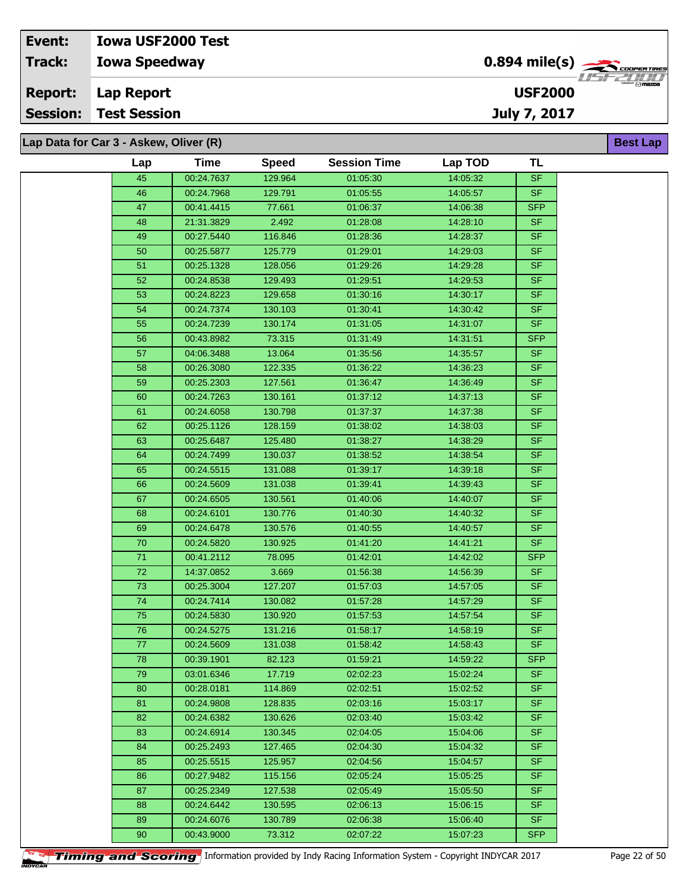| Event: | Iowa USF2000 Test | |
|---|---|---|
| Track: | Iowa Speedway | 0.894 mile(s) |
| Report: | Lap Report | USF2000 |
| Session: | Test Session | July 7, 2017 |

## Lap Data for Car 3 - Askew, Oliver (R)

**Best Lap**

| Lap | Time | Speed | Session Time | Lap TOD | TL |
|---|---|---|---|---|---|
| 45 | 00:24.7637 | 129.964 | 01:05:30 | 14:05:32 | SF |
| 46 | 00:24.7968 | 129.791 | 01:05:55 | 14:05:57 | SF |
| 47 | 00:41.4415 | 77.661 | 01:06:37 | 14:06:38 | SFP |
| 48 | 21:31.3829 | 2.492 | 01:28:08 | 14:28:10 | SF |
| 49 | 00:27.5440 | 116.846 | 01:28:36 | 14:28:37 | SF |
| 50 | 00:25.5877 | 125.779 | 01:29:01 | 14:29:03 | SF |
| 51 | 00:25.1328 | 128.056 | 01:29:26 | 14:29:28 | SF |
| 52 | 00:24.8538 | 129.493 | 01:29:51 | 14:29:53 | SF |
| 53 | 00:24.8223 | 129.658 | 01:30:16 | 14:30:17 | SF |
| 54 | 00:24.7374 | 130.103 | 01:30:41 | 14:30:42 | SF |
| 55 | 00:24.7239 | 130.174 | 01:31:05 | 14:31:07 | SF |
| 56 | 00:43.8982 | 73.315 | 01:31:49 | 14:31:51 | SFP |
| 57 | 04:06.3488 | 13.064 | 01:35:56 | 14:35:57 | SF |
| 58 | 00:26.3080 | 122.335 | 01:36:22 | 14:36:23 | SF |
| 59 | 00:25.2303 | 127.561 | 01:36:47 | 14:36:49 | SF |
| 60 | 00:24.7263 | 130.161 | 01:37:12 | 14:37:13 | SF |
| 61 | 00:24.6058 | 130.798 | 01:37:37 | 14:37:38 | SF |
| 62 | 00:25.1126 | 128.159 | 01:38:02 | 14:38:03 | SF |
| 63 | 00:25.6487 | 125.480 | 01:38:27 | 14:38:29 | SF |
| 64 | 00:24.7499 | 130.037 | 01:38:52 | 14:38:54 | SF |
| 65 | 00:24.5515 | 131.088 | 01:39:17 | 14:39:18 | SF |
| 66 | 00:24.5609 | 131.038 | 01:39:41 | 14:39:43 | SF |
| 67 | 00:24.6505 | 130.561 | 01:40:06 | 14:40:07 | SF |
| 68 | 00:24.6101 | 130.776 | 01:40:30 | 14:40:32 | SF |
| 69 | 00:24.6478 | 130.576 | 01:40:55 | 14:40:57 | SF |
| 70 | 00:24.5820 | 130.925 | 01:41:20 | 14:41:21 | SF |
| 71 | 00:41.2112 | 78.095 | 01:42:01 | 14:42:02 | SFP |
| 72 | 14:37.0852 | 3.669 | 01:56:38 | 14:56:39 | SF |
| 73 | 00:25.3004 | 127.207 | 01:57:03 | 14:57:05 | SF |
| 74 | 00:24.7414 | 130.082 | 01:57:28 | 14:57:29 | SF |
| 75 | 00:24.5830 | 130.920 | 01:57:53 | 14:57:54 | SF |
| 76 | 00:24.5275 | 131.216 | 01:58:17 | 14:58:19 | SF |
| 77 | 00:24.5609 | 131.038 | 01:58:42 | 14:58:43 | SF |
| 78 | 00:39.1901 | 82.123 | 01:59:21 | 14:59:22 | SFP |
| 79 | 03:01.6346 | 17.719 | 02:02:23 | 15:02:24 | SF |
| 80 | 00:28.0181 | 114.869 | 02:02:51 | 15:02:52 | SF |
| 81 | 00:24.9808 | 128.835 | 02:03:16 | 15:03:17 | SF |
| 82 | 00:24.6382 | 130.626 | 02:03:40 | 15:03:42 | SF |
| 83 | 00:24.6914 | 130.345 | 02:04:05 | 15:04:06 | SF |
| 84 | 00:25.2493 | 127.465 | 02:04:30 | 15:04:32 | SF |
| 85 | 00:25.5515 | 125.957 | 02:04:56 | 15:04:57 | SF |
| 86 | 00:27.9482 | 115.156 | 02:05:24 | 15:05:25 | SF |
| 87 | 00:25.2349 | 127.538 | 02:05:49 | 15:05:50 | SF |
| 88 | 00:24.6442 | 130.595 | 02:06:13 | 15:06:15 | SF |
| 89 | 00:24.6076 | 130.789 | 02:06:38 | 15:06:40 | SF |
| 90 | 00:43.9000 | 73.312 | 02:07:22 | 15:07:23 | SFP |

Timing and Scoring — Information provided by Indy Racing Information System - Copyright INDYCAR 2017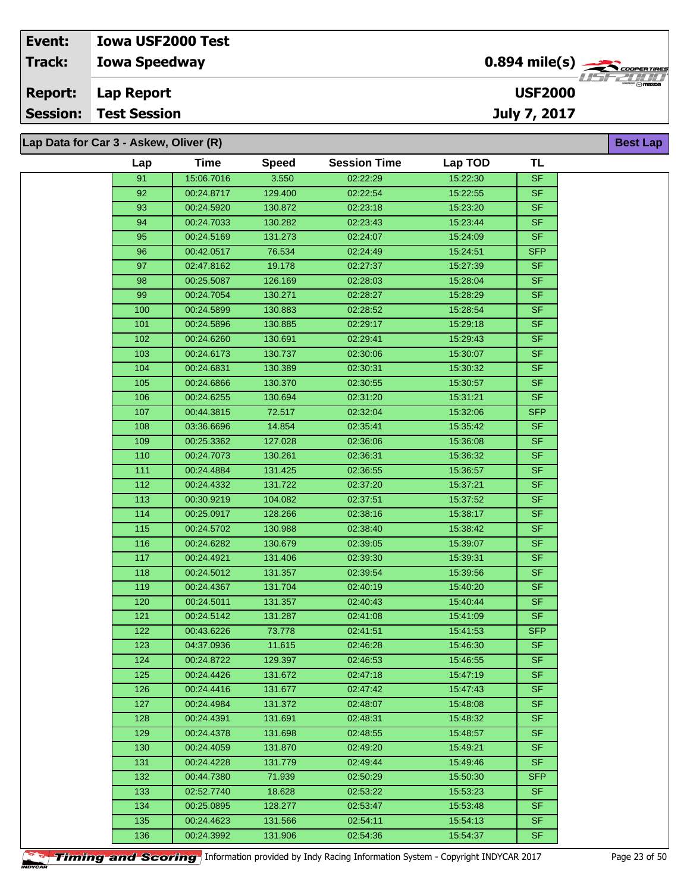| Event: | Iowa USF2000 Test | |
|---|---|---|
| Track: | Iowa Speedway | 0.894 mile(s) |
| Report: | Lap Report | USF2000 |
| Session: | Test Session | July 7, 2017 |

## Lap Data for Car 3 - Askew, Oliver (R)

**Best Lap**

| Lap | Time | Speed | Session Time | Lap TOD | TL |
|---|---|---|---|---|---|
| 91 | 15:06.7016 | 3.550 | 02:22:29 | 15:22:30 | SF |
| 92 | 00:24.8717 | 129.400 | 02:22:54 | 15:22:55 | SF |
| 93 | 00:24.5920 | 130.872 | 02:23:18 | 15:23:20 | SF |
| 94 | 00:24.7033 | 130.282 | 02:23:43 | 15:23:44 | SF |
| 95 | 00:24.5169 | 131.273 | 02:24:07 | 15:24:09 | SF |
| 96 | 00:42.0517 | 76.534 | 02:24:49 | 15:24:51 | SFP |
| 97 | 02:47.8162 | 19.178 | 02:27:37 | 15:27:39 | SF |
| 98 | 00:25.5087 | 126.169 | 02:28:03 | 15:28:04 | SF |
| 99 | 00:24.7054 | 130.271 | 02:28:27 | 15:28:29 | SF |
| 100 | 00:24.5899 | 130.883 | 02:28:52 | 15:28:54 | SF |
| 101 | 00:24.5896 | 130.885 | 02:29:17 | 15:29:18 | SF |
| 102 | 00:24.6260 | 130.691 | 02:29:41 | 15:29:43 | SF |
| 103 | 00:24.6173 | 130.737 | 02:30:06 | 15:30:07 | SF |
| 104 | 00:24.6831 | 130.389 | 02:30:31 | 15:30:32 | SF |
| 105 | 00:24.6866 | 130.370 | 02:30:55 | 15:30:57 | SF |
| 106 | 00:24.6255 | 130.694 | 02:31:20 | 15:31:21 | SF |
| 107 | 00:44.3815 | 72.517 | 02:32:04 | 15:32:06 | SFP |
| 108 | 03:36.6696 | 14.854 | 02:35:41 | 15:35:42 | SF |
| 109 | 00:25.3362 | 127.028 | 02:36:06 | 15:36:08 | SF |
| 110 | 00:24.7073 | 130.261 | 02:36:31 | 15:36:32 | SF |
| 111 | 00:24.4884 | 131.425 | 02:36:55 | 15:36:57 | SF |
| 112 | 00:24.4332 | 131.722 | 02:37:20 | 15:37:21 | SF |
| 113 | 00:30.9219 | 104.082 | 02:37:51 | 15:37:52 | SF |
| 114 | 00:25.0917 | 128.266 | 02:38:16 | 15:38:17 | SF |
| 115 | 00:24.5702 | 130.988 | 02:38:40 | 15:38:42 | SF |
| 116 | 00:24.6282 | 130.679 | 02:39:05 | 15:39:07 | SF |
| 117 | 00:24.4921 | 131.406 | 02:39:30 | 15:39:31 | SF |
| 118 | 00:24.5012 | 131.357 | 02:39:54 | 15:39:56 | SF |
| 119 | 00:24.4367 | 131.704 | 02:40:19 | 15:40:20 | SF |
| 120 | 00:24.5011 | 131.357 | 02:40:43 | 15:40:44 | SF |
| 121 | 00:24.5142 | 131.287 | 02:41:08 | 15:41:09 | SF |
| 122 | 00:43.6226 | 73.778 | 02:41:51 | 15:41:53 | SFP |
| 123 | 04:37.0936 | 11.615 | 02:46:28 | 15:46:30 | SF |
| 124 | 00:24.8722 | 129.397 | 02:46:53 | 15:46:55 | SF |
| 125 | 00:24.4426 | 131.672 | 02:47:18 | 15:47:19 | SF |
| 126 | 00:24.4416 | 131.677 | 02:47:42 | 15:47:43 | SF |
| 127 | 00:24.4984 | 131.372 | 02:48:07 | 15:48:08 | SF |
| 128 | 00:24.4391 | 131.691 | 02:48:31 | 15:48:32 | SF |
| 129 | 00:24.4378 | 131.698 | 02:48:55 | 15:48:57 | SF |
| 130 | 00:24.4059 | 131.870 | 02:49:20 | 15:49:21 | SF |
| 131 | 00:24.4228 | 131.779 | 02:49:44 | 15:49:46 | SF |
| 132 | 00:44.7380 | 71.939 | 02:50:29 | 15:50:30 | SFP |
| 133 | 02:52.7740 | 18.628 | 02:53:22 | 15:53:23 | SF |
| 134 | 00:25.0895 | 128.277 | 02:53:47 | 15:53:48 | SF |
| 135 | 00:24.4623 | 131.566 | 02:54:11 | 15:54:13 | SF |
| 136 | 00:24.3992 | 131.906 | 02:54:36 | 15:54:37 | SF |

Timing and Scoring — Information provided by Indy Racing Information System - Copyright INDYCAR 2017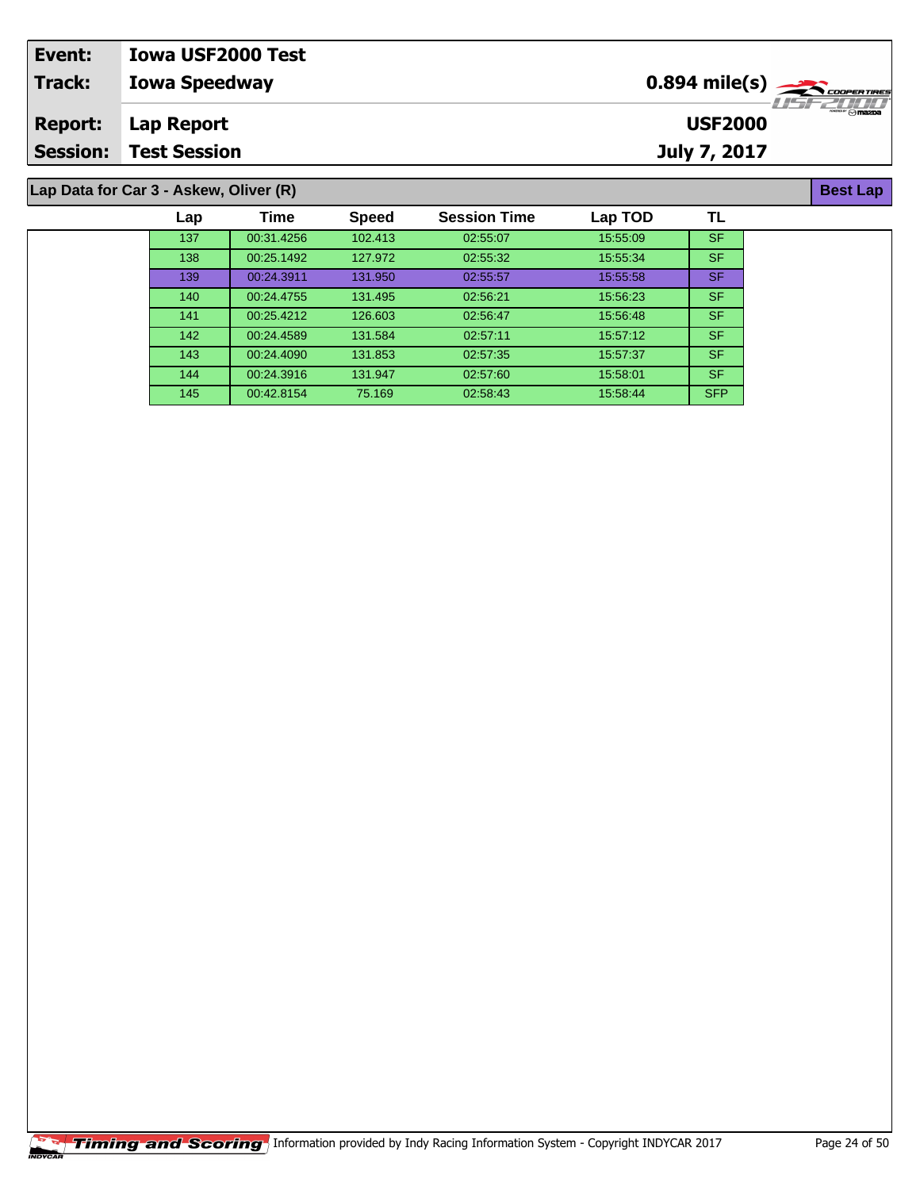| Event: | Iowa USF2000 Test | |
|---|---|---|
| Track: | Iowa Speedway | 0.894 mile(s) |
| Report: | Lap Report | USF2000 |
| Session: | Test Session | July 7, 2017 |

**Lap Data for Car 3 - Askew, Oliver (R)** — **Best Lap**

| Lap | Time | Speed | Session Time | Lap TOD | TL |
|---|---|---|---|---|---|
| 137 | 00:31.4256 | 102.413 | 02:55:07 | 15:55:09 | SF |
| 138 | 00:25.1492 | 127.972 | 02:55:32 | 15:55:34 | SF |
| 139 | 00:24.3911 | 131.950 | 02:55:57 | 15:55:58 | SF |
| 140 | 00:24.4755 | 131.495 | 02:56:21 | 15:56:23 | SF |
| 141 | 00:25.4212 | 126.603 | 02:56:47 | 15:56:48 | SF |
| 142 | 00:24.4589 | 131.584 | 02:57:11 | 15:57:12 | SF |
| 143 | 00:24.4090 | 131.853 | 02:57:35 | 15:57:37 | SF |
| 144 | 00:24.3916 | 131.947 | 02:57:60 | 15:58:01 | SF |
| 145 | 00:42.8154 | 75.169 | 02:58:43 | 15:58:44 | SFP |

Timing and Scoring — Information provided by Indy Racing Information System - Copyright INDYCAR 2017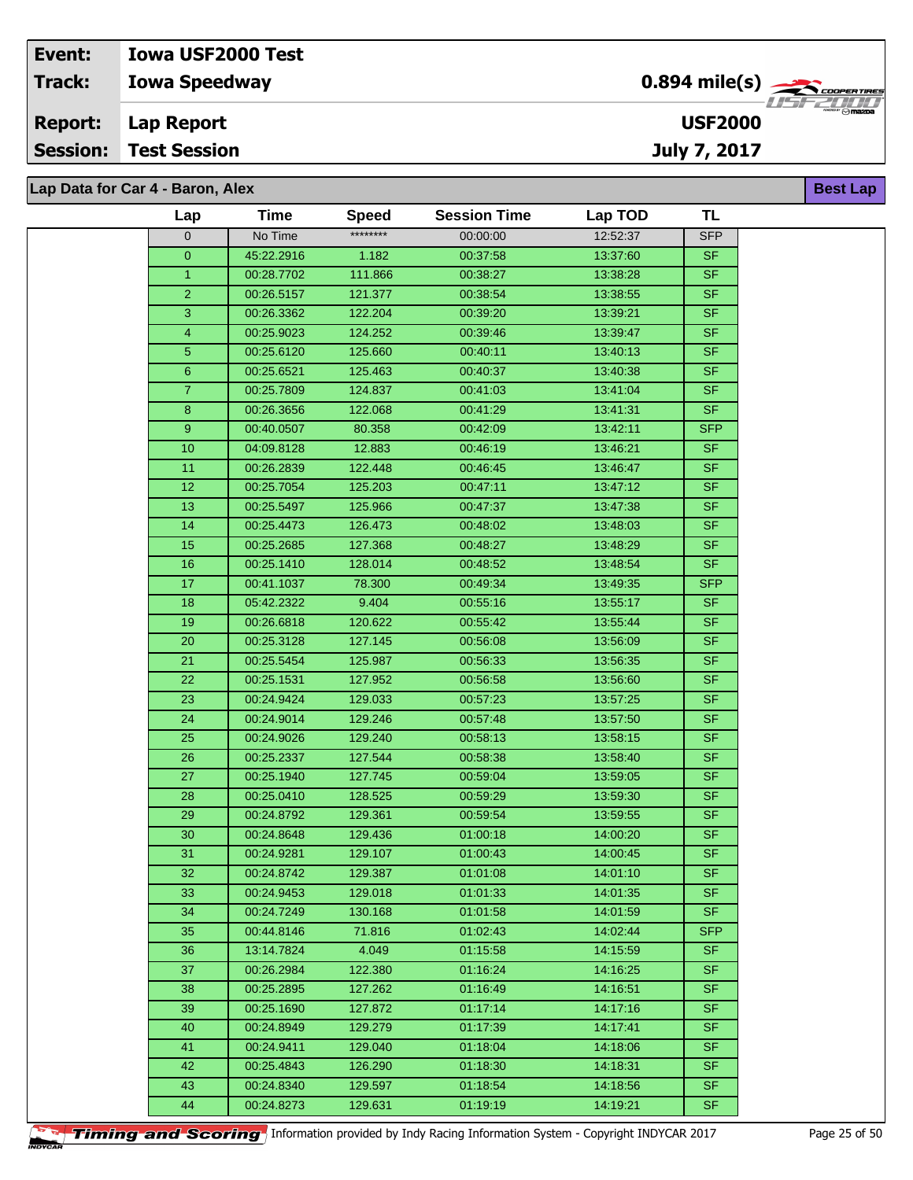| Event: | Iowa USF2000 Test | |
|---|---|---|
| Track: | Iowa Speedway | 0.894 mile(s) |
| Report: | Lap Report | USF2000 |
| Session: | Test Session | July 7, 2017 |

## Lap Data for Car 4 - Baron, Alex

Best Lap

| Lap | Time | Speed | Session Time | Lap TOD | TL |
|---|---|---|---|---|---|
| 0 | No Time | ******** | 00:00:00 | 12:52:37 | SFP |
| 0 | 45:22.2916 | 1.182 | 00:37:58 | 13:37:60 | SF |
| 1 | 00:28.7702 | 111.866 | 00:38:27 | 13:38:28 | SF |
| 2 | 00:26.5157 | 121.377 | 00:38:54 | 13:38:55 | SF |
| 3 | 00:26.3362 | 122.204 | 00:39:20 | 13:39:21 | SF |
| 4 | 00:25.9023 | 124.252 | 00:39:46 | 13:39:47 | SF |
| 5 | 00:25.6120 | 125.660 | 00:40:11 | 13:40:13 | SF |
| 6 | 00:25.6521 | 125.463 | 00:40:37 | 13:40:38 | SF |
| 7 | 00:25.7809 | 124.837 | 00:41:03 | 13:41:04 | SF |
| 8 | 00:26.3656 | 122.068 | 00:41:29 | 13:41:31 | SF |
| 9 | 00:40.0507 | 80.358 | 00:42:09 | 13:42:11 | SFP |
| 10 | 04:09.8128 | 12.883 | 00:46:19 | 13:46:21 | SF |
| 11 | 00:26.2839 | 122.448 | 00:46:45 | 13:46:47 | SF |
| 12 | 00:25.7054 | 125.203 | 00:47:11 | 13:47:12 | SF |
| 13 | 00:25.5497 | 125.966 | 00:47:37 | 13:47:38 | SF |
| 14 | 00:25.4473 | 126.473 | 00:48:02 | 13:48:03 | SF |
| 15 | 00:25.2685 | 127.368 | 00:48:27 | 13:48:29 | SF |
| 16 | 00:25.1410 | 128.014 | 00:48:52 | 13:48:54 | SF |
| 17 | 00:41.1037 | 78.300 | 00:49:34 | 13:49:35 | SFP |
| 18 | 05:42.2322 | 9.404 | 00:55:16 | 13:55:17 | SF |
| 19 | 00:26.6818 | 120.622 | 00:55:42 | 13:55:44 | SF |
| 20 | 00:25.3128 | 127.145 | 00:56:08 | 13:56:09 | SF |
| 21 | 00:25.5454 | 125.987 | 00:56:33 | 13:56:35 | SF |
| 22 | 00:25.1531 | 127.952 | 00:56:58 | 13:56:60 | SF |
| 23 | 00:24.9424 | 129.033 | 00:57:23 | 13:57:25 | SF |
| 24 | 00:24.9014 | 129.246 | 00:57:48 | 13:57:50 | SF |
| 25 | 00:24.9026 | 129.240 | 00:58:13 | 13:58:15 | SF |
| 26 | 00:25.2337 | 127.544 | 00:58:38 | 13:58:40 | SF |
| 27 | 00:25.1940 | 127.745 | 00:59:04 | 13:59:05 | SF |
| 28 | 00:25.0410 | 128.525 | 00:59:29 | 13:59:30 | SF |
| 29 | 00:24.8792 | 129.361 | 00:59:54 | 13:59:55 | SF |
| 30 | 00:24.8648 | 129.436 | 01:00:18 | 14:00:20 | SF |
| 31 | 00:24.9281 | 129.107 | 01:00:43 | 14:00:45 | SF |
| 32 | 00:24.8742 | 129.387 | 01:01:08 | 14:01:10 | SF |
| 33 | 00:24.9453 | 129.018 | 01:01:33 | 14:01:35 | SF |
| 34 | 00:24.7249 | 130.168 | 01:01:58 | 14:01:59 | SF |
| 35 | 00:44.8146 | 71.816 | 01:02:43 | 14:02:44 | SFP |
| 36 | 13:14.7824 | 4.049 | 01:15:58 | 14:15:59 | SF |
| 37 | 00:26.2984 | 122.380 | 01:16:24 | 14:16:25 | SF |
| 38 | 00:25.2895 | 127.262 | 01:16:49 | 14:16:51 | SF |
| 39 | 00:25.1690 | 127.872 | 01:17:14 | 14:17:16 | SF |
| 40 | 00:24.8949 | 129.279 | 01:17:39 | 14:17:41 | SF |
| 41 | 00:24.9411 | 129.040 | 01:18:04 | 14:18:06 | SF |
| 42 | 00:25.4843 | 126.290 | 01:18:30 | 14:18:31 | SF |
| 43 | 00:24.8340 | 129.597 | 01:18:54 | 14:18:56 | SF |
| 44 | 00:24.8273 | 129.631 | 01:19:19 | 14:19:21 | SF |

Information provided by Indy Racing Information System - Copyright INDYCAR 2017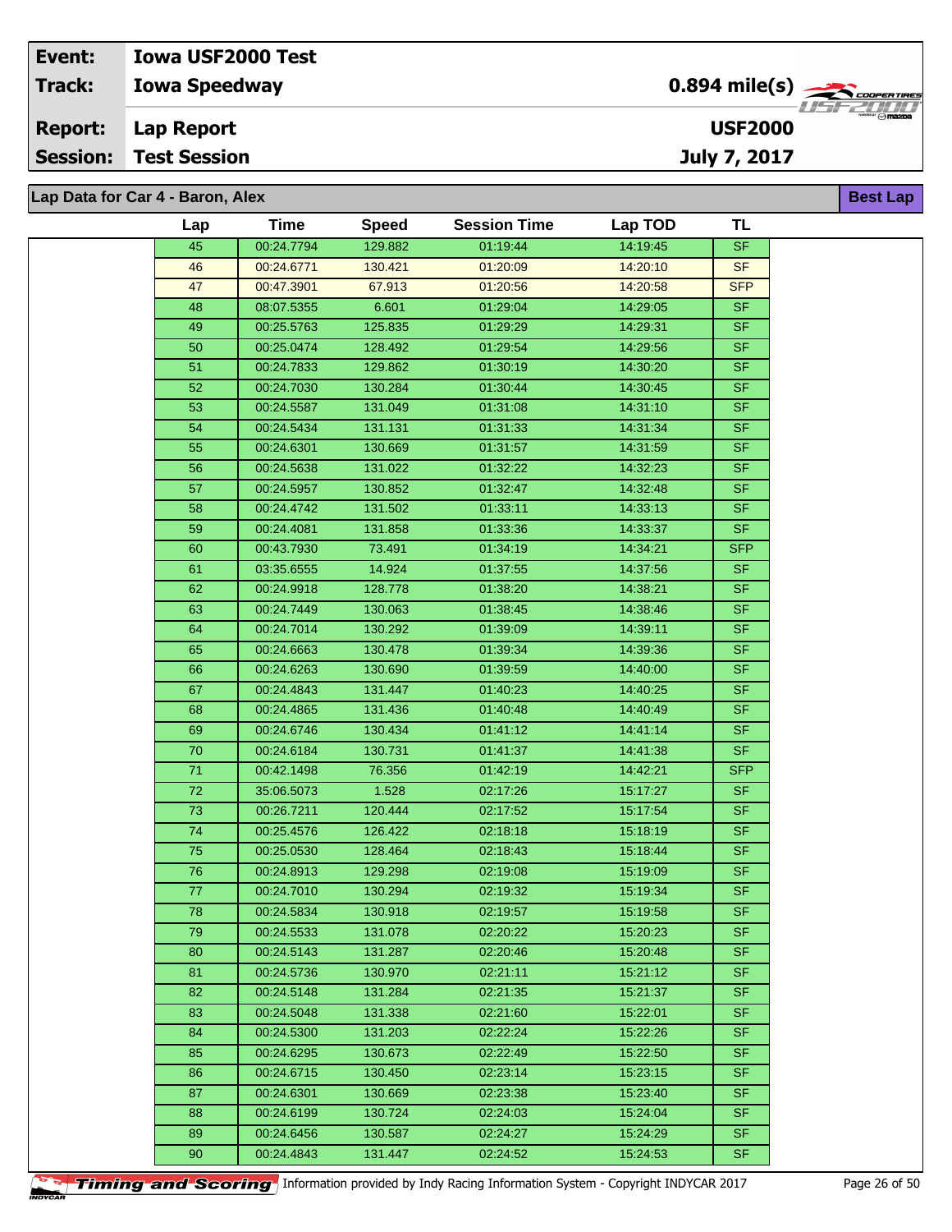| Event: | Iowa USF2000 Test | |
|---|---|---|
| Track: | Iowa Speedway | 0.894 mile(s) |
| Report: | Lap Report | USF2000 |
| Session: | Test Session | July 7, 2017 |

## Lap Data for Car 4 - Baron, Alex

**Best Lap**

| Lap | Time | Speed | Session Time | Lap TOD | TL |
|---|---|---|---|---|---|
| 45 | 00:24.7794 | 129.882 | 01:19:44 | 14:19:45 | SF |
| 46 | 00:24.6771 | 130.421 | 01:20:09 | 14:20:10 | SF |
| 47 | 00:47.3901 | 67.913 | 01:20:56 | 14:20:58 | SFP |
| 48 | 08:07.5355 | 6.601 | 01:29:04 | 14:29:05 | SF |
| 49 | 00:25.5763 | 125.835 | 01:29:29 | 14:29:31 | SF |
| 50 | 00:25.0474 | 128.492 | 01:29:54 | 14:29:56 | SF |
| 51 | 00:24.7833 | 129.862 | 01:30:19 | 14:30:20 | SF |
| 52 | 00:24.7030 | 130.284 | 01:30:44 | 14:30:45 | SF |
| 53 | 00:24.5587 | 131.049 | 01:31:08 | 14:31:10 | SF |
| 54 | 00:24.5434 | 131.131 | 01:31:33 | 14:31:34 | SF |
| 55 | 00:24.6301 | 130.669 | 01:31:57 | 14:31:59 | SF |
| 56 | 00:24.5638 | 131.022 | 01:32:22 | 14:32:23 | SF |
| 57 | 00:24.5957 | 130.852 | 01:32:47 | 14:32:48 | SF |
| 58 | 00:24.4742 | 131.502 | 01:33:11 | 14:33:13 | SF |
| 59 | 00:24.4081 | 131.858 | 01:33:36 | 14:33:37 | SF |
| 60 | 00:43.7930 | 73.491 | 01:34:19 | 14:34:21 | SFP |
| 61 | 03:35.6555 | 14.924 | 01:37:55 | 14:37:56 | SF |
| 62 | 00:24.9918 | 128.778 | 01:38:20 | 14:38:21 | SF |
| 63 | 00:24.7449 | 130.063 | 01:38:45 | 14:38:46 | SF |
| 64 | 00:24.7014 | 130.292 | 01:39:09 | 14:39:11 | SF |
| 65 | 00:24.6663 | 130.478 | 01:39:34 | 14:39:36 | SF |
| 66 | 00:24.6263 | 130.690 | 01:39:59 | 14:40:00 | SF |
| 67 | 00:24.4843 | 131.447 | 01:40:23 | 14:40:25 | SF |
| 68 | 00:24.4865 | 131.436 | 01:40:48 | 14:40:49 | SF |
| 69 | 00:24.6746 | 130.434 | 01:41:12 | 14:41:14 | SF |
| 70 | 00:24.6184 | 130.731 | 01:41:37 | 14:41:38 | SF |
| 71 | 00:42.1498 | 76.356 | 01:42:19 | 14:42:21 | SFP |
| 72 | 35:06.5073 | 1.528 | 02:17:26 | 15:17:27 | SF |
| 73 | 00:26.7211 | 120.444 | 02:17:52 | 15:17:54 | SF |
| 74 | 00:25.4576 | 126.422 | 02:18:18 | 15:18:19 | SF |
| 75 | 00:25.0530 | 128.464 | 02:18:43 | 15:18:44 | SF |
| 76 | 00:24.8913 | 129.298 | 02:19:08 | 15:19:09 | SF |
| 77 | 00:24.7010 | 130.294 | 02:19:32 | 15:19:34 | SF |
| 78 | 00:24.5834 | 130.918 | 02:19:57 | 15:19:58 | SF |
| 79 | 00:24.5533 | 131.078 | 02:20:22 | 15:20:23 | SF |
| 80 | 00:24.5143 | 131.287 | 02:20:46 | 15:20:48 | SF |
| 81 | 00:24.5736 | 130.970 | 02:21:11 | 15:21:12 | SF |
| 82 | 00:24.5148 | 131.284 | 02:21:35 | 15:21:37 | SF |
| 83 | 00:24.5048 | 131.338 | 02:21:60 | 15:22:01 | SF |
| 84 | 00:24.5300 | 131.203 | 02:22:24 | 15:22:26 | SF |
| 85 | 00:24.6295 | 130.673 | 02:22:49 | 15:22:50 | SF |
| 86 | 00:24.6715 | 130.450 | 02:23:14 | 15:23:15 | SF |
| 87 | 00:24.6301 | 130.669 | 02:23:38 | 15:23:40 | SF |
| 88 | 00:24.6199 | 130.724 | 02:24:03 | 15:24:04 | SF |
| 89 | 00:24.6456 | 130.587 | 02:24:27 | 15:24:29 | SF |
| 90 | 00:24.4843 | 131.447 | 02:24:52 | 15:24:53 | SF |

Information provided by Indy Racing Information System - Copyright INDYCAR 2017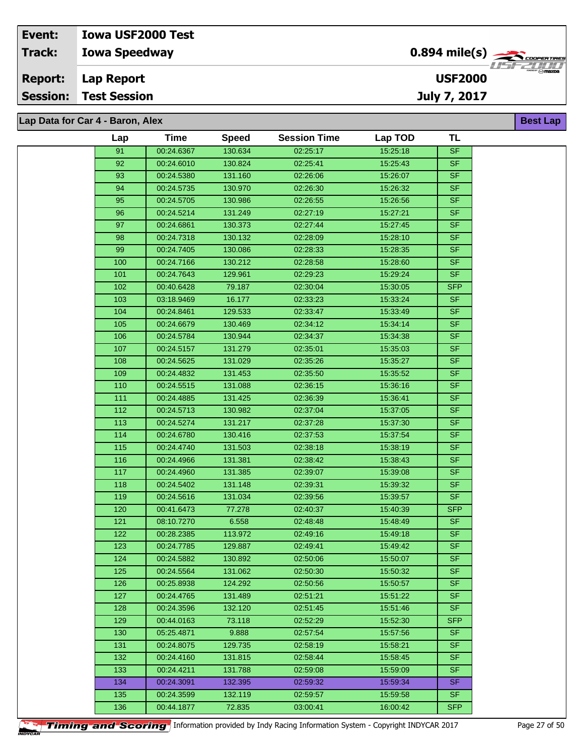| Event: | Iowa USF2000 Test | |
|---|---|---|
| Track: | Iowa Speedway | 0.894 mile(s) |
| Report: | Lap Report | USF2000 |
| Session: | Test Session | July 7, 2017 |

**Lap Data for Car 4 - Baron, Alex** — Best Lap

| Lap | Time | Speed | Session Time | Lap TOD | TL |
|---|---|---|---|---|---|
| 91 | 00:24.6367 | 130.634 | 02:25:17 | 15:25:18 | SF |
| 92 | 00:24.6010 | 130.824 | 02:25:41 | 15:25:43 | SF |
| 93 | 00:24.5380 | 131.160 | 02:26:06 | 15:26:07 | SF |
| 94 | 00:24.5735 | 130.970 | 02:26:30 | 15:26:32 | SF |
| 95 | 00:24.5705 | 130.986 | 02:26:55 | 15:26:56 | SF |
| 96 | 00:24.5214 | 131.249 | 02:27:19 | 15:27:21 | SF |
| 97 | 00:24.6861 | 130.373 | 02:27:44 | 15:27:45 | SF |
| 98 | 00:24.7318 | 130.132 | 02:28:09 | 15:28:10 | SF |
| 99 | 00:24.7405 | 130.086 | 02:28:33 | 15:28:35 | SF |
| 100 | 00:24.7166 | 130.212 | 02:28:58 | 15:28:60 | SF |
| 101 | 00:24.7643 | 129.961 | 02:29:23 | 15:29:24 | SF |
| 102 | 00:40.6428 | 79.187 | 02:30:04 | 15:30:05 | SFP |
| 103 | 03:18.9469 | 16.177 | 02:33:23 | 15:33:24 | SF |
| 104 | 00:24.8461 | 129.533 | 02:33:47 | 15:33:49 | SF |
| 105 | 00:24.6679 | 130.469 | 02:34:12 | 15:34:14 | SF |
| 106 | 00:24.5784 | 130.944 | 02:34:37 | 15:34:38 | SF |
| 107 | 00:24.5157 | 131.279 | 02:35:01 | 15:35:03 | SF |
| 108 | 00:24.5625 | 131.029 | 02:35:26 | 15:35:27 | SF |
| 109 | 00:24.4832 | 131.453 | 02:35:50 | 15:35:52 | SF |
| 110 | 00:24.5515 | 131.088 | 02:36:15 | 15:36:16 | SF |
| 111 | 00:24.4885 | 131.425 | 02:36:39 | 15:36:41 | SF |
| 112 | 00:24.5713 | 130.982 | 02:37:04 | 15:37:05 | SF |
| 113 | 00:24.5274 | 131.217 | 02:37:28 | 15:37:30 | SF |
| 114 | 00:24.6780 | 130.416 | 02:37:53 | 15:37:54 | SF |
| 115 | 00:24.4740 | 131.503 | 02:38:18 | 15:38:19 | SF |
| 116 | 00:24.4966 | 131.381 | 02:38:42 | 15:38:43 | SF |
| 117 | 00:24.4960 | 131.385 | 02:39:07 | 15:39:08 | SF |
| 118 | 00:24.5402 | 131.148 | 02:39:31 | 15:39:32 | SF |
| 119 | 00:24.5616 | 131.034 | 02:39:56 | 15:39:57 | SF |
| 120 | 00:41.6473 | 77.278 | 02:40:37 | 15:40:39 | SFP |
| 121 | 08:10.7270 | 6.558 | 02:48:48 | 15:48:49 | SF |
| 122 | 00:28.2385 | 113.972 | 02:49:16 | 15:49:18 | SF |
| 123 | 00:24.7785 | 129.887 | 02:49:41 | 15:49:42 | SF |
| 124 | 00:24.5882 | 130.892 | 02:50:06 | 15:50:07 | SF |
| 125 | 00:24.5564 | 131.062 | 02:50:30 | 15:50:32 | SF |
| 126 | 00:25.8938 | 124.292 | 02:50:56 | 15:50:57 | SF |
| 127 | 00:24.4765 | 131.489 | 02:51:21 | 15:51:22 | SF |
| 128 | 00:24.3596 | 132.120 | 02:51:45 | 15:51:46 | SF |
| 129 | 00:44.0163 | 73.118 | 02:52:29 | 15:52:30 | SFP |
| 130 | 05:25.4871 | 9.888 | 02:57:54 | 15:57:56 | SF |
| 131 | 00:24.8075 | 129.735 | 02:58:19 | 15:58:21 | SF |
| 132 | 00:24.4160 | 131.815 | 02:58:44 | 15:58:45 | SF |
| 133 | 00:24.4211 | 131.788 | 02:59:08 | 15:59:09 | SF |
| 134 | 00:24.3091 | 132.395 | 02:59:32 | 15:59:34 | SF |
| 135 | 00:24.3599 | 132.119 | 02:59:57 | 15:59:58 | SF |
| 136 | 00:44.1877 | 72.835 | 03:00:41 | 16:00:42 | SFP |

Timing and Scoring — Information provided by Indy Racing Information System - Copyright INDYCAR 2017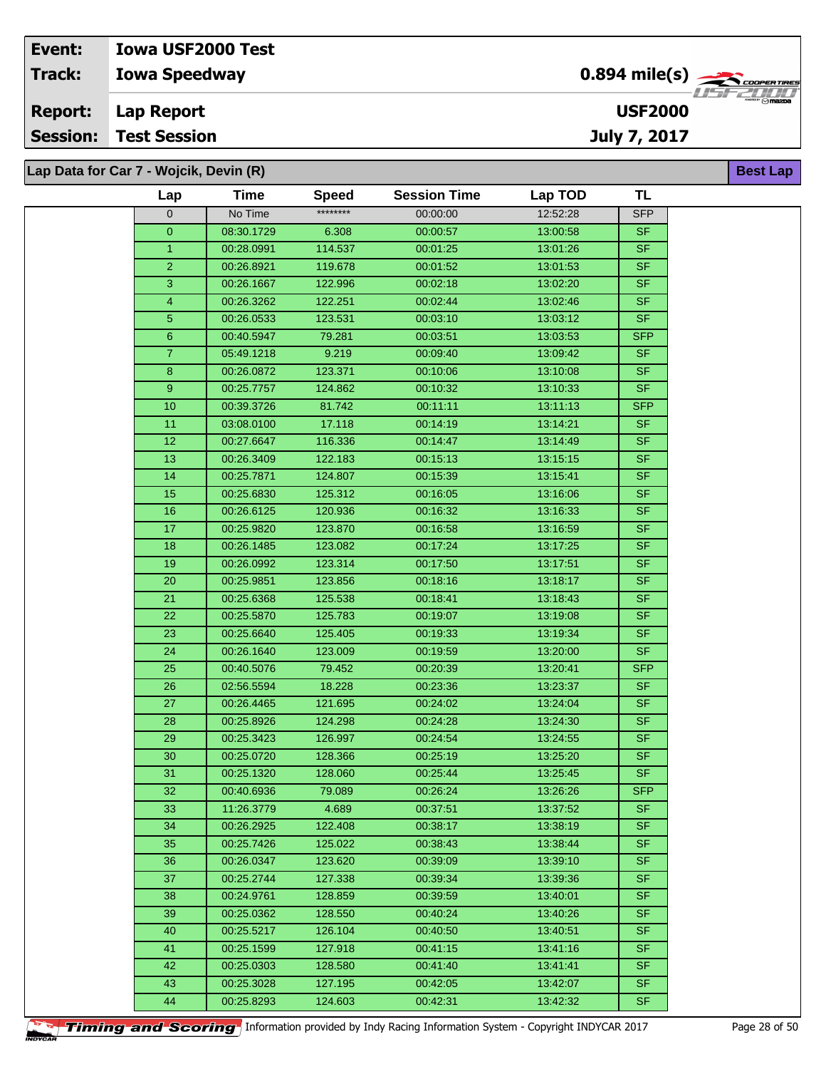| Event: | Iowa USF2000 Test | |
|---|---|---|
| Track: | Iowa Speedway | 0.894 mile(s) |
| Report: | Lap Report | USF2000 |
| Session: | Test Session | July 7, 2017 |

## Lap Data for Car 7 - Wojcik, Devin (R)

Best Lap

| Lap | Time | Speed | Session Time | Lap TOD | TL |
|---|---|---|---|---|---|
| 0 | No Time | ******** | 00:00:00 | 12:52:28 | SFP |
| 0 | 08:30.1729 | 6.308 | 00:00:57 | 13:00:58 | SF |
| 1 | 00:28.0991 | 114.537 | 00:01:25 | 13:01:26 | SF |
| 2 | 00:26.8921 | 119.678 | 00:01:52 | 13:01:53 | SF |
| 3 | 00:26.1667 | 122.996 | 00:02:18 | 13:02:20 | SF |
| 4 | 00:26.3262 | 122.251 | 00:02:44 | 13:02:46 | SF |
| 5 | 00:26.0533 | 123.531 | 00:03:10 | 13:03:12 | SF |
| 6 | 00:40.5947 | 79.281 | 00:03:51 | 13:03:53 | SFP |
| 7 | 05:49.1218 | 9.219 | 00:09:40 | 13:09:42 | SF |
| 8 | 00:26.0872 | 123.371 | 00:10:06 | 13:10:08 | SF |
| 9 | 00:25.7757 | 124.862 | 00:10:32 | 13:10:33 | SF |
| 10 | 00:39.3726 | 81.742 | 00:11:11 | 13:11:13 | SFP |
| 11 | 03:08.0100 | 17.118 | 00:14:19 | 13:14:21 | SF |
| 12 | 00:27.6647 | 116.336 | 00:14:47 | 13:14:49 | SF |
| 13 | 00:26.3409 | 122.183 | 00:15:13 | 13:15:15 | SF |
| 14 | 00:25.7871 | 124.807 | 00:15:39 | 13:15:41 | SF |
| 15 | 00:25.6830 | 125.312 | 00:16:05 | 13:16:06 | SF |
| 16 | 00:26.6125 | 120.936 | 00:16:32 | 13:16:33 | SF |
| 17 | 00:25.9820 | 123.870 | 00:16:58 | 13:16:59 | SF |
| 18 | 00:26.1485 | 123.082 | 00:17:24 | 13:17:25 | SF |
| 19 | 00:26.0992 | 123.314 | 00:17:50 | 13:17:51 | SF |
| 20 | 00:25.9851 | 123.856 | 00:18:16 | 13:18:17 | SF |
| 21 | 00:25.6368 | 125.538 | 00:18:41 | 13:18:43 | SF |
| 22 | 00:25.5870 | 125.783 | 00:19:07 | 13:19:08 | SF |
| 23 | 00:25.6640 | 125.405 | 00:19:33 | 13:19:34 | SF |
| 24 | 00:26.1640 | 123.009 | 00:19:59 | 13:20:00 | SF |
| 25 | 00:40.5076 | 79.452 | 00:20:39 | 13:20:41 | SFP |
| 26 | 02:56.5594 | 18.228 | 00:23:36 | 13:23:37 | SF |
| 27 | 00:26.4465 | 121.695 | 00:24:02 | 13:24:04 | SF |
| 28 | 00:25.8926 | 124.298 | 00:24:28 | 13:24:30 | SF |
| 29 | 00:25.3423 | 126.997 | 00:24:54 | 13:24:55 | SF |
| 30 | 00:25.0720 | 128.366 | 00:25:19 | 13:25:20 | SF |
| 31 | 00:25.1320 | 128.060 | 00:25:44 | 13:25:45 | SF |
| 32 | 00:40.6936 | 79.089 | 00:26:24 | 13:26:26 | SFP |
| 33 | 11:26.3779 | 4.689 | 00:37:51 | 13:37:52 | SF |
| 34 | 00:26.2925 | 122.408 | 00:38:17 | 13:38:19 | SF |
| 35 | 00:25.7426 | 125.022 | 00:38:43 | 13:38:44 | SF |
| 36 | 00:26.0347 | 123.620 | 00:39:09 | 13:39:10 | SF |
| 37 | 00:25.2744 | 127.338 | 00:39:34 | 13:39:36 | SF |
| 38 | 00:24.9761 | 128.859 | 00:39:59 | 13:40:01 | SF |
| 39 | 00:25.0362 | 128.550 | 00:40:24 | 13:40:26 | SF |
| 40 | 00:25.5217 | 126.104 | 00:40:50 | 13:40:51 | SF |
| 41 | 00:25.1599 | 127.918 | 00:41:15 | 13:41:16 | SF |
| 42 | 00:25.0303 | 128.580 | 00:41:40 | 13:41:41 | SF |
| 43 | 00:25.3028 | 127.195 | 00:42:05 | 13:42:07 | SF |
| 44 | 00:25.8293 | 124.603 | 00:42:31 | 13:42:32 | SF |

Timing and Scoring Information provided by Indy Racing Information System - Copyright INDYCAR 2017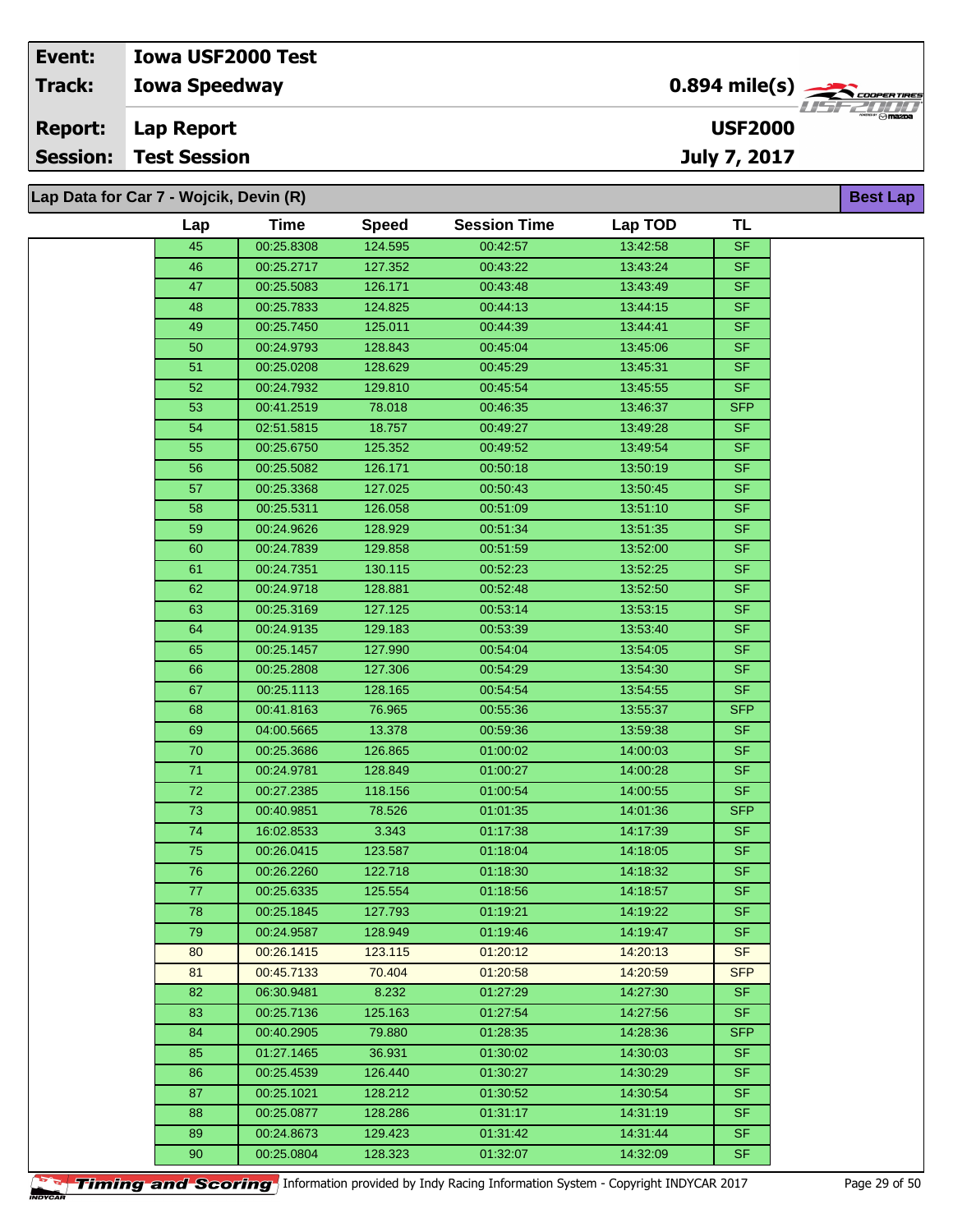| Event: | Iowa USF2000 Test | |
|---|---|---|
| Track: | Iowa Speedway | 0.894 mile(s) |
| Report: | Lap Report | USF2000 |
| Session: | Test Session | July 7, 2017 |

## Lap Data for Car 7 - Wojcik, Devin (R)

Best Lap

| Lap | Time | Speed | Session Time | Lap TOD | TL |
|---|---|---|---|---|---|
| 45 | 00:25.8308 | 124.595 | 00:42:57 | 13:42:58 | SF |
| 46 | 00:25.2717 | 127.352 | 00:43:22 | 13:43:24 | SF |
| 47 | 00:25.5083 | 126.171 | 00:43:48 | 13:43:49 | SF |
| 48 | 00:25.7833 | 124.825 | 00:44:13 | 13:44:15 | SF |
| 49 | 00:25.7450 | 125.011 | 00:44:39 | 13:44:41 | SF |
| 50 | 00:24.9793 | 128.843 | 00:45:04 | 13:45:06 | SF |
| 51 | 00:25.0208 | 128.629 | 00:45:29 | 13:45:31 | SF |
| 52 | 00:24.7932 | 129.810 | 00:45:54 | 13:45:55 | SF |
| 53 | 00:41.2519 | 78.018 | 00:46:35 | 13:46:37 | SFP |
| 54 | 02:51.5815 | 18.757 | 00:49:27 | 13:49:28 | SF |
| 55 | 00:25.6750 | 125.352 | 00:49:52 | 13:49:54 | SF |
| 56 | 00:25.5082 | 126.171 | 00:50:18 | 13:50:19 | SF |
| 57 | 00:25.3368 | 127.025 | 00:50:43 | 13:50:45 | SF |
| 58 | 00:25.5311 | 126.058 | 00:51:09 | 13:51:10 | SF |
| 59 | 00:24.9626 | 128.929 | 00:51:34 | 13:51:35 | SF |
| 60 | 00:24.7839 | 129.858 | 00:51:59 | 13:52:00 | SF |
| 61 | 00:24.7351 | 130.115 | 00:52:23 | 13:52:25 | SF |
| 62 | 00:24.9718 | 128.881 | 00:52:48 | 13:52:50 | SF |
| 63 | 00:25.3169 | 127.125 | 00:53:14 | 13:53:15 | SF |
| 64 | 00:24.9135 | 129.183 | 00:53:39 | 13:53:40 | SF |
| 65 | 00:25.1457 | 127.990 | 00:54:04 | 13:54:05 | SF |
| 66 | 00:25.2808 | 127.306 | 00:54:29 | 13:54:30 | SF |
| 67 | 00:25.1113 | 128.165 | 00:54:54 | 13:54:55 | SF |
| 68 | 00:41.8163 | 76.965 | 00:55:36 | 13:55:37 | SFP |
| 69 | 04:00.5665 | 13.378 | 00:59:36 | 13:59:38 | SF |
| 70 | 00:25.3686 | 126.865 | 01:00:02 | 14:00:03 | SF |
| 71 | 00:24.9781 | 128.849 | 01:00:27 | 14:00:28 | SF |
| 72 | 00:27.2385 | 118.156 | 01:00:54 | 14:00:55 | SF |
| 73 | 00:40.9851 | 78.526 | 01:01:35 | 14:01:36 | SFP |
| 74 | 16:02.8533 | 3.343 | 01:17:38 | 14:17:39 | SF |
| 75 | 00:26.0415 | 123.587 | 01:18:04 | 14:18:05 | SF |
| 76 | 00:26.2260 | 122.718 | 01:18:30 | 14:18:32 | SF |
| 77 | 00:25.6335 | 125.554 | 01:18:56 | 14:18:57 | SF |
| 78 | 00:25.1845 | 127.793 | 01:19:21 | 14:19:22 | SF |
| 79 | 00:24.9587 | 128.949 | 01:19:46 | 14:19:47 | SF |
| 80 | 00:26.1415 | 123.115 | 01:20:12 | 14:20:13 | SF |
| 81 | 00:45.7133 | 70.404 | 01:20:58 | 14:20:59 | SFP |
| 82 | 06:30.9481 | 8.232 | 01:27:29 | 14:27:30 | SF |
| 83 | 00:25.7136 | 125.163 | 01:27:54 | 14:27:56 | SF |
| 84 | 00:40.2905 | 79.880 | 01:28:35 | 14:28:36 | SFP |
| 85 | 01:27.1465 | 36.931 | 01:30:02 | 14:30:03 | SF |
| 86 | 00:25.4539 | 126.440 | 01:30:27 | 14:30:29 | SF |
| 87 | 00:25.1021 | 128.212 | 01:30:52 | 14:30:54 | SF |
| 88 | 00:25.0877 | 128.286 | 01:31:17 | 14:31:19 | SF |
| 89 | 00:24.8673 | 129.423 | 01:31:42 | 14:31:44 | SF |
| 90 | 00:25.0804 | 128.323 | 01:32:07 | 14:32:09 | SF |

Timing and Scoring — Information provided by Indy Racing Information System - Copyright INDYCAR 2017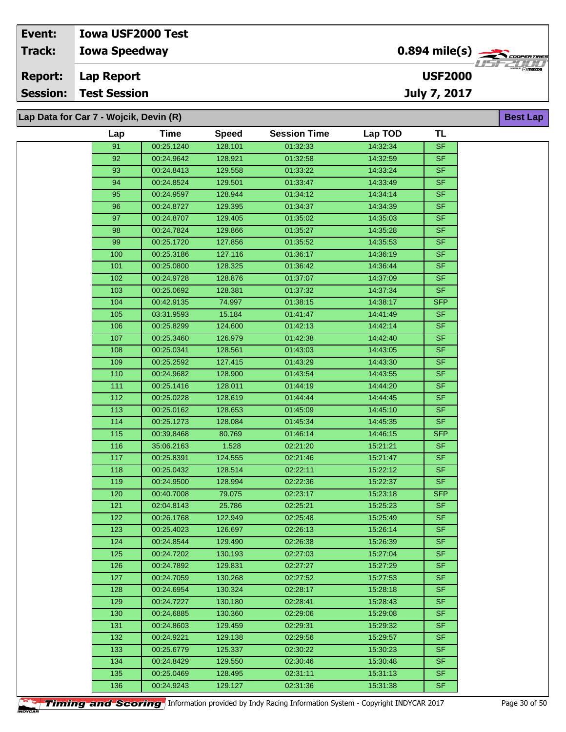| Event: | Iowa USF2000 Test | |
|---|---|---|
| Track: | Iowa Speedway | 0.894 mile(s) |
| Report: | Lap Report | USF2000 |
| Session: | Test Session | July 7, 2017 |

**Lap Data for Car 7 - Wojcik, Devin (R)** — **Best Lap**

| Lap | Time | Speed | Session Time | Lap TOD | TL |
|---|---|---|---|---|---|
| 91 | 00:25.1240 | 128.101 | 01:32:33 | 14:32:34 | SF |
| 92 | 00:24.9642 | 128.921 | 01:32:58 | 14:32:59 | SF |
| 93 | 00:24.8413 | 129.558 | 01:33:22 | 14:33:24 | SF |
| 94 | 00:24.8524 | 129.501 | 01:33:47 | 14:33:49 | SF |
| 95 | 00:24.9597 | 128.944 | 01:34:12 | 14:34:14 | SF |
| 96 | 00:24.8727 | 129.395 | 01:34:37 | 14:34:39 | SF |
| 97 | 00:24.8707 | 129.405 | 01:35:02 | 14:35:03 | SF |
| 98 | 00:24.7824 | 129.866 | 01:35:27 | 14:35:28 | SF |
| 99 | 00:25.1720 | 127.856 | 01:35:52 | 14:35:53 | SF |
| 100 | 00:25.3186 | 127.116 | 01:36:17 | 14:36:19 | SF |
| 101 | 00:25.0800 | 128.325 | 01:36:42 | 14:36:44 | SF |
| 102 | 00:24.9728 | 128.876 | 01:37:07 | 14:37:09 | SF |
| 103 | 00:25.0692 | 128.381 | 01:37:32 | 14:37:34 | SF |
| 104 | 00:42.9135 | 74.997 | 01:38:15 | 14:38:17 | SFP |
| 105 | 03:31.9593 | 15.184 | 01:41:47 | 14:41:49 | SF |
| 106 | 00:25.8299 | 124.600 | 01:42:13 | 14:42:14 | SF |
| 107 | 00:25.3460 | 126.979 | 01:42:38 | 14:42:40 | SF |
| 108 | 00:25.0341 | 128.561 | 01:43:03 | 14:43:05 | SF |
| 109 | 00:25.2592 | 127.415 | 01:43:29 | 14:43:30 | SF |
| 110 | 00:24.9682 | 128.900 | 01:43:54 | 14:43:55 | SF |
| 111 | 00:25.1416 | 128.011 | 01:44:19 | 14:44:20 | SF |
| 112 | 00:25.0228 | 128.619 | 01:44:44 | 14:44:45 | SF |
| 113 | 00:25.0162 | 128.653 | 01:45:09 | 14:45:10 | SF |
| 114 | 00:25.1273 | 128.084 | 01:45:34 | 14:45:35 | SF |
| 115 | 00:39.8468 | 80.769 | 01:46:14 | 14:46:15 | SFP |
| 116 | 35:06.2163 | 1.528 | 02:21:20 | 15:21:21 | SF |
| 117 | 00:25.8391 | 124.555 | 02:21:46 | 15:21:47 | SF |
| 118 | 00:25.0432 | 128.514 | 02:22:11 | 15:22:12 | SF |
| 119 | 00:24.9500 | 128.994 | 02:22:36 | 15:22:37 | SF |
| 120 | 00:40.7008 | 79.075 | 02:23:17 | 15:23:18 | SFP |
| 121 | 02:04.8143 | 25.786 | 02:25:21 | 15:25:23 | SF |
| 122 | 00:26.1768 | 122.949 | 02:25:48 | 15:25:49 | SF |
| 123 | 00:25.4023 | 126.697 | 02:26:13 | 15:26:14 | SF |
| 124 | 00:24.8544 | 129.490 | 02:26:38 | 15:26:39 | SF |
| 125 | 00:24.7202 | 130.193 | 02:27:03 | 15:27:04 | SF |
| 126 | 00:24.7892 | 129.831 | 02:27:27 | 15:27:29 | SF |
| 127 | 00:24.7059 | 130.268 | 02:27:52 | 15:27:53 | SF |
| 128 | 00:24.6954 | 130.324 | 02:28:17 | 15:28:18 | SF |
| 129 | 00:24.7227 | 130.180 | 02:28:41 | 15:28:43 | SF |
| 130 | 00:24.6885 | 130.360 | 02:29:06 | 15:29:08 | SF |
| 131 | 00:24.8603 | 129.459 | 02:29:31 | 15:29:32 | SF |
| 132 | 00:24.9221 | 129.138 | 02:29:56 | 15:29:57 | SF |
| 133 | 00:25.6779 | 125.337 | 02:30:22 | 15:30:23 | SF |
| 134 | 00:24.8429 | 129.550 | 02:30:46 | 15:30:48 | SF |
| 135 | 00:25.0469 | 128.495 | 02:31:11 | 15:31:13 | SF |
| 136 | 00:24.9243 | 129.127 | 02:31:36 | 15:31:38 | SF |

Timing and Scoring — Information provided by Indy Racing Information System - Copyright INDYCAR 2017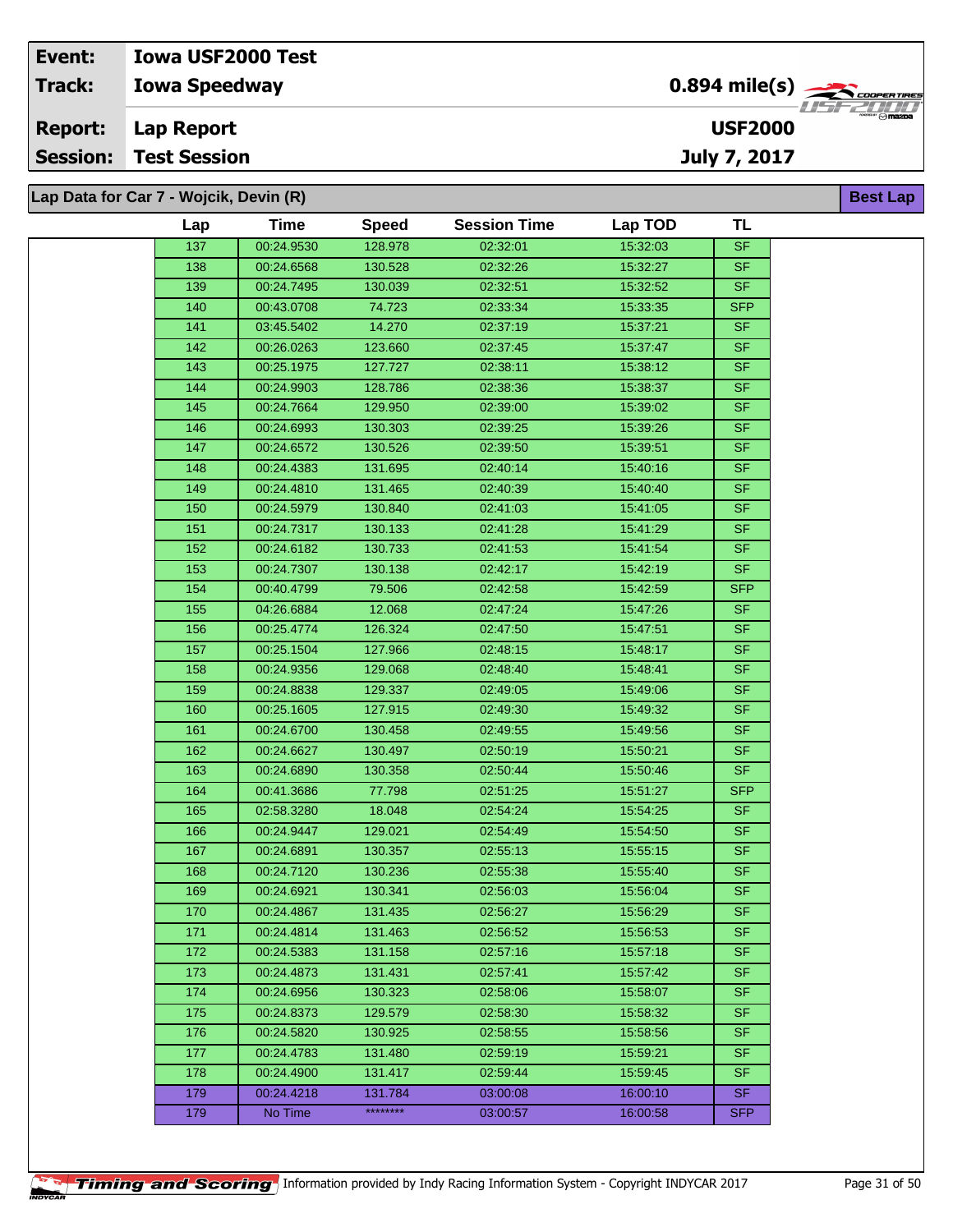| Event: | Iowa USF2000 Test |
| --- | --- |
| Track: | Iowa Speedway — 0.894 mile(s) |
| Report: | Lap Report — USF2000 |
| Session: | Test Session — July 7, 2017 |

## Lap Data for Car 7 - Wojcik, Devin (R)

Best Lap

| Lap | Time | Speed | Session Time | Lap TOD | TL |
| --- | --- | --- | --- | --- | --- |
| 137 | 00:24.9530 | 128.978 | 02:32:01 | 15:32:03 | SF |
| 138 | 00:24.6568 | 130.528 | 02:32:26 | 15:32:27 | SF |
| 139 | 00:24.7495 | 130.039 | 02:32:51 | 15:32:52 | SF |
| 140 | 00:43.0708 | 74.723 | 02:33:34 | 15:33:35 | SFP |
| 141 | 03:45.5402 | 14.270 | 02:37:19 | 15:37:21 | SF |
| 142 | 00:26.0263 | 123.660 | 02:37:45 | 15:37:47 | SF |
| 143 | 00:25.1975 | 127.727 | 02:38:11 | 15:38:12 | SF |
| 144 | 00:24.9903 | 128.786 | 02:38:36 | 15:38:37 | SF |
| 145 | 00:24.7664 | 129.950 | 02:39:00 | 15:39:02 | SF |
| 146 | 00:24.6993 | 130.303 | 02:39:25 | 15:39:26 | SF |
| 147 | 00:24.6572 | 130.526 | 02:39:50 | 15:39:51 | SF |
| 148 | 00:24.4383 | 131.695 | 02:40:14 | 15:40:16 | SF |
| 149 | 00:24.4810 | 131.465 | 02:40:39 | 15:40:40 | SF |
| 150 | 00:24.5979 | 130.840 | 02:41:03 | 15:41:05 | SF |
| 151 | 00:24.7317 | 130.133 | 02:41:28 | 15:41:29 | SF |
| 152 | 00:24.6182 | 130.733 | 02:41:53 | 15:41:54 | SF |
| 153 | 00:24.7307 | 130.138 | 02:42:17 | 15:42:19 | SF |
| 154 | 00:40.4799 | 79.506 | 02:42:58 | 15:42:59 | SFP |
| 155 | 04:26.6884 | 12.068 | 02:47:24 | 15:47:26 | SF |
| 156 | 00:25.4774 | 126.324 | 02:47:50 | 15:47:51 | SF |
| 157 | 00:25.1504 | 127.966 | 02:48:15 | 15:48:17 | SF |
| 158 | 00:24.9356 | 129.068 | 02:48:40 | 15:48:41 | SF |
| 159 | 00:24.8838 | 129.337 | 02:49:05 | 15:49:06 | SF |
| 160 | 00:25.1605 | 127.915 | 02:49:30 | 15:49:32 | SF |
| 161 | 00:24.6700 | 130.458 | 02:49:55 | 15:49:56 | SF |
| 162 | 00:24.6627 | 130.497 | 02:50:19 | 15:50:21 | SF |
| 163 | 00:24.6890 | 130.358 | 02:50:44 | 15:50:46 | SF |
| 164 | 00:41.3686 | 77.798 | 02:51:25 | 15:51:27 | SFP |
| 165 | 02:58.3280 | 18.048 | 02:54:24 | 15:54:25 | SF |
| 166 | 00:24.9447 | 129.021 | 02:54:49 | 15:54:50 | SF |
| 167 | 00:24.6891 | 130.357 | 02:55:13 | 15:55:15 | SF |
| 168 | 00:24.7120 | 130.236 | 02:55:38 | 15:55:40 | SF |
| 169 | 00:24.6921 | 130.341 | 02:56:03 | 15:56:04 | SF |
| 170 | 00:24.4867 | 131.435 | 02:56:27 | 15:56:29 | SF |
| 171 | 00:24.4814 | 131.463 | 02:56:52 | 15:56:53 | SF |
| 172 | 00:24.5383 | 131.158 | 02:57:16 | 15:57:18 | SF |
| 173 | 00:24.4873 | 131.431 | 02:57:41 | 15:57:42 | SF |
| 174 | 00:24.6956 | 130.323 | 02:58:06 | 15:58:07 | SF |
| 175 | 00:24.8373 | 129.579 | 02:58:30 | 15:58:32 | SF |
| 176 | 00:24.5820 | 130.925 | 02:58:55 | 15:58:56 | SF |
| 177 | 00:24.4783 | 131.480 | 02:59:19 | 15:59:21 | SF |
| 178 | 00:24.4900 | 131.417 | 02:59:44 | 15:59:45 | SF |
| 179 | 00:24.4218 | 131.784 | 03:00:08 | 16:00:10 | SF |
| 179 | No Time | ******** | 03:00:57 | 16:00:58 | SFP |

Timing and Scoring — Information provided by Indy Racing Information System - Copyright INDYCAR 2017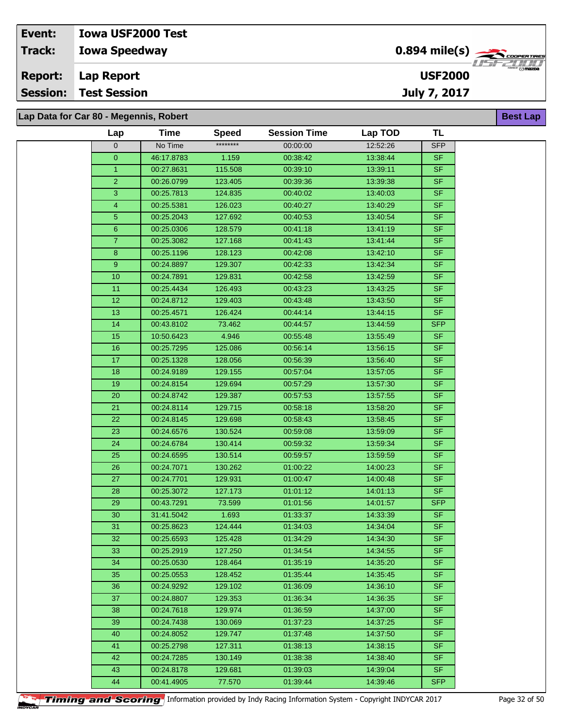| Event: | Iowa USF2000 Test | |
|---|---|---|
| Track: | Iowa Speedway | 0.894 mile(s) |
| Report: | Lap Report | USF2000 |
| Session: | Test Session | July 7, 2017 |

## Lap Data for Car 80 - Megennis, Robert

Best Lap

| Lap | Time | Speed | Session Time | Lap TOD | TL |
|---|---|---|---|---|---|
| 0 | No Time | ******** | 00:00:00 | 12:52:26 | SFP |
| 0 | 46:17.8783 | 1.159 | 00:38:42 | 13:38:44 | SF |
| 1 | 00:27.8631 | 115.508 | 00:39:10 | 13:39:11 | SF |
| 2 | 00:26.0799 | 123.405 | 00:39:36 | 13:39:38 | SF |
| 3 | 00:25.7813 | 124.835 | 00:40:02 | 13:40:03 | SF |
| 4 | 00:25.5381 | 126.023 | 00:40:27 | 13:40:29 | SF |
| 5 | 00:25.2043 | 127.692 | 00:40:53 | 13:40:54 | SF |
| 6 | 00:25.0306 | 128.579 | 00:41:18 | 13:41:19 | SF |
| 7 | 00:25.3082 | 127.168 | 00:41:43 | 13:41:44 | SF |
| 8 | 00:25.1196 | 128.123 | 00:42:08 | 13:42:10 | SF |
| 9 | 00:24.8897 | 129.307 | 00:42:33 | 13:42:34 | SF |
| 10 | 00:24.7891 | 129.831 | 00:42:58 | 13:42:59 | SF |
| 11 | 00:25.4434 | 126.493 | 00:43:23 | 13:43:25 | SF |
| 12 | 00:24.8712 | 129.403 | 00:43:48 | 13:43:50 | SF |
| 13 | 00:25.4571 | 126.424 | 00:44:14 | 13:44:15 | SF |
| 14 | 00:43.8102 | 73.462 | 00:44:57 | 13:44:59 | SFP |
| 15 | 10:50.6423 | 4.946 | 00:55:48 | 13:55:49 | SF |
| 16 | 00:25.7295 | 125.086 | 00:56:14 | 13:56:15 | SF |
| 17 | 00:25.1328 | 128.056 | 00:56:39 | 13:56:40 | SF |
| 18 | 00:24.9189 | 129.155 | 00:57:04 | 13:57:05 | SF |
| 19 | 00:24.8154 | 129.694 | 00:57:29 | 13:57:30 | SF |
| 20 | 00:24.8742 | 129.387 | 00:57:53 | 13:57:55 | SF |
| 21 | 00:24.8114 | 129.715 | 00:58:18 | 13:58:20 | SF |
| 22 | 00:24.8145 | 129.698 | 00:58:43 | 13:58:45 | SF |
| 23 | 00:24.6576 | 130.524 | 00:59:08 | 13:59:09 | SF |
| 24 | 00:24.6784 | 130.414 | 00:59:32 | 13:59:34 | SF |
| 25 | 00:24.6595 | 130.514 | 00:59:57 | 13:59:59 | SF |
| 26 | 00:24.7071 | 130.262 | 01:00:22 | 14:00:23 | SF |
| 27 | 00:24.7701 | 129.931 | 01:00:47 | 14:00:48 | SF |
| 28 | 00:25.3072 | 127.173 | 01:01:12 | 14:01:13 | SF |
| 29 | 00:43.7291 | 73.599 | 01:01:56 | 14:01:57 | SFP |
| 30 | 31:41.5042 | 1.693 | 01:33:37 | 14:33:39 | SF |
| 31 | 00:25.8623 | 124.444 | 01:34:03 | 14:34:04 | SF |
| 32 | 00:25.6593 | 125.428 | 01:34:29 | 14:34:30 | SF |
| 33 | 00:25.2919 | 127.250 | 01:34:54 | 14:34:55 | SF |
| 34 | 00:25.0530 | 128.464 | 01:35:19 | 14:35:20 | SF |
| 35 | 00:25.0553 | 128.452 | 01:35:44 | 14:35:45 | SF |
| 36 | 00:24.9292 | 129.102 | 01:36:09 | 14:36:10 | SF |
| 37 | 00:24.8807 | 129.353 | 01:36:34 | 14:36:35 | SF |
| 38 | 00:24.7618 | 129.974 | 01:36:59 | 14:37:00 | SF |
| 39 | 00:24.7438 | 130.069 | 01:37:23 | 14:37:25 | SF |
| 40 | 00:24.8052 | 129.747 | 01:37:48 | 14:37:50 | SF |
| 41 | 00:25.2798 | 127.311 | 01:38:13 | 14:38:15 | SF |
| 42 | 00:24.7285 | 130.149 | 01:38:38 | 14:38:40 | SF |
| 43 | 00:24.8178 | 129.681 | 01:39:03 | 14:39:04 | SF |
| 44 | 00:41.4905 | 77.570 | 01:39:44 | 14:39:46 | SFP |

Timing and Scoring Information provided by Indy Racing Information System - Copyright INDYCAR 2017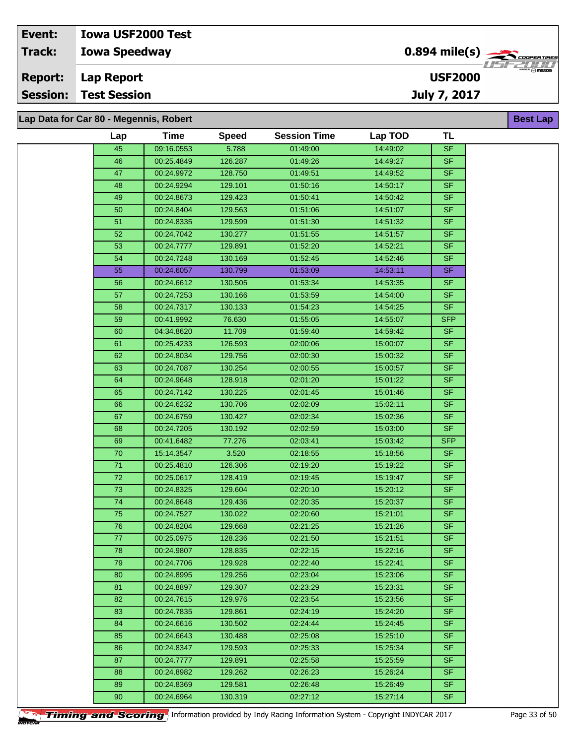| Event: | Iowa USF2000 Test | |
|---|---|---|
| Track: | Iowa Speedway | 0.894 mile(s) |
| Report: | Lap Report | USF2000 |
| Session: | Test Session | July 7, 2017 |

## Lap Data for Car 80 - Megennis, Robert

**Best Lap**

| Lap | Time | Speed | Session Time | Lap TOD | TL |
|---|---|---|---|---|---|
| 45 | 09:16.0553 | 5.788 | 01:49:00 | 14:49:02 | SF |
| 46 | 00:25.4849 | 126.287 | 01:49:26 | 14:49:27 | SF |
| 47 | 00:24.9972 | 128.750 | 01:49:51 | 14:49:52 | SF |
| 48 | 00:24.9294 | 129.101 | 01:50:16 | 14:50:17 | SF |
| 49 | 00:24.8673 | 129.423 | 01:50:41 | 14:50:42 | SF |
| 50 | 00:24.8404 | 129.563 | 01:51:06 | 14:51:07 | SF |
| 51 | 00:24.8335 | 129.599 | 01:51:30 | 14:51:32 | SF |
| 52 | 00:24.7042 | 130.277 | 01:51:55 | 14:51:57 | SF |
| 53 | 00:24.7777 | 129.891 | 01:52:20 | 14:52:21 | SF |
| 54 | 00:24.7248 | 130.169 | 01:52:45 | 14:52:46 | SF |
| 55 | 00:24.6057 | 130.799 | 01:53:09 | 14:53:11 | SF |
| 56 | 00:24.6612 | 130.505 | 01:53:34 | 14:53:35 | SF |
| 57 | 00:24.7253 | 130.166 | 01:53:59 | 14:54:00 | SF |
| 58 | 00:24.7317 | 130.133 | 01:54:23 | 14:54:25 | SF |
| 59 | 00:41.9992 | 76.630 | 01:55:05 | 14:55:07 | SFP |
| 60 | 04:34.8620 | 11.709 | 01:59:40 | 14:59:42 | SF |
| 61 | 00:25.4233 | 126.593 | 02:00:06 | 15:00:07 | SF |
| 62 | 00:24.8034 | 129.756 | 02:00:30 | 15:00:32 | SF |
| 63 | 00:24.7087 | 130.254 | 02:00:55 | 15:00:57 | SF |
| 64 | 00:24.9648 | 128.918 | 02:01:20 | 15:01:22 | SF |
| 65 | 00:24.7142 | 130.225 | 02:01:45 | 15:01:46 | SF |
| 66 | 00:24.6232 | 130.706 | 02:02:09 | 15:02:11 | SF |
| 67 | 00:24.6759 | 130.427 | 02:02:34 | 15:02:36 | SF |
| 68 | 00:24.7205 | 130.192 | 02:02:59 | 15:03:00 | SF |
| 69 | 00:41.6482 | 77.276 | 02:03:41 | 15:03:42 | SFP |
| 70 | 15:14.3547 | 3.520 | 02:18:55 | 15:18:56 | SF |
| 71 | 00:25.4810 | 126.306 | 02:19:20 | 15:19:22 | SF |
| 72 | 00:25.0617 | 128.419 | 02:19:45 | 15:19:47 | SF |
| 73 | 00:24.8325 | 129.604 | 02:20:10 | 15:20:12 | SF |
| 74 | 00:24.8648 | 129.436 | 02:20:35 | 15:20:37 | SF |
| 75 | 00:24.7527 | 130.022 | 02:20:60 | 15:21:01 | SF |
| 76 | 00:24.8204 | 129.668 | 02:21:25 | 15:21:26 | SF |
| 77 | 00:25.0975 | 128.236 | 02:21:50 | 15:21:51 | SF |
| 78 | 00:24.9807 | 128.835 | 02:22:15 | 15:22:16 | SF |
| 79 | 00:24.7706 | 129.928 | 02:22:40 | 15:22:41 | SF |
| 80 | 00:24.8995 | 129.256 | 02:23:04 | 15:23:06 | SF |
| 81 | 00:24.8897 | 129.307 | 02:23:29 | 15:23:31 | SF |
| 82 | 00:24.7615 | 129.976 | 02:23:54 | 15:23:56 | SF |
| 83 | 00:24.7835 | 129.861 | 02:24:19 | 15:24:20 | SF |
| 84 | 00:24.6616 | 130.502 | 02:24:44 | 15:24:45 | SF |
| 85 | 00:24.6643 | 130.488 | 02:25:08 | 15:25:10 | SF |
| 86 | 00:24.8347 | 129.593 | 02:25:33 | 15:25:34 | SF |
| 87 | 00:24.7777 | 129.891 | 02:25:58 | 15:25:59 | SF |
| 88 | 00:24.8982 | 129.262 | 02:26:23 | 15:26:24 | SF |
| 89 | 00:24.8369 | 129.581 | 02:26:48 | 15:26:49 | SF |
| 90 | 00:24.6964 | 130.319 | 02:27:12 | 15:27:14 | SF |

Timing and Scoring Information provided by Indy Racing Information System - Copyright INDYCAR 2017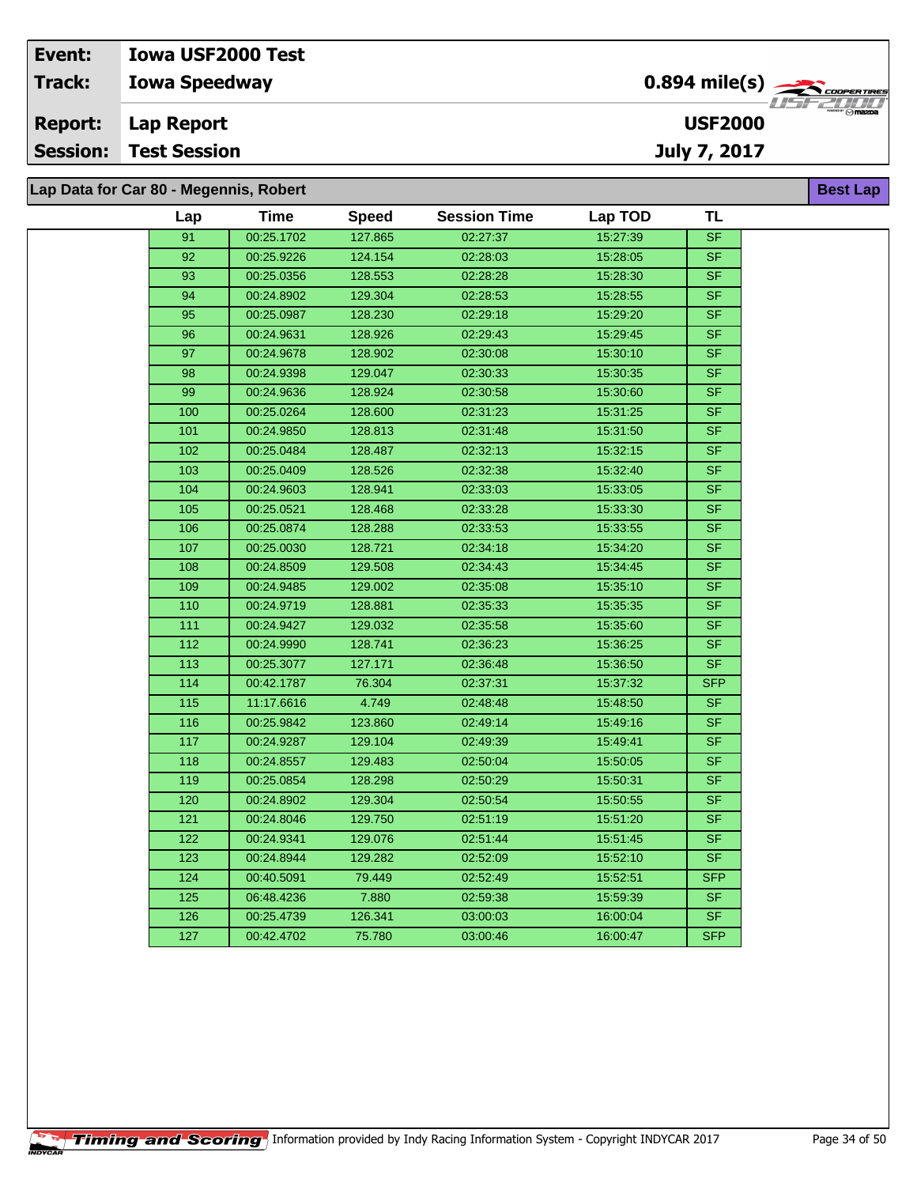| | |
|---|---|
| **Event:** | **Iowa USF2000 Test** |
| **Track:** | **Iowa Speedway** |
| **Report:** | **Lap Report** |
| **Session:** | **Test Session** |

**0.894 mile(s)**

**USF2000**

**July 7, 2017**

## Lap Data for Car 80 - Megennis, Robert

**Best Lap**

| Lap | Time | Speed | Session Time | Lap TOD | TL |
|---|---|---|---|---|---|
| 91 | 00:25.1702 | 127.865 | 02:27:37 | 15:27:39 | SF |
| 92 | 00:25.9226 | 124.154 | 02:28:03 | 15:28:05 | SF |
| 93 | 00:25.0356 | 128.553 | 02:28:28 | 15:28:30 | SF |
| 94 | 00:24.8902 | 129.304 | 02:28:53 | 15:28:55 | SF |
| 95 | 00:25.0987 | 128.230 | 02:29:18 | 15:29:20 | SF |
| 96 | 00:24.9631 | 128.926 | 02:29:43 | 15:29:45 | SF |
| 97 | 00:24.9678 | 128.902 | 02:30:08 | 15:30:10 | SF |
| 98 | 00:24.9398 | 129.047 | 02:30:33 | 15:30:35 | SF |
| 99 | 00:24.9636 | 128.924 | 02:30:58 | 15:30:60 | SF |
| 100 | 00:25.0264 | 128.600 | 02:31:23 | 15:31:25 | SF |
| 101 | 00:24.9850 | 128.813 | 02:31:48 | 15:31:50 | SF |
| 102 | 00:25.0484 | 128.487 | 02:32:13 | 15:32:15 | SF |
| 103 | 00:25.0409 | 128.526 | 02:32:38 | 15:32:40 | SF |
| 104 | 00:24.9603 | 128.941 | 02:33:03 | 15:33:05 | SF |
| 105 | 00:25.0521 | 128.468 | 02:33:28 | 15:33:30 | SF |
| 106 | 00:25.0874 | 128.288 | 02:33:53 | 15:33:55 | SF |
| 107 | 00:25.0030 | 128.721 | 02:34:18 | 15:34:20 | SF |
| 108 | 00:24.8509 | 129.508 | 02:34:43 | 15:34:45 | SF |
| 109 | 00:24.9485 | 129.002 | 02:35:08 | 15:35:10 | SF |
| 110 | 00:24.9719 | 128.881 | 02:35:33 | 15:35:35 | SF |
| 111 | 00:24.9427 | 129.032 | 02:35:58 | 15:35:60 | SF |
| 112 | 00:24.9990 | 128.741 | 02:36:23 | 15:36:25 | SF |
| 113 | 00:25.3077 | 127.171 | 02:36:48 | 15:36:50 | SF |
| 114 | 00:42.1787 | 76.304 | 02:37:31 | 15:37:32 | SFP |
| 115 | 11:17.6616 | 4.749 | 02:48:48 | 15:48:50 | SF |
| 116 | 00:25.9842 | 123.860 | 02:49:14 | 15:49:16 | SF |
| 117 | 00:24.9287 | 129.104 | 02:49:39 | 15:49:41 | SF |
| 118 | 00:24.8557 | 129.483 | 02:50:04 | 15:50:05 | SF |
| 119 | 00:25.0854 | 128.298 | 02:50:29 | 15:50:31 | SF |
| 120 | 00:24.8902 | 129.304 | 02:50:54 | 15:50:55 | SF |
| 121 | 00:24.8046 | 129.750 | 02:51:19 | 15:51:20 | SF |
| 122 | 00:24.9341 | 129.076 | 02:51:44 | 15:51:45 | SF |
| 123 | 00:24.8944 | 129.282 | 02:52:09 | 15:52:10 | SF |
| 124 | 00:40.5091 | 79.449 | 02:52:49 | 15:52:51 | SFP |
| 125 | 06:48.4236 | 7.880 | 02:59:38 | 15:59:39 | SF |
| 126 | 00:25.4739 | 126.341 | 03:00:03 | 16:00:04 | SF |
| 127 | 00:42.4702 | 75.780 | 03:00:46 | 16:00:47 | SFP |

Timing and Scoring Information provided by Indy Racing Information System - Copyright INDYCAR 2017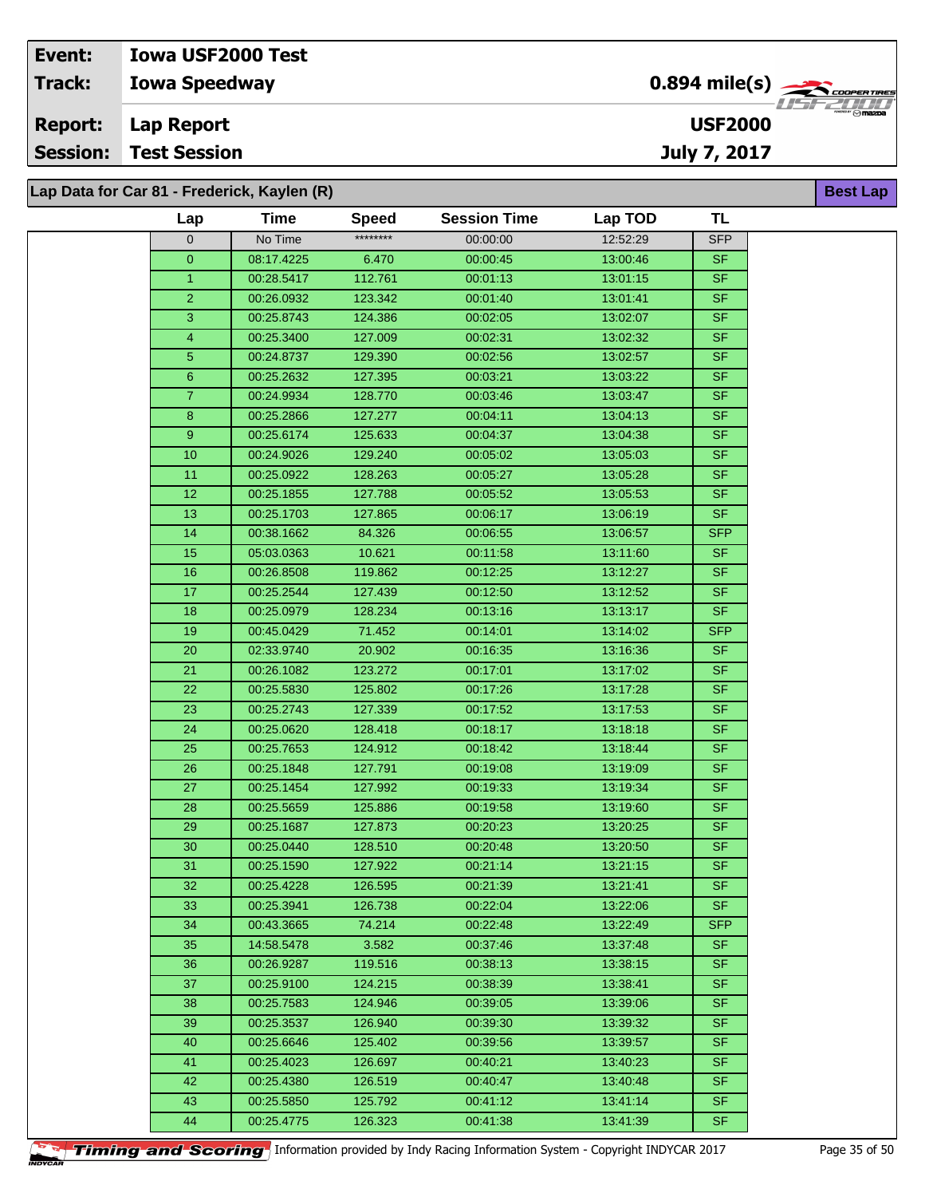| Event: | Iowa USF2000 Test | |
|---|---|---|
| Track: | Iowa Speedway | 0.894 mile(s) |
| Report: | Lap Report | USF2000 |
| Session: | Test Session | July 7, 2017 |

## Lap Data for Car 81 - Frederick, Kaylen (R)

Best Lap

| Lap | Time | Speed | Session Time | Lap TOD | TL |
|---|---|---|---|---|---|
| 0 | No Time | ******** | 00:00:00 | 12:52:29 | SFP |
| 0 | 08:17.4225 | 6.470 | 00:00:45 | 13:00:46 | SF |
| 1 | 00:28.5417 | 112.761 | 00:01:13 | 13:01:15 | SF |
| 2 | 00:26.0932 | 123.342 | 00:01:40 | 13:01:41 | SF |
| 3 | 00:25.8743 | 124.386 | 00:02:05 | 13:02:07 | SF |
| 4 | 00:25.3400 | 127.009 | 00:02:31 | 13:02:32 | SF |
| 5 | 00:24.8737 | 129.390 | 00:02:56 | 13:02:57 | SF |
| 6 | 00:25.2632 | 127.395 | 00:03:21 | 13:03:22 | SF |
| 7 | 00:24.9934 | 128.770 | 00:03:46 | 13:03:47 | SF |
| 8 | 00:25.2866 | 127.277 | 00:04:11 | 13:04:13 | SF |
| 9 | 00:25.6174 | 125.633 | 00:04:37 | 13:04:38 | SF |
| 10 | 00:24.9026 | 129.240 | 00:05:02 | 13:05:03 | SF |
| 11 | 00:25.0922 | 128.263 | 00:05:27 | 13:05:28 | SF |
| 12 | 00:25.1855 | 127.788 | 00:05:52 | 13:05:53 | SF |
| 13 | 00:25.1703 | 127.865 | 00:06:17 | 13:06:19 | SF |
| 14 | 00:38.1662 | 84.326 | 00:06:55 | 13:06:57 | SFP |
| 15 | 05:03.0363 | 10.621 | 00:11:58 | 13:11:60 | SF |
| 16 | 00:26.8508 | 119.862 | 00:12:25 | 13:12:27 | SF |
| 17 | 00:25.2544 | 127.439 | 00:12:50 | 13:12:52 | SF |
| 18 | 00:25.0979 | 128.234 | 00:13:16 | 13:13:17 | SF |
| 19 | 00:45.0429 | 71.452 | 00:14:01 | 13:14:02 | SFP |
| 20 | 02:33.9740 | 20.902 | 00:16:35 | 13:16:36 | SF |
| 21 | 00:26.1082 | 123.272 | 00:17:01 | 13:17:02 | SF |
| 22 | 00:25.5830 | 125.802 | 00:17:26 | 13:17:28 | SF |
| 23 | 00:25.2743 | 127.339 | 00:17:52 | 13:17:53 | SF |
| 24 | 00:25.0620 | 128.418 | 00:18:17 | 13:18:18 | SF |
| 25 | 00:25.7653 | 124.912 | 00:18:42 | 13:18:44 | SF |
| 26 | 00:25.1848 | 127.791 | 00:19:08 | 13:19:09 | SF |
| 27 | 00:25.1454 | 127.992 | 00:19:33 | 13:19:34 | SF |
| 28 | 00:25.5659 | 125.886 | 00:19:58 | 13:19:60 | SF |
| 29 | 00:25.1687 | 127.873 | 00:20:23 | 13:20:25 | SF |
| 30 | 00:25.0440 | 128.510 | 00:20:48 | 13:20:50 | SF |
| 31 | 00:25.1590 | 127.922 | 00:21:14 | 13:21:15 | SF |
| 32 | 00:25.4228 | 126.595 | 00:21:39 | 13:21:41 | SF |
| 33 | 00:25.3941 | 126.738 | 00:22:04 | 13:22:06 | SF |
| 34 | 00:43.3665 | 74.214 | 00:22:48 | 13:22:49 | SFP |
| 35 | 14:58.5478 | 3.582 | 00:37:46 | 13:37:48 | SF |
| 36 | 00:26.9287 | 119.516 | 00:38:13 | 13:38:15 | SF |
| 37 | 00:25.9100 | 124.215 | 00:38:39 | 13:38:41 | SF |
| 38 | 00:25.7583 | 124.946 | 00:39:05 | 13:39:06 | SF |
| 39 | 00:25.3537 | 126.940 | 00:39:30 | 13:39:32 | SF |
| 40 | 00:25.6646 | 125.402 | 00:39:56 | 13:39:57 | SF |
| 41 | 00:25.4023 | 126.697 | 00:40:21 | 13:40:23 | SF |
| 42 | 00:25.4380 | 126.519 | 00:40:47 | 13:40:48 | SF |
| 43 | 00:25.5850 | 125.792 | 00:41:12 | 13:41:14 | SF |
| 44 | 00:25.4775 | 126.323 | 00:41:38 | 13:41:39 | SF |

Timing and Scoring — Information provided by Indy Racing Information System - Copyright INDYCAR 2017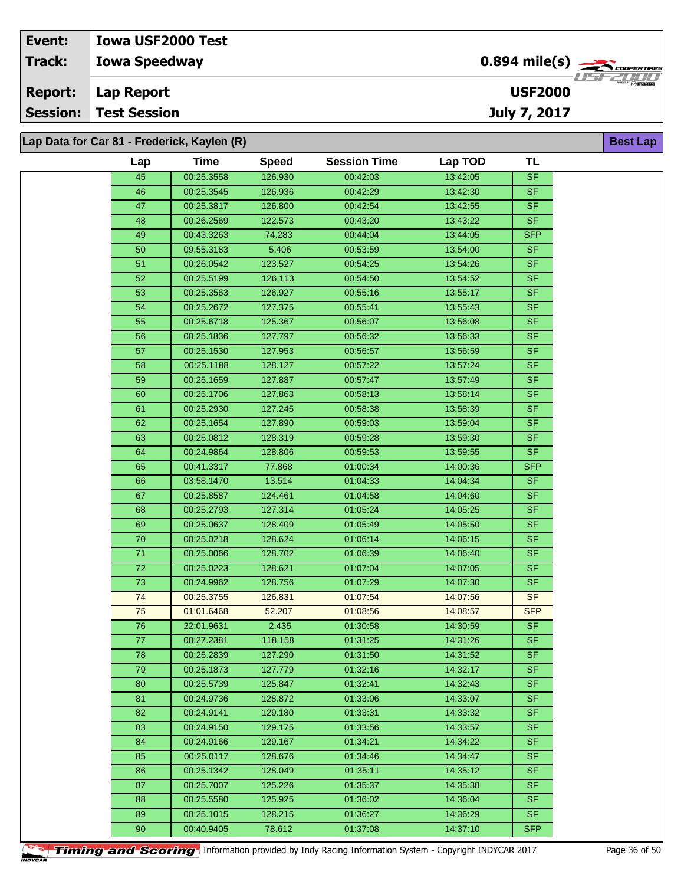| Event: | Iowa USF2000 Test | |
|---|---|---|
| Track: | Iowa Speedway | 0.894 mile(s) |
| Report: | Lap Report | USF2000 |
| Session: | Test Session | July 7, 2017 |

**Lap Data for Car 81 - Frederick, Kaylen (R)** — Best Lap

| Lap | Time | Speed | Session Time | Lap TOD | TL |
|---|---|---|---|---|---|
| 45 | 00:25.3558 | 126.930 | 00:42:03 | 13:42:05 | SF |
| 46 | 00:25.3545 | 126.936 | 00:42:29 | 13:42:30 | SF |
| 47 | 00:25.3817 | 126.800 | 00:42:54 | 13:42:55 | SF |
| 48 | 00:26.2569 | 122.573 | 00:43:20 | 13:43:22 | SF |
| 49 | 00:43.3263 | 74.283 | 00:44:04 | 13:44:05 | SFP |
| 50 | 09:55.3183 | 5.406 | 00:53:59 | 13:54:00 | SF |
| 51 | 00:26.0542 | 123.527 | 00:54:25 | 13:54:26 | SF |
| 52 | 00:25.5199 | 126.113 | 00:54:50 | 13:54:52 | SF |
| 53 | 00:25.3563 | 126.927 | 00:55:16 | 13:55:17 | SF |
| 54 | 00:25.2672 | 127.375 | 00:55:41 | 13:55:43 | SF |
| 55 | 00:25.6718 | 125.367 | 00:56:07 | 13:56:08 | SF |
| 56 | 00:25.1836 | 127.797 | 00:56:32 | 13:56:33 | SF |
| 57 | 00:25.1530 | 127.953 | 00:56:57 | 13:56:59 | SF |
| 58 | 00:25.1188 | 128.127 | 00:57:22 | 13:57:24 | SF |
| 59 | 00:25.1659 | 127.887 | 00:57:47 | 13:57:49 | SF |
| 60 | 00:25.1706 | 127.863 | 00:58:13 | 13:58:14 | SF |
| 61 | 00:25.2930 | 127.245 | 00:58:38 | 13:58:39 | SF |
| 62 | 00:25.1654 | 127.890 | 00:59:03 | 13:59:04 | SF |
| 63 | 00:25.0812 | 128.319 | 00:59:28 | 13:59:30 | SF |
| 64 | 00:24.9864 | 128.806 | 00:59:53 | 13:59:55 | SF |
| 65 | 00:41.3317 | 77.868 | 01:00:34 | 14:00:36 | SFP |
| 66 | 03:58.1470 | 13.514 | 01:04:33 | 14:04:34 | SF |
| 67 | 00:25.8587 | 124.461 | 01:04:58 | 14:04:60 | SF |
| 68 | 00:25.2793 | 127.314 | 01:05:24 | 14:05:25 | SF |
| 69 | 00:25.0637 | 128.409 | 01:05:49 | 14:05:50 | SF |
| 70 | 00:25.0218 | 128.624 | 01:06:14 | 14:06:15 | SF |
| 71 | 00:25.0066 | 128.702 | 01:06:39 | 14:06:40 | SF |
| 72 | 00:25.0223 | 128.621 | 01:07:04 | 14:07:05 | SF |
| 73 | 00:24.9962 | 128.756 | 01:07:29 | 14:07:30 | SF |
| 74 | 00:25.3755 | 126.831 | 01:07:54 | 14:07:56 | SF |
| 75 | 01:01.6468 | 52.207 | 01:08:56 | 14:08:57 | SFP |
| 76 | 22:01.9631 | 2.435 | 01:30:58 | 14:30:59 | SF |
| 77 | 00:27.2381 | 118.158 | 01:31:25 | 14:31:26 | SF |
| 78 | 00:25.2839 | 127.290 | 01:31:50 | 14:31:52 | SF |
| 79 | 00:25.1873 | 127.779 | 01:32:16 | 14:32:17 | SF |
| 80 | 00:25.5739 | 125.847 | 01:32:41 | 14:32:43 | SF |
| 81 | 00:24.9736 | 128.872 | 01:33:06 | 14:33:07 | SF |
| 82 | 00:24.9141 | 129.180 | 01:33:31 | 14:33:32 | SF |
| 83 | 00:24.9150 | 129.175 | 01:33:56 | 14:33:57 | SF |
| 84 | 00:24.9166 | 129.167 | 01:34:21 | 14:34:22 | SF |
| 85 | 00:25.0117 | 128.676 | 01:34:46 | 14:34:47 | SF |
| 86 | 00:25.1342 | 128.049 | 01:35:11 | 14:35:12 | SF |
| 87 | 00:25.7007 | 125.226 | 01:35:37 | 14:35:38 | SF |
| 88 | 00:25.5580 | 125.925 | 01:36:02 | 14:36:04 | SF |
| 89 | 00:25.1015 | 128.215 | 01:36:27 | 14:36:29 | SF |
| 90 | 00:40.9405 | 78.612 | 01:37:08 | 14:37:10 | SFP |

Timing and Scoring — Information provided by Indy Racing Information System - Copyright INDYCAR 2017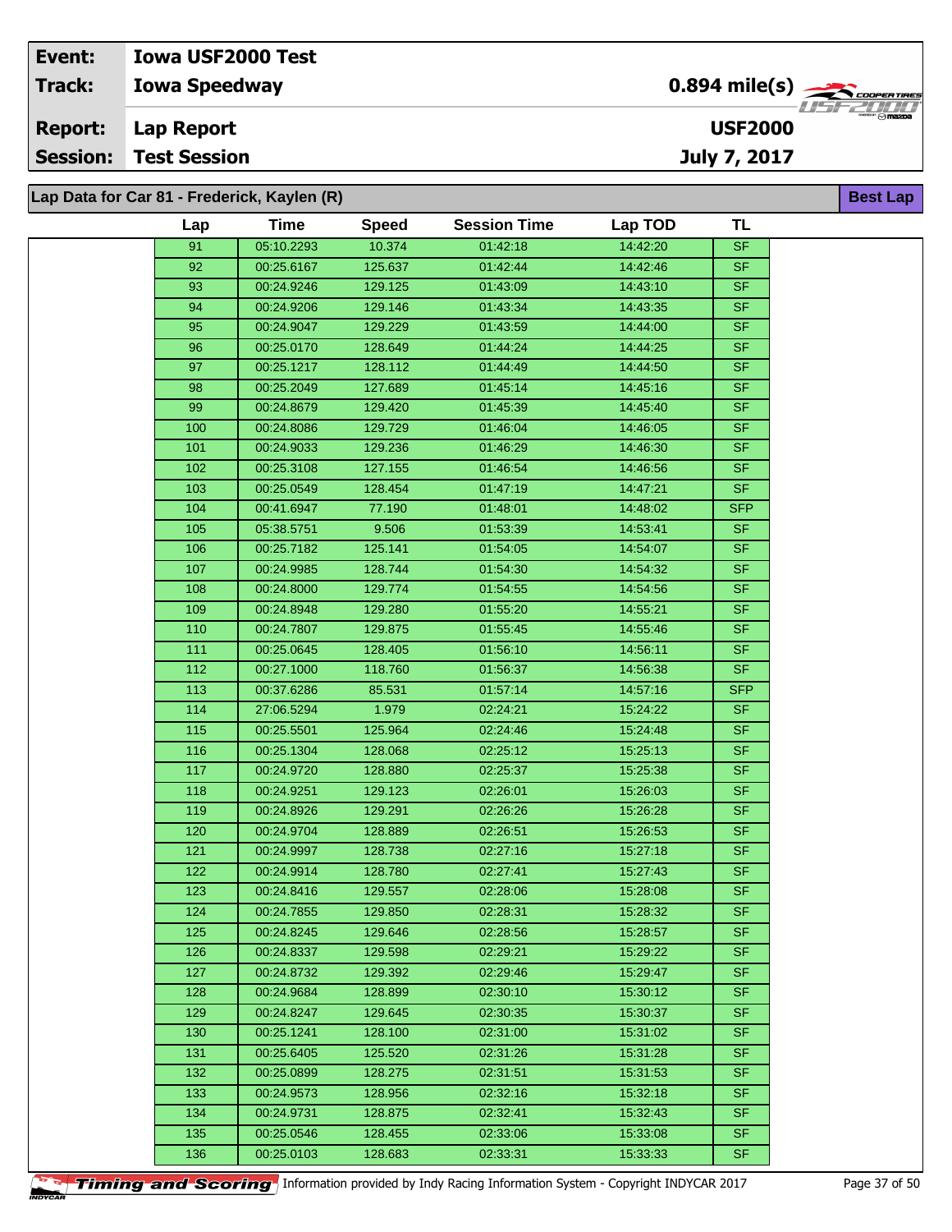| | | | |
|---|---|---|---|
| **Event:** | **Iowa USF2000 Test** | | |
| **Track:** | **Iowa Speedway** | **0.894 mile(s)** | |
| **Report:** | **Lap Report** | **USF2000** | |
| **Session:** | **Test Session** | **July 7, 2017** | |

## Lap Data for Car 81 - Frederick, Kaylen (R)

**Best Lap**

| Lap | Time | Speed | Session Time | Lap TOD | TL |
|---|---|---|---|---|---|
| 91 | 05:10.2293 | 10.374 | 01:42:18 | 14:42:20 | SF |
| 92 | 00:25.6167 | 125.637 | 01:42:44 | 14:42:46 | SF |
| 93 | 00:24.9246 | 129.125 | 01:43:09 | 14:43:10 | SF |
| 94 | 00:24.9206 | 129.146 | 01:43:34 | 14:43:35 | SF |
| 95 | 00:24.9047 | 129.229 | 01:43:59 | 14:44:00 | SF |
| 96 | 00:25.0170 | 128.649 | 01:44:24 | 14:44:25 | SF |
| 97 | 00:25.1217 | 128.112 | 01:44:49 | 14:44:50 | SF |
| 98 | 00:25.2049 | 127.689 | 01:45:14 | 14:45:16 | SF |
| 99 | 00:24.8679 | 129.420 | 01:45:39 | 14:45:40 | SF |
| 100 | 00:24.8086 | 129.729 | 01:46:04 | 14:46:05 | SF |
| 101 | 00:24.9033 | 129.236 | 01:46:29 | 14:46:30 | SF |
| 102 | 00:25.3108 | 127.155 | 01:46:54 | 14:46:56 | SF |
| 103 | 00:25.0549 | 128.454 | 01:47:19 | 14:47:21 | SF |
| 104 | 00:41.6947 | 77.190 | 01:48:01 | 14:48:02 | SFP |
| 105 | 05:38.5751 | 9.506 | 01:53:39 | 14:53:41 | SF |
| 106 | 00:25.7182 | 125.141 | 01:54:05 | 14:54:07 | SF |
| 107 | 00:24.9985 | 128.744 | 01:54:30 | 14:54:32 | SF |
| 108 | 00:24.8000 | 129.774 | 01:54:55 | 14:54:56 | SF |
| 109 | 00:24.8948 | 129.280 | 01:55:20 | 14:55:21 | SF |
| 110 | 00:24.7807 | 129.875 | 01:55:45 | 14:55:46 | SF |
| 111 | 00:25.0645 | 128.405 | 01:56:10 | 14:56:11 | SF |
| 112 | 00:27.1000 | 118.760 | 01:56:37 | 14:56:38 | SF |
| 113 | 00:37.6286 | 85.531 | 01:57:14 | 14:57:16 | SFP |
| 114 | 27:06.5294 | 1.979 | 02:24:21 | 15:24:22 | SF |
| 115 | 00:25.5501 | 125.964 | 02:24:46 | 15:24:48 | SF |
| 116 | 00:25.1304 | 128.068 | 02:25:12 | 15:25:13 | SF |
| 117 | 00:24.9720 | 128.880 | 02:25:37 | 15:25:38 | SF |
| 118 | 00:24.9251 | 129.123 | 02:26:01 | 15:26:03 | SF |
| 119 | 00:24.8926 | 129.291 | 02:26:26 | 15:26:28 | SF |
| 120 | 00:24.9704 | 128.889 | 02:26:51 | 15:26:53 | SF |
| 121 | 00:24.9997 | 128.738 | 02:27:16 | 15:27:18 | SF |
| 122 | 00:24.9914 | 128.780 | 02:27:41 | 15:27:43 | SF |
| 123 | 00:24.8416 | 129.557 | 02:28:06 | 15:28:08 | SF |
| 124 | 00:24.7855 | 129.850 | 02:28:31 | 15:28:32 | SF |
| 125 | 00:24.8245 | 129.646 | 02:28:56 | 15:28:57 | SF |
| 126 | 00:24.8337 | 129.598 | 02:29:21 | 15:29:22 | SF |
| 127 | 00:24.8732 | 129.392 | 02:29:46 | 15:29:47 | SF |
| 128 | 00:24.9684 | 128.899 | 02:30:10 | 15:30:12 | SF |
| 129 | 00:24.8247 | 129.645 | 02:30:35 | 15:30:37 | SF |
| 130 | 00:25.1241 | 128.100 | 02:31:00 | 15:31:02 | SF |
| 131 | 00:25.6405 | 125.520 | 02:31:26 | 15:31:28 | SF |
| 132 | 00:25.0899 | 128.275 | 02:31:51 | 15:31:53 | SF |
| 133 | 00:24.9573 | 128.956 | 02:32:16 | 15:32:18 | SF |
| 134 | 00:24.9731 | 128.875 | 02:32:41 | 15:32:43 | SF |
| 135 | 00:25.0546 | 128.455 | 02:33:06 | 15:33:08 | SF |
| 136 | 00:25.0103 | 128.683 | 02:33:31 | 15:33:33 | SF |

Timing and Scoring Information provided by Indy Racing Information System - Copyright INDYCAR 2017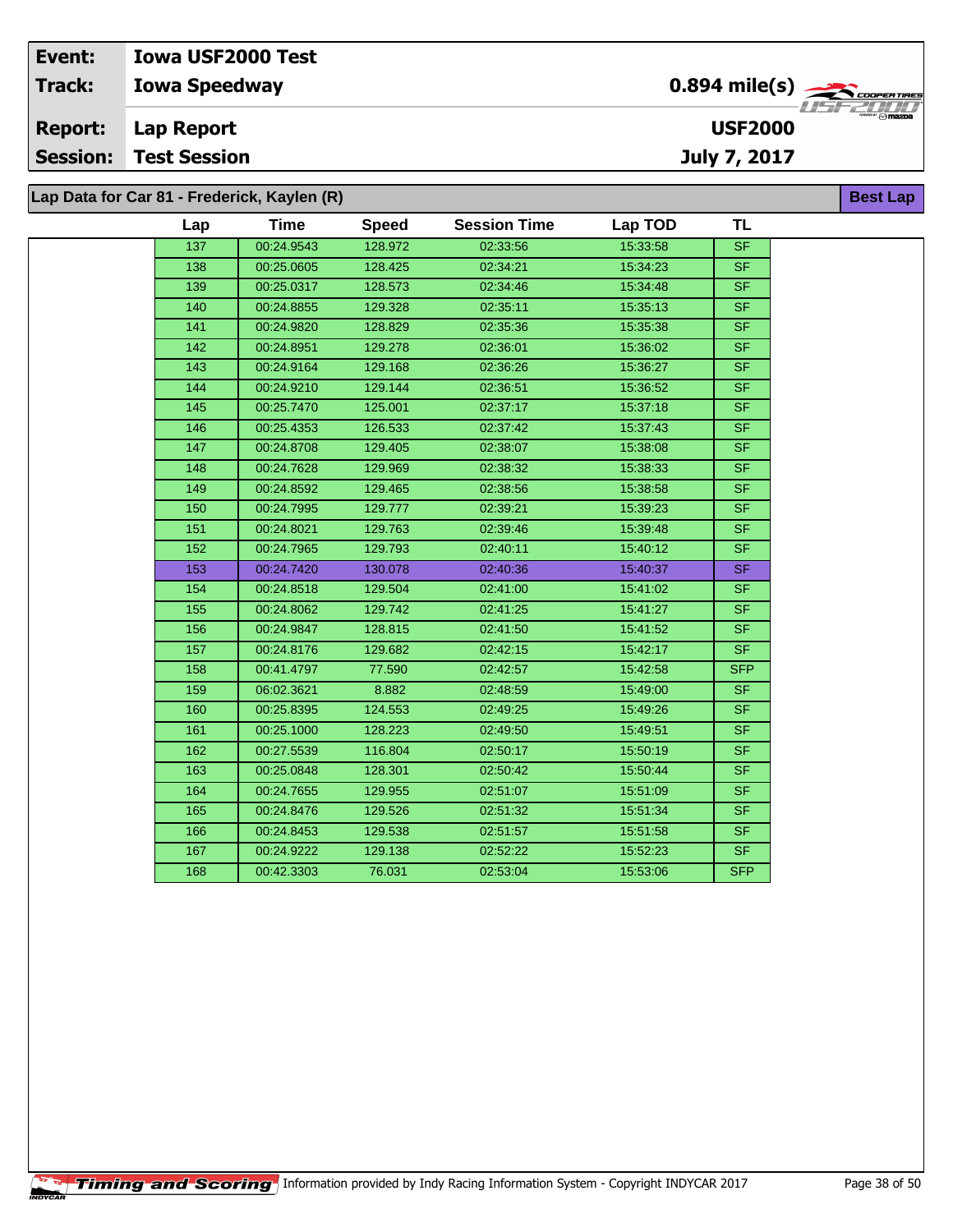| Event: | Iowa USF2000 Test | |
|---|---|---|
| Track: | Iowa Speedway | 0.894 mile(s) |
| Report: | Lap Report | USF2000 |
| Session: | Test Session | July 7, 2017 |

## Lap Data for Car 81 - Frederick, Kaylen (R)

**Best Lap**

| Lap | Time | Speed | Session Time | Lap TOD | TL |
|---|---|---|---|---|---|
| 137 | 00:24.9543 | 128.972 | 02:33:56 | 15:33:58 | SF |
| 138 | 00:25.0605 | 128.425 | 02:34:21 | 15:34:23 | SF |
| 139 | 00:25.0317 | 128.573 | 02:34:46 | 15:34:48 | SF |
| 140 | 00:24.8855 | 129.328 | 02:35:11 | 15:35:13 | SF |
| 141 | 00:24.9820 | 128.829 | 02:35:36 | 15:35:38 | SF |
| 142 | 00:24.8951 | 129.278 | 02:36:01 | 15:36:02 | SF |
| 143 | 00:24.9164 | 129.168 | 02:36:26 | 15:36:27 | SF |
| 144 | 00:24.9210 | 129.144 | 02:36:51 | 15:36:52 | SF |
| 145 | 00:25.7470 | 125.001 | 02:37:17 | 15:37:18 | SF |
| 146 | 00:25.4353 | 126.533 | 02:37:42 | 15:37:43 | SF |
| 147 | 00:24.8708 | 129.405 | 02:38:07 | 15:38:08 | SF |
| 148 | 00:24.7628 | 129.969 | 02:38:32 | 15:38:33 | SF |
| 149 | 00:24.8592 | 129.465 | 02:38:56 | 15:38:58 | SF |
| 150 | 00:24.7995 | 129.777 | 02:39:21 | 15:39:23 | SF |
| 151 | 00:24.8021 | 129.763 | 02:39:46 | 15:39:48 | SF |
| 152 | 00:24.7965 | 129.793 | 02:40:11 | 15:40:12 | SF |
| 153 | 00:24.7420 | 130.078 | 02:40:36 | 15:40:37 | SF |
| 154 | 00:24.8518 | 129.504 | 02:41:00 | 15:41:02 | SF |
| 155 | 00:24.8062 | 129.742 | 02:41:25 | 15:41:27 | SF |
| 156 | 00:24.9847 | 128.815 | 02:41:50 | 15:41:52 | SF |
| 157 | 00:24.8176 | 129.682 | 02:42:15 | 15:42:17 | SF |
| 158 | 00:41.4797 | 77.590 | 02:42:57 | 15:42:58 | SFP |
| 159 | 06:02.3621 | 8.882 | 02:48:59 | 15:49:00 | SF |
| 160 | 00:25.8395 | 124.553 | 02:49:25 | 15:49:26 | SF |
| 161 | 00:25.1000 | 128.223 | 02:49:50 | 15:49:51 | SF |
| 162 | 00:27.5539 | 116.804 | 02:50:17 | 15:50:19 | SF |
| 163 | 00:25.0848 | 128.301 | 02:50:42 | 15:50:44 | SF |
| 164 | 00:24.7655 | 129.955 | 02:51:07 | 15:51:09 | SF |
| 165 | 00:24.8476 | 129.526 | 02:51:32 | 15:51:34 | SF |
| 166 | 00:24.8453 | 129.538 | 02:51:57 | 15:51:58 | SF |
| 167 | 00:24.9222 | 129.138 | 02:52:22 | 15:52:23 | SF |
| 168 | 00:42.3303 | 76.031 | 02:53:04 | 15:53:06 | SFP |

Timing and Scoring Information provided by Indy Racing Information System - Copyright INDYCAR 2017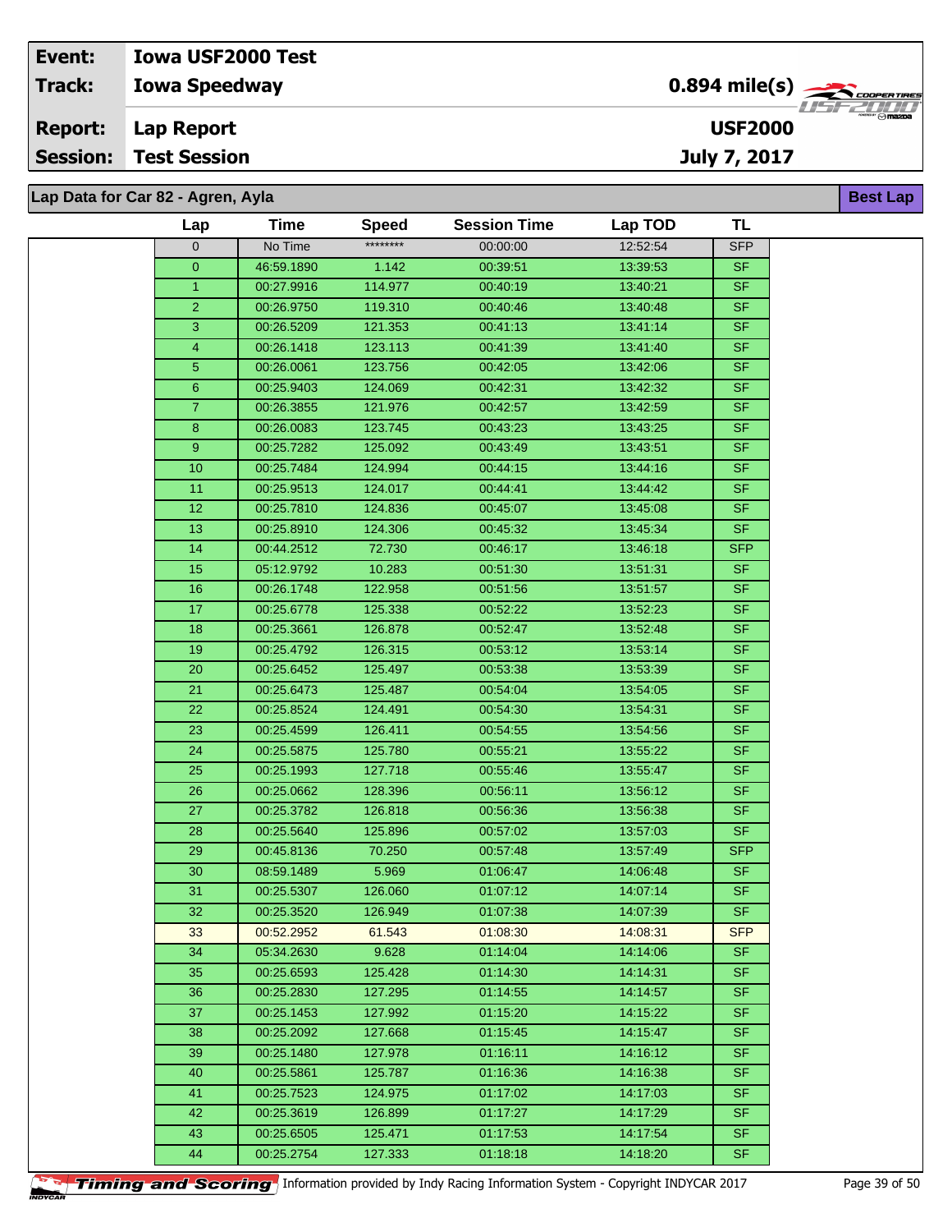| Event: | Iowa USF2000 Test | |
|---|---|---|
| Track: | Iowa Speedway | 0.894 mile(s) |
| Report: | Lap Report | USF2000 |
| Session: | Test Session | July 7, 2017 |

## Lap Data for Car 82 - Agren, Ayla

Best Lap

| Lap | Time | Speed | Session Time | Lap TOD | TL |
|---|---|---|---|---|---|
| 0 | No Time | ******** | 00:00:00 | 12:52:54 | SFP |
| 0 | 46:59.1890 | 1.142 | 00:39:51 | 13:39:53 | SF |
| 1 | 00:27.9916 | 114.977 | 00:40:19 | 13:40:21 | SF |
| 2 | 00:26.9750 | 119.310 | 00:40:46 | 13:40:48 | SF |
| 3 | 00:26.5209 | 121.353 | 00:41:13 | 13:41:14 | SF |
| 4 | 00:26.1418 | 123.113 | 00:41:39 | 13:41:40 | SF |
| 5 | 00:26.0061 | 123.756 | 00:42:05 | 13:42:06 | SF |
| 6 | 00:25.9403 | 124.069 | 00:42:31 | 13:42:32 | SF |
| 7 | 00:26.3855 | 121.976 | 00:42:57 | 13:42:59 | SF |
| 8 | 00:26.0083 | 123.745 | 00:43:23 | 13:43:25 | SF |
| 9 | 00:25.7282 | 125.092 | 00:43:49 | 13:43:51 | SF |
| 10 | 00:25.7484 | 124.994 | 00:44:15 | 13:44:16 | SF |
| 11 | 00:25.9513 | 124.017 | 00:44:41 | 13:44:42 | SF |
| 12 | 00:25.7810 | 124.836 | 00:45:07 | 13:45:08 | SF |
| 13 | 00:25.8910 | 124.306 | 00:45:32 | 13:45:34 | SF |
| 14 | 00:44.2512 | 72.730 | 00:46:17 | 13:46:18 | SFP |
| 15 | 05:12.9792 | 10.283 | 00:51:30 | 13:51:31 | SF |
| 16 | 00:26.1748 | 122.958 | 00:51:56 | 13:51:57 | SF |
| 17 | 00:25.6778 | 125.338 | 00:52:22 | 13:52:23 | SF |
| 18 | 00:25.3661 | 126.878 | 00:52:47 | 13:52:48 | SF |
| 19 | 00:25.4792 | 126.315 | 00:53:12 | 13:53:14 | SF |
| 20 | 00:25.6452 | 125.497 | 00:53:38 | 13:53:39 | SF |
| 21 | 00:25.6473 | 125.487 | 00:54:04 | 13:54:05 | SF |
| 22 | 00:25.8524 | 124.491 | 00:54:30 | 13:54:31 | SF |
| 23 | 00:25.4599 | 126.411 | 00:54:55 | 13:54:56 | SF |
| 24 | 00:25.5875 | 125.780 | 00:55:21 | 13:55:22 | SF |
| 25 | 00:25.1993 | 127.718 | 00:55:46 | 13:55:47 | SF |
| 26 | 00:25.0662 | 128.396 | 00:56:11 | 13:56:12 | SF |
| 27 | 00:25.3782 | 126.818 | 00:56:36 | 13:56:38 | SF |
| 28 | 00:25.5640 | 125.896 | 00:57:02 | 13:57:03 | SF |
| 29 | 00:45.8136 | 70.250 | 00:57:48 | 13:57:49 | SFP |
| 30 | 08:59.1489 | 5.969 | 01:06:47 | 14:06:48 | SF |
| 31 | 00:25.5307 | 126.060 | 01:07:12 | 14:07:14 | SF |
| 32 | 00:25.3520 | 126.949 | 01:07:38 | 14:07:39 | SF |
| 33 | 00:52.2952 | 61.543 | 01:08:30 | 14:08:31 | SFP |
| 34 | 05:34.2630 | 9.628 | 01:14:04 | 14:14:06 | SF |
| 35 | 00:25.6593 | 125.428 | 01:14:30 | 14:14:31 | SF |
| 36 | 00:25.2830 | 127.295 | 01:14:55 | 14:14:57 | SF |
| 37 | 00:25.1453 | 127.992 | 01:15:20 | 14:15:22 | SF |
| 38 | 00:25.2092 | 127.668 | 01:15:45 | 14:15:47 | SF |
| 39 | 00:25.1480 | 127.978 | 01:16:11 | 14:16:12 | SF |
| 40 | 00:25.5861 | 125.787 | 01:16:36 | 14:16:38 | SF |
| 41 | 00:25.7523 | 124.975 | 01:17:02 | 14:17:03 | SF |
| 42 | 00:25.3619 | 126.899 | 01:17:27 | 14:17:29 | SF |
| 43 | 00:25.6505 | 125.471 | 01:17:53 | 14:17:54 | SF |
| 44 | 00:25.2754 | 127.333 | 01:18:18 | 14:18:20 | SF |

Timing and Scoring Information provided by Indy Racing Information System - Copyright INDYCAR 2017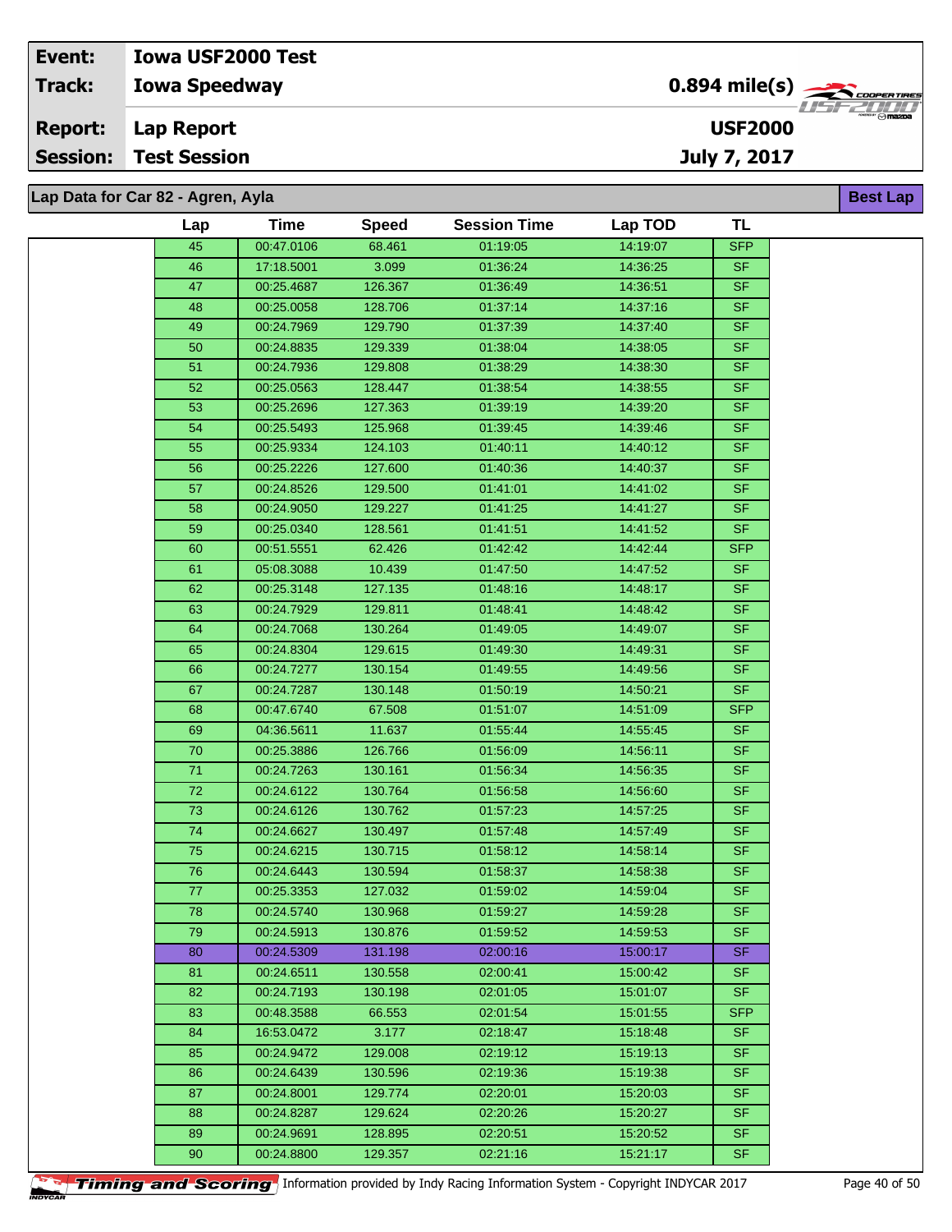| | | | |
|---|---|---|---|
| **Event:** | **Iowa USF2000 Test** | | |
| **Track:** | **Iowa Speedway** | **0.894 mile(s)** | |
| **Report:** | **Lap Report** | **USF2000** | |
| **Session:** | **Test Session** | **July 7, 2017** | |

**Lap Data for Car 82 - Agren, Ayla** — **Best Lap**

| Lap | Time | Speed | Session Time | Lap TOD | TL |
|---|---|---|---|---|---|
| 45 | 00:47.0106 | 68.461 | 01:19:05 | 14:19:07 | SFP |
| 46 | 17:18.5001 | 3.099 | 01:36:24 | 14:36:25 | SF |
| 47 | 00:25.4687 | 126.367 | 01:36:49 | 14:36:51 | SF |
| 48 | 00:25.0058 | 128.706 | 01:37:14 | 14:37:16 | SF |
| 49 | 00:24.7969 | 129.790 | 01:37:39 | 14:37:40 | SF |
| 50 | 00:24.8835 | 129.339 | 01:38:04 | 14:38:05 | SF |
| 51 | 00:24.7936 | 129.808 | 01:38:29 | 14:38:30 | SF |
| 52 | 00:25.0563 | 128.447 | 01:38:54 | 14:38:55 | SF |
| 53 | 00:25.2696 | 127.363 | 01:39:19 | 14:39:20 | SF |
| 54 | 00:25.5493 | 125.968 | 01:39:45 | 14:39:46 | SF |
| 55 | 00:25.9334 | 124.103 | 01:40:11 | 14:40:12 | SF |
| 56 | 00:25.2226 | 127.600 | 01:40:36 | 14:40:37 | SF |
| 57 | 00:24.8526 | 129.500 | 01:41:01 | 14:41:02 | SF |
| 58 | 00:24.9050 | 129.227 | 01:41:25 | 14:41:27 | SF |
| 59 | 00:25.0340 | 128.561 | 01:41:51 | 14:41:52 | SF |
| 60 | 00:51.5551 | 62.426 | 01:42:42 | 14:42:44 | SFP |
| 61 | 05:08.3088 | 10.439 | 01:47:50 | 14:47:52 | SF |
| 62 | 00:25.3148 | 127.135 | 01:48:16 | 14:48:17 | SF |
| 63 | 00:24.7929 | 129.811 | 01:48:41 | 14:48:42 | SF |
| 64 | 00:24.7068 | 130.264 | 01:49:05 | 14:49:07 | SF |
| 65 | 00:24.8304 | 129.615 | 01:49:30 | 14:49:31 | SF |
| 66 | 00:24.7277 | 130.154 | 01:49:55 | 14:49:56 | SF |
| 67 | 00:24.7287 | 130.148 | 01:50:19 | 14:50:21 | SF |
| 68 | 00:47.6740 | 67.508 | 01:51:07 | 14:51:09 | SFP |
| 69 | 04:36.5611 | 11.637 | 01:55:44 | 14:55:45 | SF |
| 70 | 00:25.3886 | 126.766 | 01:56:09 | 14:56:11 | SF |
| 71 | 00:24.7263 | 130.161 | 01:56:34 | 14:56:35 | SF |
| 72 | 00:24.6122 | 130.764 | 01:56:58 | 14:56:60 | SF |
| 73 | 00:24.6126 | 130.762 | 01:57:23 | 14:57:25 | SF |
| 74 | 00:24.6627 | 130.497 | 01:57:48 | 14:57:49 | SF |
| 75 | 00:24.6215 | 130.715 | 01:58:12 | 14:58:14 | SF |
| 76 | 00:24.6443 | 130.594 | 01:58:37 | 14:58:38 | SF |
| 77 | 00:25.3353 | 127.032 | 01:59:02 | 14:59:04 | SF |
| 78 | 00:24.5740 | 130.968 | 01:59:27 | 14:59:28 | SF |
| 79 | 00:24.5913 | 130.876 | 01:59:52 | 14:59:53 | SF |
| 80 | 00:24.5309 | 131.198 | 02:00:16 | 15:00:17 | SF |
| 81 | 00:24.6511 | 130.558 | 02:00:41 | 15:00:42 | SF |
| 82 | 00:24.7193 | 130.198 | 02:01:05 | 15:01:07 | SF |
| 83 | 00:48.3588 | 66.553 | 02:01:54 | 15:01:55 | SFP |
| 84 | 16:53.0472 | 3.177 | 02:18:47 | 15:18:48 | SF |
| 85 | 00:24.9472 | 129.008 | 02:19:12 | 15:19:13 | SF |
| 86 | 00:24.6439 | 130.596 | 02:19:36 | 15:19:38 | SF |
| 87 | 00:24.8001 | 129.774 | 02:20:01 | 15:20:03 | SF |
| 88 | 00:24.8287 | 129.624 | 02:20:26 | 15:20:27 | SF |
| 89 | 00:24.9691 | 128.895 | 02:20:51 | 15:20:52 | SF |
| 90 | 00:24.8800 | 129.357 | 02:21:16 | 15:21:17 | SF |

Timing and Scoring — Information provided by Indy Racing Information System - Copyright INDYCAR 2017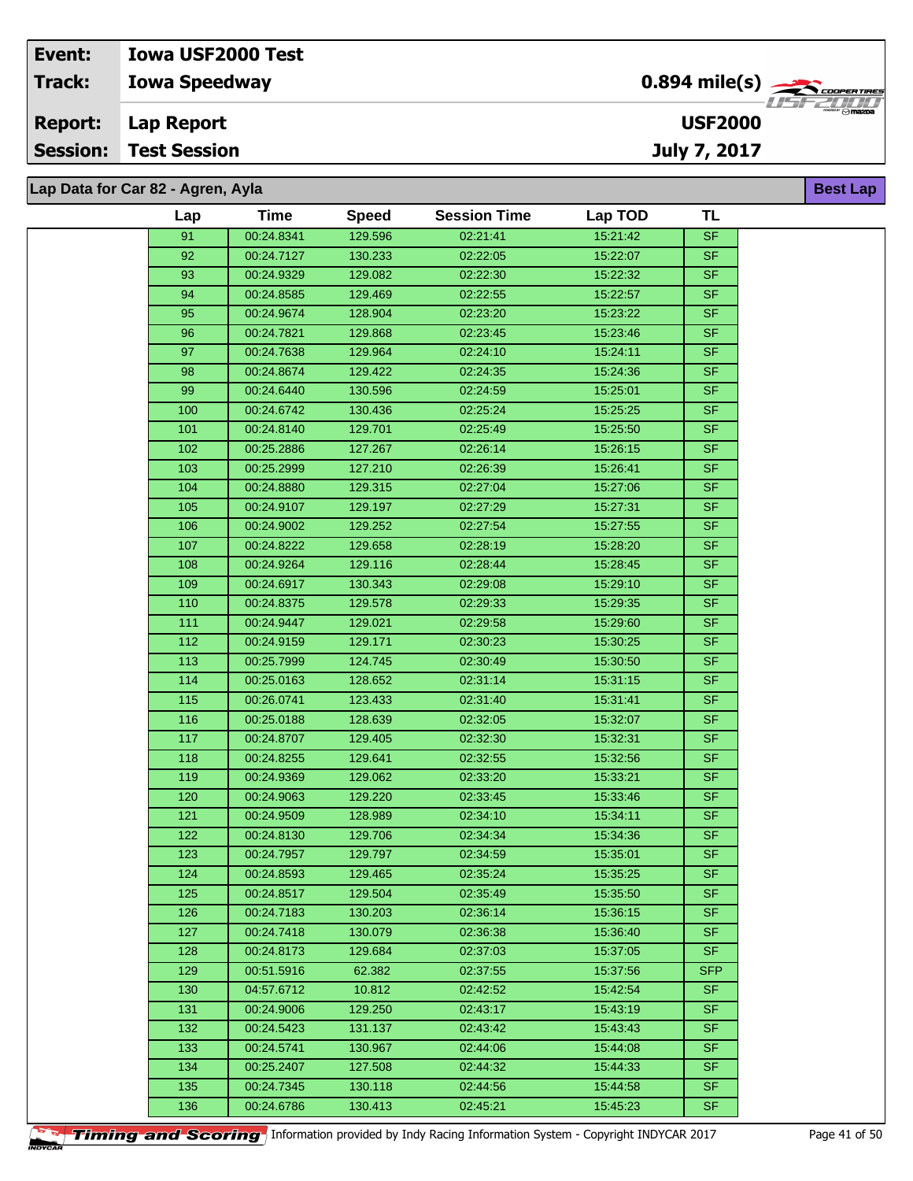| Event: | Iowa USF2000 Test | |
|---|---|---|
| Track: | Iowa Speedway | 0.894 mile(s) |
| Report: | Lap Report | USF2000 |
| Session: | Test Session | July 7, 2017 |

**Lap Data for Car 82 - Agren, Ayla** — Best Lap

| Lap | Time | Speed | Session Time | Lap TOD | TL |
|---|---|---|---|---|---|
| 91 | 00:24.8341 | 129.596 | 02:21:41 | 15:21:42 | SF |
| 92 | 00:24.7127 | 130.233 | 02:22:05 | 15:22:07 | SF |
| 93 | 00:24.9329 | 129.082 | 02:22:30 | 15:22:32 | SF |
| 94 | 00:24.8585 | 129.469 | 02:22:55 | 15:22:57 | SF |
| 95 | 00:24.9674 | 128.904 | 02:23:20 | 15:23:22 | SF |
| 96 | 00:24.7821 | 129.868 | 02:23:45 | 15:23:46 | SF |
| 97 | 00:24.7638 | 129.964 | 02:24:10 | 15:24:11 | SF |
| 98 | 00:24.8674 | 129.422 | 02:24:35 | 15:24:36 | SF |
| 99 | 00:24.6440 | 130.596 | 02:24:59 | 15:25:01 | SF |
| 100 | 00:24.6742 | 130.436 | 02:25:24 | 15:25:25 | SF |
| 101 | 00:24.8140 | 129.701 | 02:25:49 | 15:25:50 | SF |
| 102 | 00:25.2886 | 127.267 | 02:26:14 | 15:26:15 | SF |
| 103 | 00:25.2999 | 127.210 | 02:26:39 | 15:26:41 | SF |
| 104 | 00:24.8880 | 129.315 | 02:27:04 | 15:27:06 | SF |
| 105 | 00:24.9107 | 129.197 | 02:27:29 | 15:27:31 | SF |
| 106 | 00:24.9002 | 129.252 | 02:27:54 | 15:27:55 | SF |
| 107 | 00:24.8222 | 129.658 | 02:28:19 | 15:28:20 | SF |
| 108 | 00:24.9264 | 129.116 | 02:28:44 | 15:28:45 | SF |
| 109 | 00:24.6917 | 130.343 | 02:29:08 | 15:29:10 | SF |
| 110 | 00:24.8375 | 129.578 | 02:29:33 | 15:29:35 | SF |
| 111 | 00:24.9447 | 129.021 | 02:29:58 | 15:29:60 | SF |
| 112 | 00:24.9159 | 129.171 | 02:30:23 | 15:30:25 | SF |
| 113 | 00:25.7999 | 124.745 | 02:30:49 | 15:30:50 | SF |
| 114 | 00:25.0163 | 128.652 | 02:31:14 | 15:31:15 | SF |
| 115 | 00:26.0741 | 123.433 | 02:31:40 | 15:31:41 | SF |
| 116 | 00:25.0188 | 128.639 | 02:32:05 | 15:32:07 | SF |
| 117 | 00:24.8707 | 129.405 | 02:32:30 | 15:32:31 | SF |
| 118 | 00:24.8255 | 129.641 | 02:32:55 | 15:32:56 | SF |
| 119 | 00:24.9369 | 129.062 | 02:33:20 | 15:33:21 | SF |
| 120 | 00:24.9063 | 129.220 | 02:33:45 | 15:33:46 | SF |
| 121 | 00:24.9509 | 128.989 | 02:34:10 | 15:34:11 | SF |
| 122 | 00:24.8130 | 129.706 | 02:34:34 | 15:34:36 | SF |
| 123 | 00:24.7957 | 129.797 | 02:34:59 | 15:35:01 | SF |
| 124 | 00:24.8593 | 129.465 | 02:35:24 | 15:35:25 | SF |
| 125 | 00:24.8517 | 129.504 | 02:35:49 | 15:35:50 | SF |
| 126 | 00:24.7183 | 130.203 | 02:36:14 | 15:36:15 | SF |
| 127 | 00:24.7418 | 130.079 | 02:36:38 | 15:36:40 | SF |
| 128 | 00:24.8173 | 129.684 | 02:37:03 | 15:37:05 | SF |
| 129 | 00:51.5916 | 62.382 | 02:37:55 | 15:37:56 | SFP |
| 130 | 04:57.6712 | 10.812 | 02:42:52 | 15:42:54 | SF |
| 131 | 00:24.9006 | 129.250 | 02:43:17 | 15:43:19 | SF |
| 132 | 00:24.5423 | 131.137 | 02:43:42 | 15:43:43 | SF |
| 133 | 00:24.5741 | 130.967 | 02:44:06 | 15:44:08 | SF |
| 134 | 00:25.2407 | 127.508 | 02:44:32 | 15:44:33 | SF |
| 135 | 00:24.7345 | 130.118 | 02:44:56 | 15:44:58 | SF |
| 136 | 00:24.6786 | 130.413 | 02:45:21 | 15:45:23 | SF |

Timing and Scoring — Information provided by Indy Racing Information System - Copyright INDYCAR 2017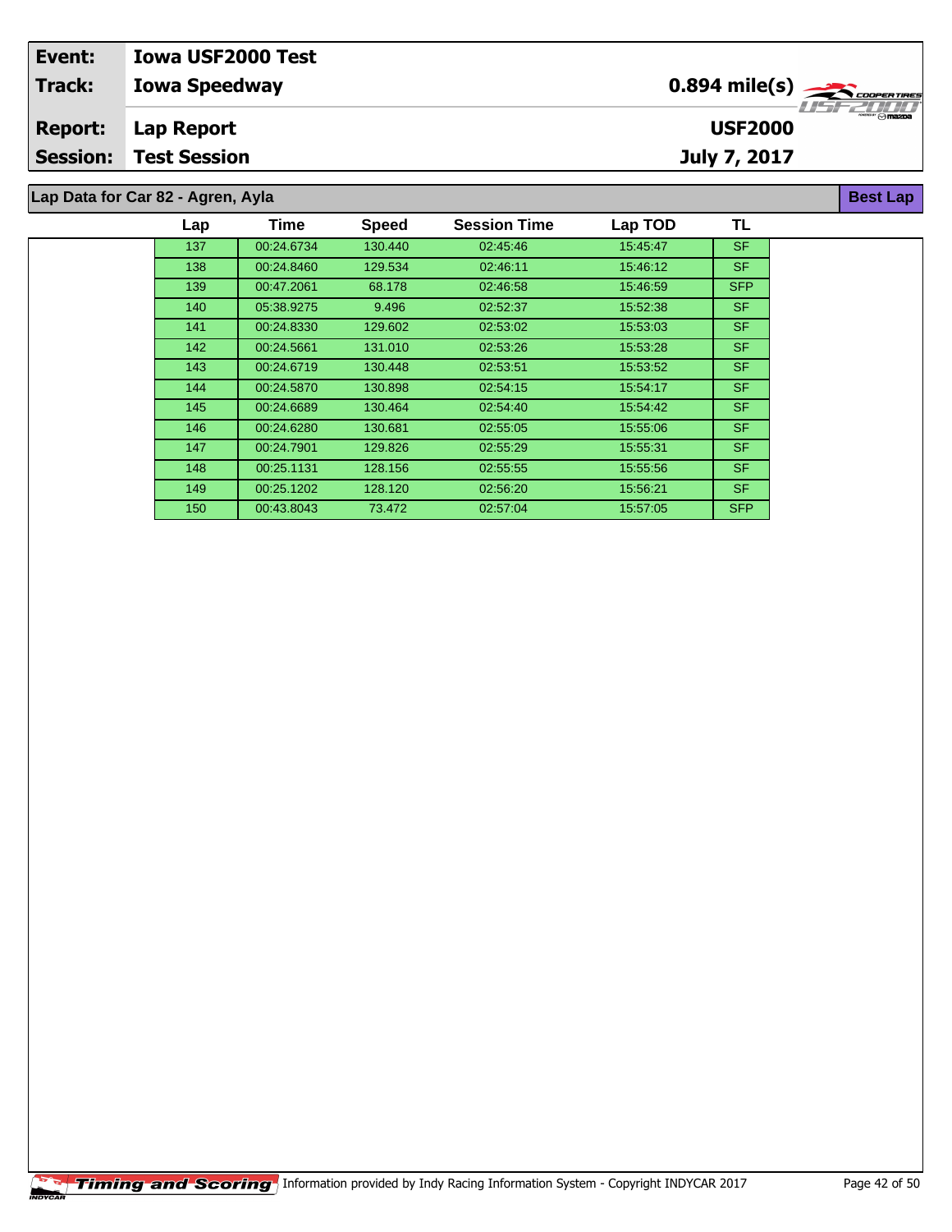| Event: | Iowa USF2000 Test | |
|---|---|---|
| Track: | Iowa Speedway | 0.894 mile(s) |
| Report: | Lap Report | USF2000 |
| Session: | Test Session | July 7, 2017 |

## Lap Data for Car 82 - Agren, Ayla

**Best Lap**

| Lap | Time | Speed | Session Time | Lap TOD | TL |
|---|---|---|---|---|---|
| 137 | 00:24.6734 | 130.440 | 02:45:46 | 15:45:47 | SF |
| 138 | 00:24.8460 | 129.534 | 02:46:11 | 15:46:12 | SF |
| 139 | 00:47.2061 | 68.178 | 02:46:58 | 15:46:59 | SFP |
| 140 | 05:38.9275 | 9.496 | 02:52:37 | 15:52:38 | SF |
| 141 | 00:24.8330 | 129.602 | 02:53:02 | 15:53:03 | SF |
| 142 | 00:24.5661 | 131.010 | 02:53:26 | 15:53:28 | SF |
| 143 | 00:24.6719 | 130.448 | 02:53:51 | 15:53:52 | SF |
| 144 | 00:24.5870 | 130.898 | 02:54:15 | 15:54:17 | SF |
| 145 | 00:24.6689 | 130.464 | 02:54:40 | 15:54:42 | SF |
| 146 | 00:24.6280 | 130.681 | 02:55:05 | 15:55:06 | SF |
| 147 | 00:24.7901 | 129.826 | 02:55:29 | 15:55:31 | SF |
| 148 | 00:25.1131 | 128.156 | 02:55:55 | 15:55:56 | SF |
| 149 | 00:25.1202 | 128.120 | 02:56:20 | 15:56:21 | SF |
| 150 | 00:43.8043 | 73.472 | 02:57:04 | 15:57:05 | SFP |

Timing and Scoring Information provided by Indy Racing Information System - Copyright INDYCAR 2017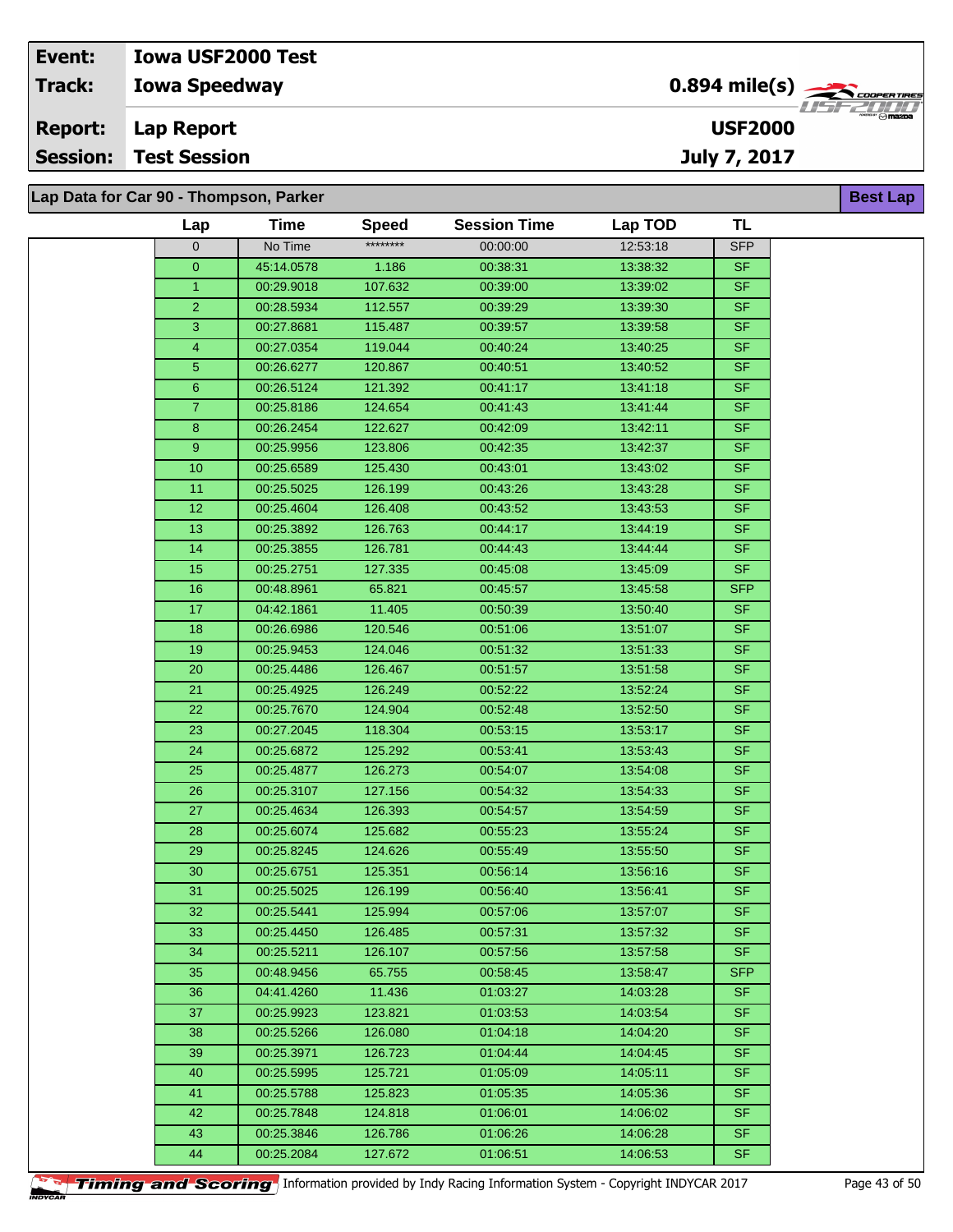| Event: | Iowa USF2000 Test | |
|---|---|---|
| Track: | Iowa Speedway | 0.894 mile(s) |
| Report: | Lap Report | USF2000 |
| Session: | Test Session | July 7, 2017 |

**Lap Data for Car 90 - Thompson, Parker** — **Best Lap**

| Lap | Time | Speed | Session Time | Lap TOD | TL |
|---|---|---|---|---|---|
| 0 | No Time | ******** | 00:00:00 | 12:53:18 | SFP |
| 0 | 45:14.0578 | 1.186 | 00:38:31 | 13:38:32 | SF |
| 1 | 00:29.9018 | 107.632 | 00:39:00 | 13:39:02 | SF |
| 2 | 00:28.5934 | 112.557 | 00:39:29 | 13:39:30 | SF |
| 3 | 00:27.8681 | 115.487 | 00:39:57 | 13:39:58 | SF |
| 4 | 00:27.0354 | 119.044 | 00:40:24 | 13:40:25 | SF |
| 5 | 00:26.6277 | 120.867 | 00:40:51 | 13:40:52 | SF |
| 6 | 00:26.5124 | 121.392 | 00:41:17 | 13:41:18 | SF |
| 7 | 00:25.8186 | 124.654 | 00:41:43 | 13:41:44 | SF |
| 8 | 00:26.2454 | 122.627 | 00:42:09 | 13:42:11 | SF |
| 9 | 00:25.9956 | 123.806 | 00:42:35 | 13:42:37 | SF |
| 10 | 00:25.6589 | 125.430 | 00:43:01 | 13:43:02 | SF |
| 11 | 00:25.5025 | 126.199 | 00:43:26 | 13:43:28 | SF |
| 12 | 00:25.4604 | 126.408 | 00:43:52 | 13:43:53 | SF |
| 13 | 00:25.3892 | 126.763 | 00:44:17 | 13:44:19 | SF |
| 14 | 00:25.3855 | 126.781 | 00:44:43 | 13:44:44 | SF |
| 15 | 00:25.2751 | 127.335 | 00:45:08 | 13:45:09 | SF |
| 16 | 00:48.8961 | 65.821 | 00:45:57 | 13:45:58 | SFP |
| 17 | 04:42.1861 | 11.405 | 00:50:39 | 13:50:40 | SF |
| 18 | 00:26.6986 | 120.546 | 00:51:06 | 13:51:07 | SF |
| 19 | 00:25.9453 | 124.046 | 00:51:32 | 13:51:33 | SF |
| 20 | 00:25.4486 | 126.467 | 00:51:57 | 13:51:58 | SF |
| 21 | 00:25.4925 | 126.249 | 00:52:22 | 13:52:24 | SF |
| 22 | 00:25.7670 | 124.904 | 00:52:48 | 13:52:50 | SF |
| 23 | 00:27.2045 | 118.304 | 00:53:15 | 13:53:17 | SF |
| 24 | 00:25.6872 | 125.292 | 00:53:41 | 13:53:43 | SF |
| 25 | 00:25.4877 | 126.273 | 00:54:07 | 13:54:08 | SF |
| 26 | 00:25.3107 | 127.156 | 00:54:32 | 13:54:33 | SF |
| 27 | 00:25.4634 | 126.393 | 00:54:57 | 13:54:59 | SF |
| 28 | 00:25.6074 | 125.682 | 00:55:23 | 13:55:24 | SF |
| 29 | 00:25.8245 | 124.626 | 00:55:49 | 13:55:50 | SF |
| 30 | 00:25.6751 | 125.351 | 00:56:14 | 13:56:16 | SF |
| 31 | 00:25.5025 | 126.199 | 00:56:40 | 13:56:41 | SF |
| 32 | 00:25.5441 | 125.994 | 00:57:06 | 13:57:07 | SF |
| 33 | 00:25.4450 | 126.485 | 00:57:31 | 13:57:32 | SF |
| 34 | 00:25.5211 | 126.107 | 00:57:56 | 13:57:58 | SF |
| 35 | 00:48.9456 | 65.755 | 00:58:45 | 13:58:47 | SFP |
| 36 | 04:41.4260 | 11.436 | 01:03:27 | 14:03:28 | SF |
| 37 | 00:25.9923 | 123.821 | 01:03:53 | 14:03:54 | SF |
| 38 | 00:25.5266 | 126.080 | 01:04:18 | 14:04:20 | SF |
| 39 | 00:25.3971 | 126.723 | 01:04:44 | 14:04:45 | SF |
| 40 | 00:25.5995 | 125.721 | 01:05:09 | 14:05:11 | SF |
| 41 | 00:25.5788 | 125.823 | 01:05:35 | 14:05:36 | SF |
| 42 | 00:25.7848 | 124.818 | 01:06:01 | 14:06:02 | SF |
| 43 | 00:25.3846 | 126.786 | 01:06:26 | 14:06:28 | SF |
| 44 | 00:25.2084 | 127.672 | 01:06:51 | 14:06:53 | SF |

Timing and Scoring — Information provided by Indy Racing Information System - Copyright INDYCAR 2017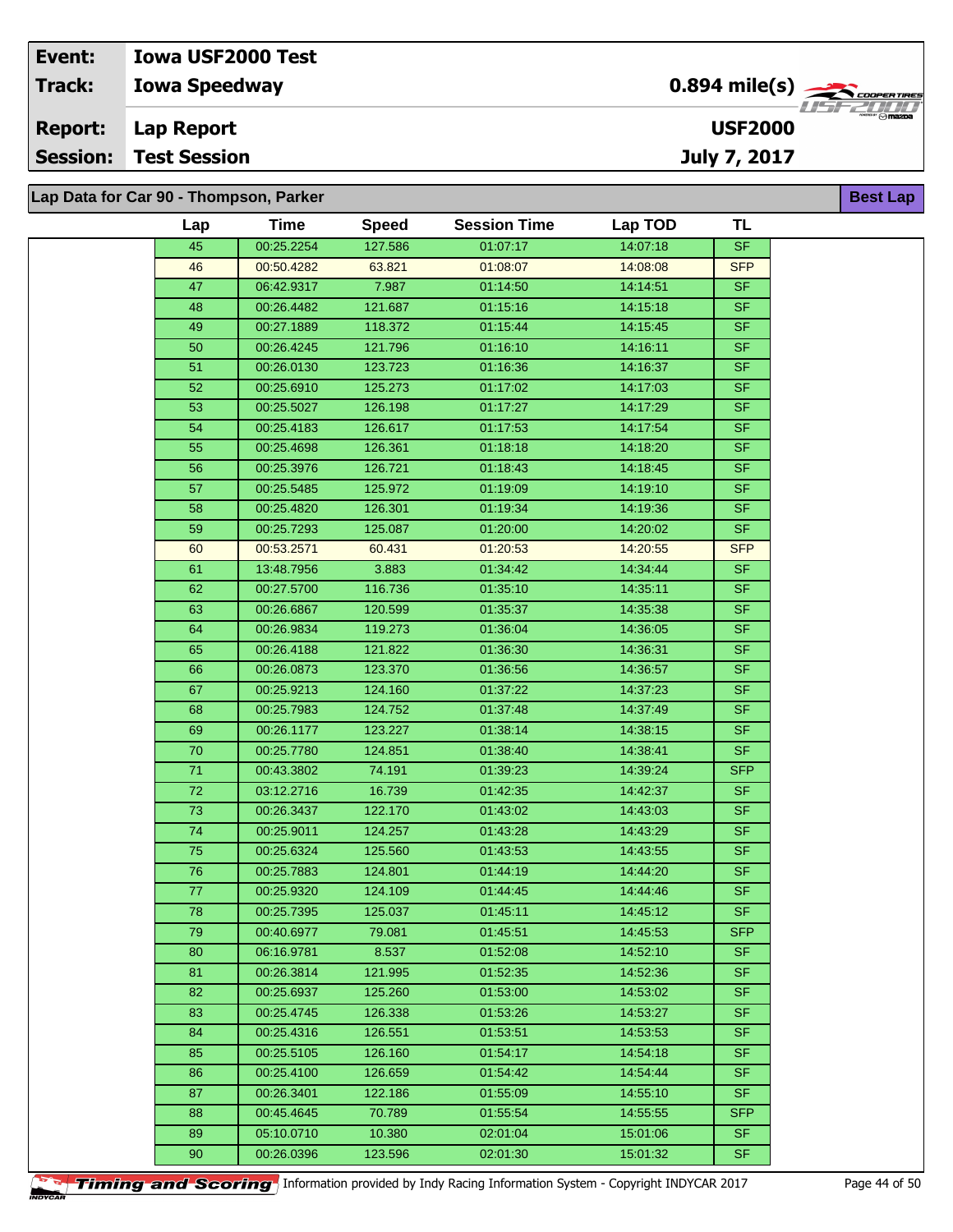| Event: | Iowa USF2000 Test | |
|---|---|---|
| Track: | Iowa Speedway | 0.894 mile(s) |
| Report: | Lap Report | USF2000 |
| Session: | Test Session | July 7, 2017 |

## Lap Data for Car 90 - Thompson, Parker

**Best Lap**

| Lap | Time | Speed | Session Time | Lap TOD | TL |
|---|---|---|---|---|---|
| 45 | 00:25.2254 | 127.586 | 01:07:17 | 14:07:18 | SF |
| 46 | 00:50.4282 | 63.821 | 01:08:07 | 14:08:08 | SFP |
| 47 | 06:42.9317 | 7.987 | 01:14:50 | 14:14:51 | SF |
| 48 | 00:26.4482 | 121.687 | 01:15:16 | 14:15:18 | SF |
| 49 | 00:27.1889 | 118.372 | 01:15:44 | 14:15:45 | SF |
| 50 | 00:26.4245 | 121.796 | 01:16:10 | 14:16:11 | SF |
| 51 | 00:26.0130 | 123.723 | 01:16:36 | 14:16:37 | SF |
| 52 | 00:25.6910 | 125.273 | 01:17:02 | 14:17:03 | SF |
| 53 | 00:25.5027 | 126.198 | 01:17:27 | 14:17:29 | SF |
| 54 | 00:25.4183 | 126.617 | 01:17:53 | 14:17:54 | SF |
| 55 | 00:25.4698 | 126.361 | 01:18:18 | 14:18:20 | SF |
| 56 | 00:25.3976 | 126.721 | 01:18:43 | 14:18:45 | SF |
| 57 | 00:25.5485 | 125.972 | 01:19:09 | 14:19:10 | SF |
| 58 | 00:25.4820 | 126.301 | 01:19:34 | 14:19:36 | SF |
| 59 | 00:25.7293 | 125.087 | 01:20:00 | 14:20:02 | SF |
| 60 | 00:53.2571 | 60.431 | 01:20:53 | 14:20:55 | SFP |
| 61 | 13:48.7956 | 3.883 | 01:34:42 | 14:34:44 | SF |
| 62 | 00:27.5700 | 116.736 | 01:35:10 | 14:35:11 | SF |
| 63 | 00:26.6867 | 120.599 | 01:35:37 | 14:35:38 | SF |
| 64 | 00:26.9834 | 119.273 | 01:36:04 | 14:36:05 | SF |
| 65 | 00:26.4188 | 121.822 | 01:36:30 | 14:36:31 | SF |
| 66 | 00:26.0873 | 123.370 | 01:36:56 | 14:36:57 | SF |
| 67 | 00:25.9213 | 124.160 | 01:37:22 | 14:37:23 | SF |
| 68 | 00:25.7983 | 124.752 | 01:37:48 | 14:37:49 | SF |
| 69 | 00:26.1177 | 123.227 | 01:38:14 | 14:38:15 | SF |
| 70 | 00:25.7780 | 124.851 | 01:38:40 | 14:38:41 | SF |
| 71 | 00:43.3802 | 74.191 | 01:39:23 | 14:39:24 | SFP |
| 72 | 03:12.2716 | 16.739 | 01:42:35 | 14:42:37 | SF |
| 73 | 00:26.3437 | 122.170 | 01:43:02 | 14:43:03 | SF |
| 74 | 00:25.9011 | 124.257 | 01:43:28 | 14:43:29 | SF |
| 75 | 00:25.6324 | 125.560 | 01:43:53 | 14:43:55 | SF |
| 76 | 00:25.7883 | 124.801 | 01:44:19 | 14:44:20 | SF |
| 77 | 00:25.9320 | 124.109 | 01:44:45 | 14:44:46 | SF |
| 78 | 00:25.7395 | 125.037 | 01:45:11 | 14:45:12 | SF |
| 79 | 00:40.6977 | 79.081 | 01:45:51 | 14:45:53 | SFP |
| 80 | 06:16.9781 | 8.537 | 01:52:08 | 14:52:10 | SF |
| 81 | 00:26.3814 | 121.995 | 01:52:35 | 14:52:36 | SF |
| 82 | 00:25.6937 | 125.260 | 01:53:00 | 14:53:02 | SF |
| 83 | 00:25.4745 | 126.338 | 01:53:26 | 14:53:27 | SF |
| 84 | 00:25.4316 | 126.551 | 01:53:51 | 14:53:53 | SF |
| 85 | 00:25.5105 | 126.160 | 01:54:17 | 14:54:18 | SF |
| 86 | 00:25.4100 | 126.659 | 01:54:42 | 14:54:44 | SF |
| 87 | 00:26.3401 | 122.186 | 01:55:09 | 14:55:10 | SF |
| 88 | 00:45.4645 | 70.789 | 01:55:54 | 14:55:55 | SFP |
| 89 | 05:10.0710 | 10.380 | 02:01:04 | 15:01:06 | SF |
| 90 | 00:26.0396 | 123.596 | 02:01:30 | 15:01:32 | SF |

Timing and Scoring Information provided by Indy Racing Information System - Copyright INDYCAR 2017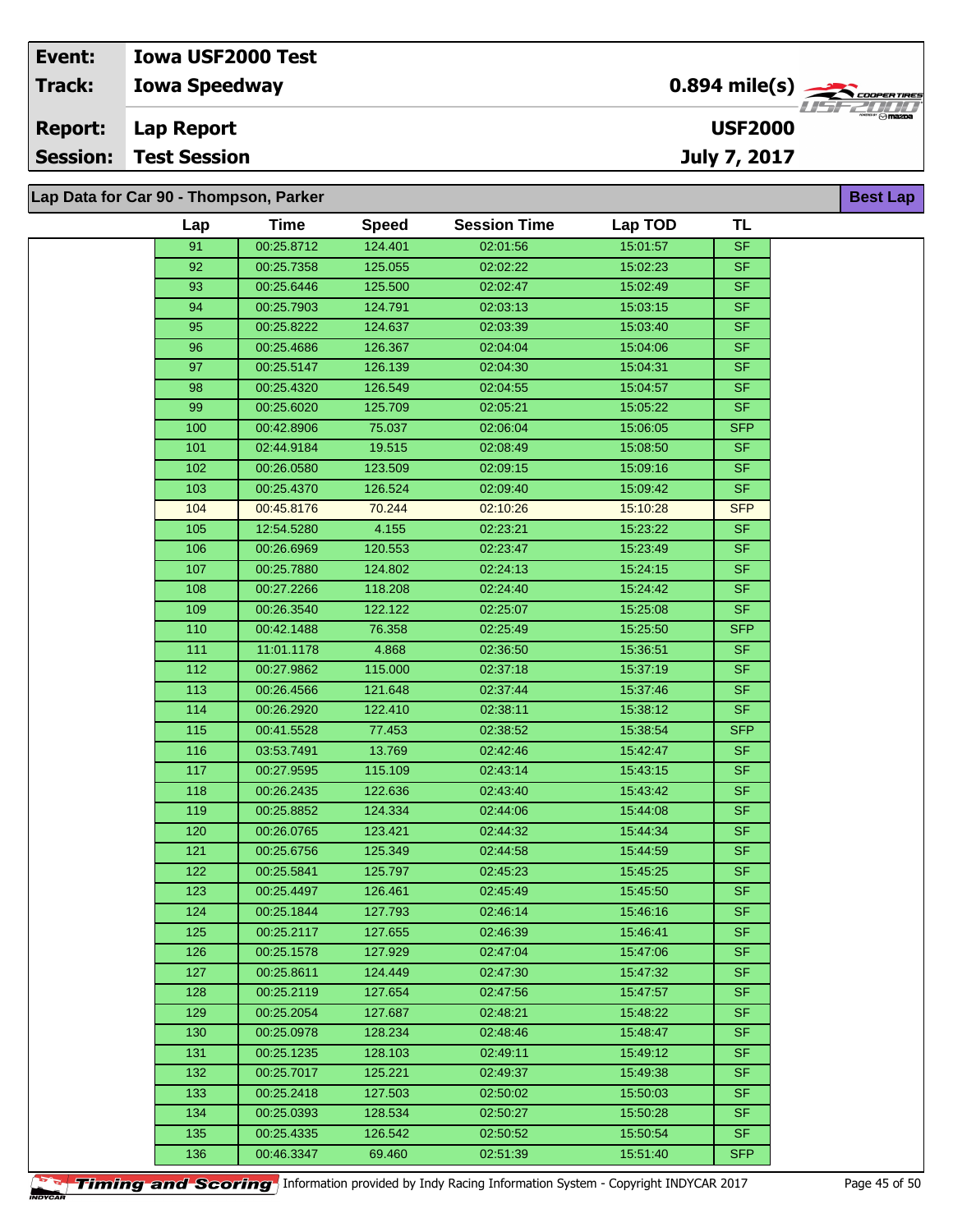| Event: | Iowa USF2000 Test | |
|---|---|---|
| Track: | Iowa Speedway | 0.894 mile(s) |
| Report: | Lap Report | USF2000 |
| Session: | Test Session | July 7, 2017 |

**Lap Data for Car 90 - Thompson, Parker** — Best Lap

| Lap | Time | Speed | Session Time | Lap TOD | TL |
|---|---|---|---|---|---|
| 91 | 00:25.8712 | 124.401 | 02:01:56 | 15:01:57 | SF |
| 92 | 00:25.7358 | 125.055 | 02:02:22 | 15:02:23 | SF |
| 93 | 00:25.6446 | 125.500 | 02:02:47 | 15:02:49 | SF |
| 94 | 00:25.7903 | 124.791 | 02:03:13 | 15:03:15 | SF |
| 95 | 00:25.8222 | 124.637 | 02:03:39 | 15:03:40 | SF |
| 96 | 00:25.4686 | 126.367 | 02:04:04 | 15:04:06 | SF |
| 97 | 00:25.5147 | 126.139 | 02:04:30 | 15:04:31 | SF |
| 98 | 00:25.4320 | 126.549 | 02:04:55 | 15:04:57 | SF |
| 99 | 00:25.6020 | 125.709 | 02:05:21 | 15:05:22 | SF |
| 100 | 00:42.8906 | 75.037 | 02:06:04 | 15:06:05 | SFP |
| 101 | 02:44.9184 | 19.515 | 02:08:49 | 15:08:50 | SF |
| 102 | 00:26.0580 | 123.509 | 02:09:15 | 15:09:16 | SF |
| 103 | 00:25.4370 | 126.524 | 02:09:40 | 15:09:42 | SF |
| 104 | 00:45.8176 | 70.244 | 02:10:26 | 15:10:28 | SFP |
| 105 | 12:54.5280 | 4.155 | 02:23:21 | 15:23:22 | SF |
| 106 | 00:26.6969 | 120.553 | 02:23:47 | 15:23:49 | SF |
| 107 | 00:25.7880 | 124.802 | 02:24:13 | 15:24:15 | SF |
| 108 | 00:27.2266 | 118.208 | 02:24:40 | 15:24:42 | SF |
| 109 | 00:26.3540 | 122.122 | 02:25:07 | 15:25:08 | SF |
| 110 | 00:42.1488 | 76.358 | 02:25:49 | 15:25:50 | SFP |
| 111 | 11:01.1178 | 4.868 | 02:36:50 | 15:36:51 | SF |
| 112 | 00:27.9862 | 115.000 | 02:37:18 | 15:37:19 | SF |
| 113 | 00:26.4566 | 121.648 | 02:37:44 | 15:37:46 | SF |
| 114 | 00:26.2920 | 122.410 | 02:38:11 | 15:38:12 | SF |
| 115 | 00:41.5528 | 77.453 | 02:38:52 | 15:38:54 | SFP |
| 116 | 03:53.7491 | 13.769 | 02:42:46 | 15:42:47 | SF |
| 117 | 00:27.9595 | 115.109 | 02:43:14 | 15:43:15 | SF |
| 118 | 00:26.2435 | 122.636 | 02:43:40 | 15:43:42 | SF |
| 119 | 00:25.8852 | 124.334 | 02:44:06 | 15:44:08 | SF |
| 120 | 00:26.0765 | 123.421 | 02:44:32 | 15:44:34 | SF |
| 121 | 00:25.6756 | 125.349 | 02:44:58 | 15:44:59 | SF |
| 122 | 00:25.5841 | 125.797 | 02:45:23 | 15:45:25 | SF |
| 123 | 00:25.4497 | 126.461 | 02:45:49 | 15:45:50 | SF |
| 124 | 00:25.1844 | 127.793 | 02:46:14 | 15:46:16 | SF |
| 125 | 00:25.2117 | 127.655 | 02:46:39 | 15:46:41 | SF |
| 126 | 00:25.1578 | 127.929 | 02:47:04 | 15:47:06 | SF |
| 127 | 00:25.8611 | 124.449 | 02:47:30 | 15:47:32 | SF |
| 128 | 00:25.2119 | 127.654 | 02:47:56 | 15:47:57 | SF |
| 129 | 00:25.2054 | 127.687 | 02:48:21 | 15:48:22 | SF |
| 130 | 00:25.0978 | 128.234 | 02:48:46 | 15:48:47 | SF |
| 131 | 00:25.1235 | 128.103 | 02:49:11 | 15:49:12 | SF |
| 132 | 00:25.7017 | 125.221 | 02:49:37 | 15:49:38 | SF |
| 133 | 00:25.2418 | 127.503 | 02:50:02 | 15:50:03 | SF |
| 134 | 00:25.0393 | 128.534 | 02:50:27 | 15:50:28 | SF |
| 135 | 00:25.4335 | 126.542 | 02:50:52 | 15:50:54 | SF |
| 136 | 00:46.3347 | 69.460 | 02:51:39 | 15:51:40 | SFP |

Information provided by Indy Racing Information System - Copyright INDYCAR 2017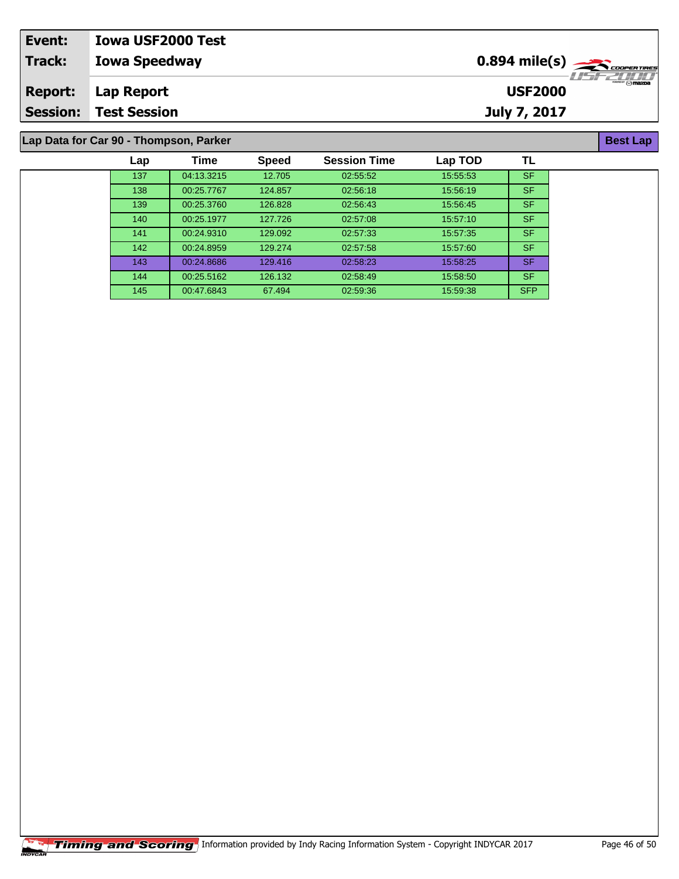| Event: | Iowa USF2000 Test | |
|---|---|---|
| Track: | Iowa Speedway | 0.894 mile(s) |
| Report: | Lap Report | USF2000 |
| Session: | Test Session | July 7, 2017 |

## Lap Data for Car 90 - Thompson, Parker

**Best Lap**

| Lap | Time | Speed | Session Time | Lap TOD | TL |
|---|---|---|---|---|---|
| 137 | 04:13.3215 | 12.705 | 02:55:52 | 15:55:53 | SF |
| 138 | 00:25.7767 | 124.857 | 02:56:18 | 15:56:19 | SF |
| 139 | 00:25.3760 | 126.828 | 02:56:43 | 15:56:45 | SF |
| 140 | 00:25.1977 | 127.726 | 02:57:08 | 15:57:10 | SF |
| 141 | 00:24.9310 | 129.092 | 02:57:33 | 15:57:35 | SF |
| 142 | 00:24.8959 | 129.274 | 02:57:58 | 15:57:60 | SF |
| 143 | 00:24.8686 | 129.416 | 02:58:23 | 15:58:25 | SF |
| 144 | 00:25.5162 | 126.132 | 02:58:49 | 15:58:50 | SF |
| 145 | 00:47.6843 | 67.494 | 02:59:36 | 15:59:38 | SFP |

Timing and Scoring Information provided by Indy Racing Information System - Copyright INDYCAR 2017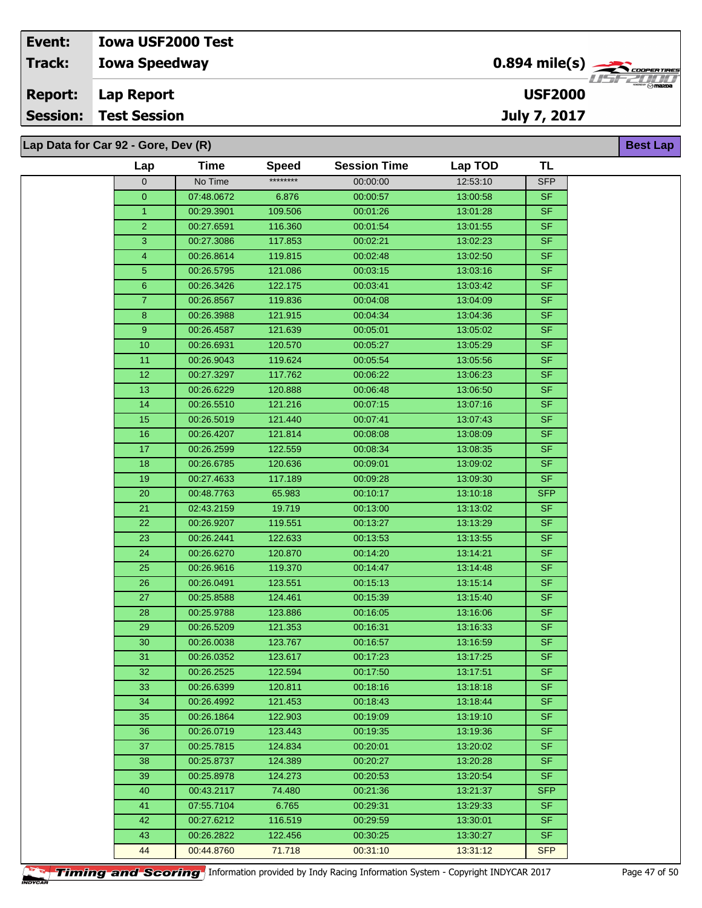| Event: | Iowa USF2000 Test | |
|---|---|---|
| Track: | Iowa Speedway | 0.894 mile(s) |
| Report: | Lap Report | USF2000 |
| Session: | Test Session | July 7, 2017 |

**Lap Data for Car 92 - Gore, Dev (R)** — **Best Lap**

| Lap | Time | Speed | Session Time | Lap TOD | TL |
|---|---|---|---|---|---|
| 0 | No Time | ******** | 00:00:00 | 12:53:10 | SFP |
| 0 | 07:48.0672 | 6.876 | 00:00:57 | 13:00:58 | SF |
| 1 | 00:29.3901 | 109.506 | 00:01:26 | 13:01:28 | SF |
| 2 | 00:27.6591 | 116.360 | 00:01:54 | 13:01:55 | SF |
| 3 | 00:27.3086 | 117.853 | 00:02:21 | 13:02:23 | SF |
| 4 | 00:26.8614 | 119.815 | 00:02:48 | 13:02:50 | SF |
| 5 | 00:26.5795 | 121.086 | 00:03:15 | 13:03:16 | SF |
| 6 | 00:26.3426 | 122.175 | 00:03:41 | 13:03:42 | SF |
| 7 | 00:26.8567 | 119.836 | 00:04:08 | 13:04:09 | SF |
| 8 | 00:26.3988 | 121.915 | 00:04:34 | 13:04:36 | SF |
| 9 | 00:26.4587 | 121.639 | 00:05:01 | 13:05:02 | SF |
| 10 | 00:26.6931 | 120.570 | 00:05:27 | 13:05:29 | SF |
| 11 | 00:26.9043 | 119.624 | 00:05:54 | 13:05:56 | SF |
| 12 | 00:27.3297 | 117.762 | 00:06:22 | 13:06:23 | SF |
| 13 | 00:26.6229 | 120.888 | 00:06:48 | 13:06:50 | SF |
| 14 | 00:26.5510 | 121.216 | 00:07:15 | 13:07:16 | SF |
| 15 | 00:26.5019 | 121.440 | 00:07:41 | 13:07:43 | SF |
| 16 | 00:26.4207 | 121.814 | 00:08:08 | 13:08:09 | SF |
| 17 | 00:26.2599 | 122.559 | 00:08:34 | 13:08:35 | SF |
| 18 | 00:26.6785 | 120.636 | 00:09:01 | 13:09:02 | SF |
| 19 | 00:27.4633 | 117.189 | 00:09:28 | 13:09:30 | SF |
| 20 | 00:48.7763 | 65.983 | 00:10:17 | 13:10:18 | SFP |
| 21 | 02:43.2159 | 19.719 | 00:13:00 | 13:13:02 | SF |
| 22 | 00:26.9207 | 119.551 | 00:13:27 | 13:13:29 | SF |
| 23 | 00:26.2441 | 122.633 | 00:13:53 | 13:13:55 | SF |
| 24 | 00:26.6270 | 120.870 | 00:14:20 | 13:14:21 | SF |
| 25 | 00:26.9616 | 119.370 | 00:14:47 | 13:14:48 | SF |
| 26 | 00:26.0491 | 123.551 | 00:15:13 | 13:15:14 | SF |
| 27 | 00:25.8588 | 124.461 | 00:15:39 | 13:15:40 | SF |
| 28 | 00:25.9788 | 123.886 | 00:16:05 | 13:16:06 | SF |
| 29 | 00:26.5209 | 121.353 | 00:16:31 | 13:16:33 | SF |
| 30 | 00:26.0038 | 123.767 | 00:16:57 | 13:16:59 | SF |
| 31 | 00:26.0352 | 123.617 | 00:17:23 | 13:17:25 | SF |
| 32 | 00:26.2525 | 122.594 | 00:17:50 | 13:17:51 | SF |
| 33 | 00:26.6399 | 120.811 | 00:18:16 | 13:18:18 | SF |
| 34 | 00:26.4992 | 121.453 | 00:18:43 | 13:18:44 | SF |
| 35 | 00:26.1864 | 122.903 | 00:19:09 | 13:19:10 | SF |
| 36 | 00:26.0719 | 123.443 | 00:19:35 | 13:19:36 | SF |
| 37 | 00:25.7815 | 124.834 | 00:20:01 | 13:20:02 | SF |
| 38 | 00:25.8737 | 124.389 | 00:20:27 | 13:20:28 | SF |
| 39 | 00:25.8978 | 124.273 | 00:20:53 | 13:20:54 | SF |
| 40 | 00:43.2117 | 74.480 | 00:21:36 | 13:21:37 | SFP |
| 41 | 07:55.7104 | 6.765 | 00:29:31 | 13:29:33 | SF |
| 42 | 00:27.6212 | 116.519 | 00:29:59 | 13:30:01 | SF |
| 43 | 00:26.2822 | 122.456 | 00:30:25 | 13:30:27 | SF |
| 44 | 00:44.8760 | 71.718 | 00:31:10 | 13:31:12 | SFP |

Timing and Scoring — Information provided by Indy Racing Information System - Copyright INDYCAR 2017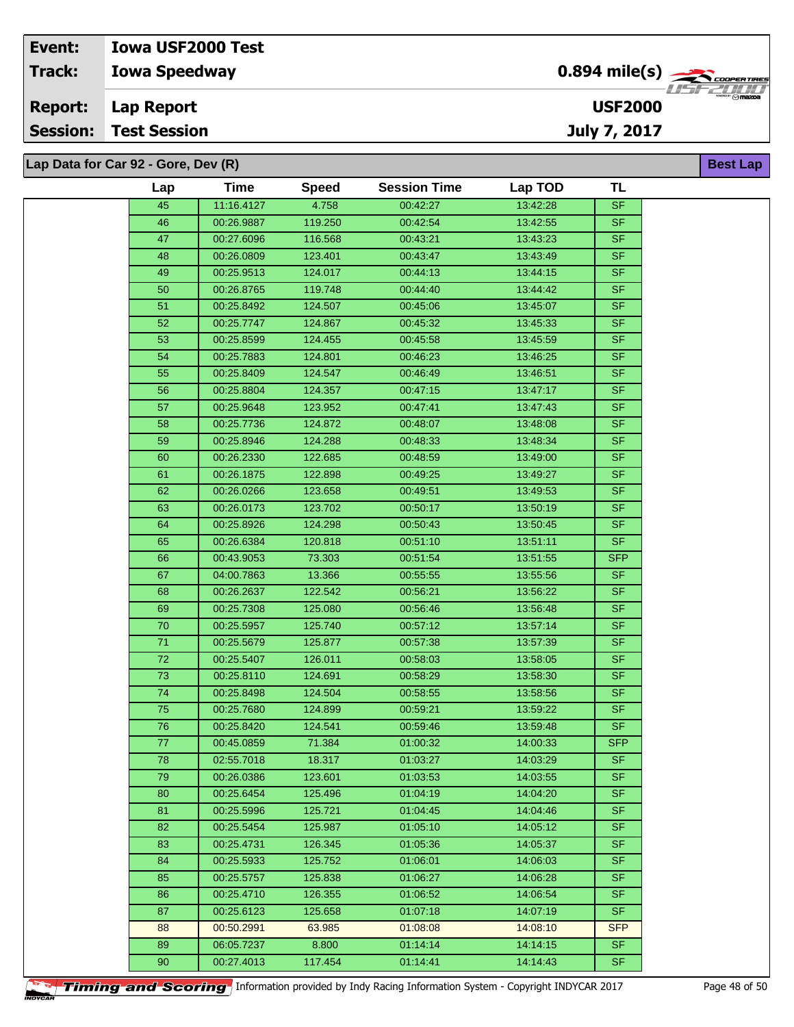| Event: | Iowa USF2000 Test | |
|---|---|---|
| Track: | Iowa Speedway | 0.894 mile(s) |
| Report: | Lap Report | USF2000 |
| Session: | Test Session | July 7, 2017 |

**Lap Data for Car 92 - Gore, Dev (R)** — Best Lap

| Lap | Time | Speed | Session Time | Lap TOD | TL |
|---|---|---|---|---|---|
| 45 | 11:16.4127 | 4.758 | 00:42:27 | 13:42:28 | SF |
| 46 | 00:26.9887 | 119.250 | 00:42:54 | 13:42:55 | SF |
| 47 | 00:27.6096 | 116.568 | 00:43:21 | 13:43:23 | SF |
| 48 | 00:26.0809 | 123.401 | 00:43:47 | 13:43:49 | SF |
| 49 | 00:25.9513 | 124.017 | 00:44:13 | 13:44:15 | SF |
| 50 | 00:26.8765 | 119.748 | 00:44:40 | 13:44:42 | SF |
| 51 | 00:25.8492 | 124.507 | 00:45:06 | 13:45:07 | SF |
| 52 | 00:25.7747 | 124.867 | 00:45:32 | 13:45:33 | SF |
| 53 | 00:25.8599 | 124.455 | 00:45:58 | 13:45:59 | SF |
| 54 | 00:25.7883 | 124.801 | 00:46:23 | 13:46:25 | SF |
| 55 | 00:25.8409 | 124.547 | 00:46:49 | 13:46:51 | SF |
| 56 | 00:25.8804 | 124.357 | 00:47:15 | 13:47:17 | SF |
| 57 | 00:25.9648 | 123.952 | 00:47:41 | 13:47:43 | SF |
| 58 | 00:25.7736 | 124.872 | 00:48:07 | 13:48:08 | SF |
| 59 | 00:25.8946 | 124.288 | 00:48:33 | 13:48:34 | SF |
| 60 | 00:26.2330 | 122.685 | 00:48:59 | 13:49:00 | SF |
| 61 | 00:26.1875 | 122.898 | 00:49:25 | 13:49:27 | SF |
| 62 | 00:26.0266 | 123.658 | 00:49:51 | 13:49:53 | SF |
| 63 | 00:26.0173 | 123.702 | 00:50:17 | 13:50:19 | SF |
| 64 | 00:25.8926 | 124.298 | 00:50:43 | 13:50:45 | SF |
| 65 | 00:26.6384 | 120.818 | 00:51:10 | 13:51:11 | SF |
| 66 | 00:43.9053 | 73.303 | 00:51:54 | 13:51:55 | SFP |
| 67 | 04:00.7863 | 13.366 | 00:55:55 | 13:55:56 | SF |
| 68 | 00:26.2637 | 122.542 | 00:56:21 | 13:56:22 | SF |
| 69 | 00:25.7308 | 125.080 | 00:56:46 | 13:56:48 | SF |
| 70 | 00:25.5957 | 125.740 | 00:57:12 | 13:57:14 | SF |
| 71 | 00:25.5679 | 125.877 | 00:57:38 | 13:57:39 | SF |
| 72 | 00:25.5407 | 126.011 | 00:58:03 | 13:58:05 | SF |
| 73 | 00:25.8110 | 124.691 | 00:58:29 | 13:58:30 | SF |
| 74 | 00:25.8498 | 124.504 | 00:58:55 | 13:58:56 | SF |
| 75 | 00:25.7680 | 124.899 | 00:59:21 | 13:59:22 | SF |
| 76 | 00:25.8420 | 124.541 | 00:59:46 | 13:59:48 | SF |
| 77 | 00:45.0859 | 71.384 | 01:00:32 | 14:00:33 | SFP |
| 78 | 02:55.7018 | 18.317 | 01:03:27 | 14:03:29 | SF |
| 79 | 00:26.0386 | 123.601 | 01:03:53 | 14:03:55 | SF |
| 80 | 00:25.6454 | 125.496 | 01:04:19 | 14:04:20 | SF |
| 81 | 00:25.5996 | 125.721 | 01:04:45 | 14:04:46 | SF |
| 82 | 00:25.5454 | 125.987 | 01:05:10 | 14:05:12 | SF |
| 83 | 00:25.4731 | 126.345 | 01:05:36 | 14:05:37 | SF |
| 84 | 00:25.5933 | 125.752 | 01:06:01 | 14:06:03 | SF |
| 85 | 00:25.5757 | 125.838 | 01:06:27 | 14:06:28 | SF |
| 86 | 00:25.4710 | 126.355 | 01:06:52 | 14:06:54 | SF |
| 87 | 00:25.6123 | 125.658 | 01:07:18 | 14:07:19 | SF |
| 88 | 00:50.2991 | 63.985 | 01:08:08 | 14:08:10 | SFP |
| 89 | 06:05.7237 | 8.800 | 01:14:14 | 14:14:15 | SF |
| 90 | 00:27.4013 | 117.454 | 01:14:41 | 14:14:43 | SF |

Timing and Scoring — Information provided by Indy Racing Information System - Copyright INDYCAR 2017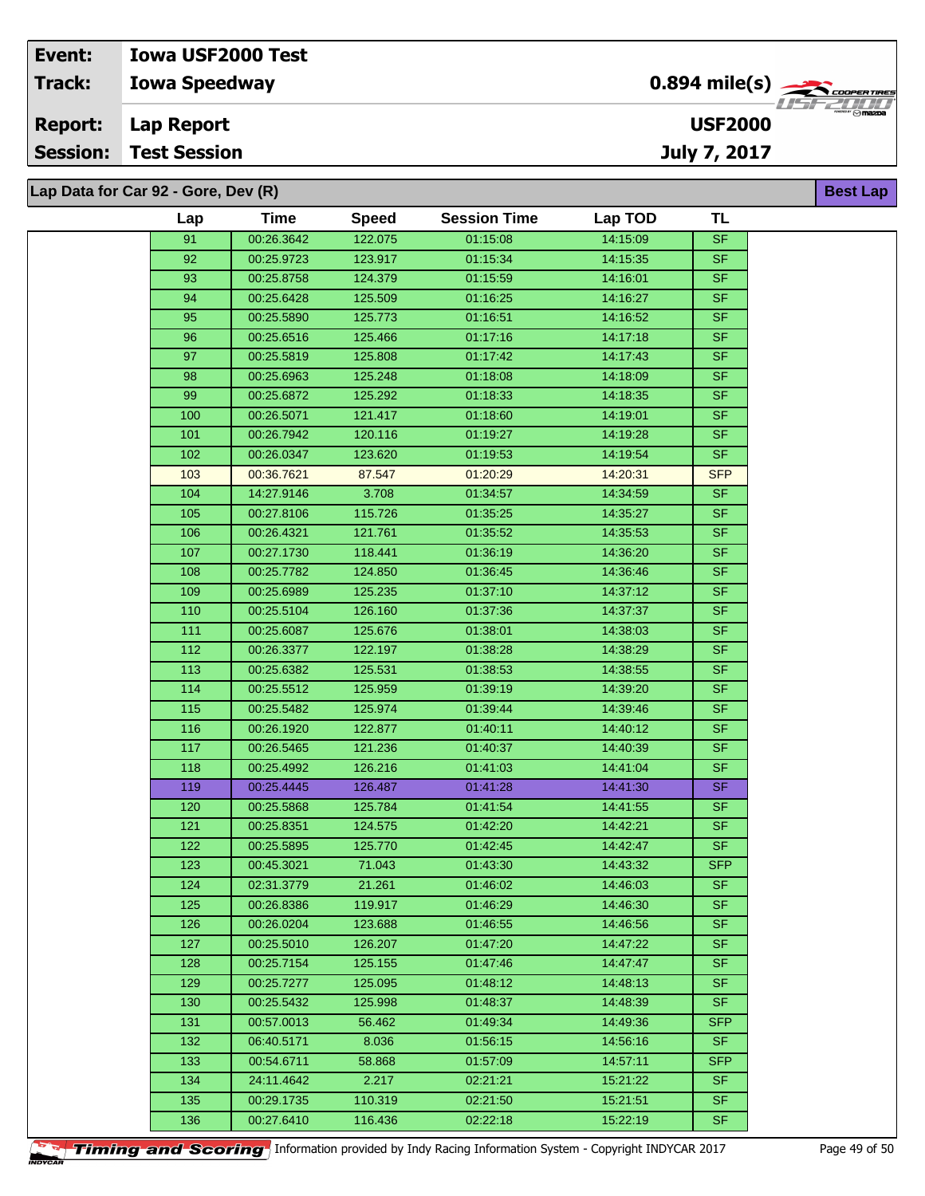| Event: | Iowa USF2000 Test | |
|---|---|---|
| Track: | Iowa Speedway | 0.894 mile(s) |
| Report: | Lap Report | USF2000 |
| Session: | Test Session | July 7, 2017 |

## Lap Data for Car 92 - Gore, Dev (R)

Best Lap

| Lap | Time | Speed | Session Time | Lap TOD | TL |
|---|---|---|---|---|---|
| 91 | 00:26.3642 | 122.075 | 01:15:08 | 14:15:09 | SF |
| 92 | 00:25.9723 | 123.917 | 01:15:34 | 14:15:35 | SF |
| 93 | 00:25.8758 | 124.379 | 01:15:59 | 14:16:01 | SF |
| 94 | 00:25.6428 | 125.509 | 01:16:25 | 14:16:27 | SF |
| 95 | 00:25.5890 | 125.773 | 01:16:51 | 14:16:52 | SF |
| 96 | 00:25.6516 | 125.466 | 01:17:16 | 14:17:18 | SF |
| 97 | 00:25.5819 | 125.808 | 01:17:42 | 14:17:43 | SF |
| 98 | 00:25.6963 | 125.248 | 01:18:08 | 14:18:09 | SF |
| 99 | 00:25.6872 | 125.292 | 01:18:33 | 14:18:35 | SF |
| 100 | 00:26.5071 | 121.417 | 01:18:60 | 14:19:01 | SF |
| 101 | 00:26.7942 | 120.116 | 01:19:27 | 14:19:28 | SF |
| 102 | 00:26.0347 | 123.620 | 01:19:53 | 14:19:54 | SF |
| 103 | 00:36.7621 | 87.547 | 01:20:29 | 14:20:31 | SFP |
| 104 | 14:27.9146 | 3.708 | 01:34:57 | 14:34:59 | SF |
| 105 | 00:27.8106 | 115.726 | 01:35:25 | 14:35:27 | SF |
| 106 | 00:26.4321 | 121.761 | 01:35:52 | 14:35:53 | SF |
| 107 | 00:27.1730 | 118.441 | 01:36:19 | 14:36:20 | SF |
| 108 | 00:25.7782 | 124.850 | 01:36:45 | 14:36:46 | SF |
| 109 | 00:25.6989 | 125.235 | 01:37:10 | 14:37:12 | SF |
| 110 | 00:25.5104 | 126.160 | 01:37:36 | 14:37:37 | SF |
| 111 | 00:25.6087 | 125.676 | 01:38:01 | 14:38:03 | SF |
| 112 | 00:26.3377 | 122.197 | 01:38:28 | 14:38:29 | SF |
| 113 | 00:25.6382 | 125.531 | 01:38:53 | 14:38:55 | SF |
| 114 | 00:25.5512 | 125.959 | 01:39:19 | 14:39:20 | SF |
| 115 | 00:25.5482 | 125.974 | 01:39:44 | 14:39:46 | SF |
| 116 | 00:26.1920 | 122.877 | 01:40:11 | 14:40:12 | SF |
| 117 | 00:26.5465 | 121.236 | 01:40:37 | 14:40:39 | SF |
| 118 | 00:25.4992 | 126.216 | 01:41:03 | 14:41:04 | SF |
| 119 | 00:25.4445 | 126.487 | 01:41:28 | 14:41:30 | SF |
| 120 | 00:25.5868 | 125.784 | 01:41:54 | 14:41:55 | SF |
| 121 | 00:25.8351 | 124.575 | 01:42:20 | 14:42:21 | SF |
| 122 | 00:25.5895 | 125.770 | 01:42:45 | 14:42:47 | SF |
| 123 | 00:45.3021 | 71.043 | 01:43:30 | 14:43:32 | SFP |
| 124 | 02:31.3779 | 21.261 | 01:46:02 | 14:46:03 | SF |
| 125 | 00:26.8386 | 119.917 | 01:46:29 | 14:46:30 | SF |
| 126 | 00:26.0204 | 123.688 | 01:46:55 | 14:46:56 | SF |
| 127 | 00:25.5010 | 126.207 | 01:47:20 | 14:47:22 | SF |
| 128 | 00:25.7154 | 125.155 | 01:47:46 | 14:47:47 | SF |
| 129 | 00:25.7277 | 125.095 | 01:48:12 | 14:48:13 | SF |
| 130 | 00:25.5432 | 125.998 | 01:48:37 | 14:48:39 | SF |
| 131 | 00:57.0013 | 56.462 | 01:49:34 | 14:49:36 | SFP |
| 132 | 06:40.5171 | 8.036 | 01:56:15 | 14:56:16 | SF |
| 133 | 00:54.6711 | 58.868 | 01:57:09 | 14:57:11 | SFP |
| 134 | 24:11.4642 | 2.217 | 02:21:21 | 15:21:22 | SF |
| 135 | 00:29.1735 | 110.319 | 02:21:50 | 15:21:51 | SF |
| 136 | 00:27.6410 | 116.436 | 02:22:18 | 15:22:19 | SF |

Timing and Scoring — Information provided by Indy Racing Information System - Copyright INDYCAR 2017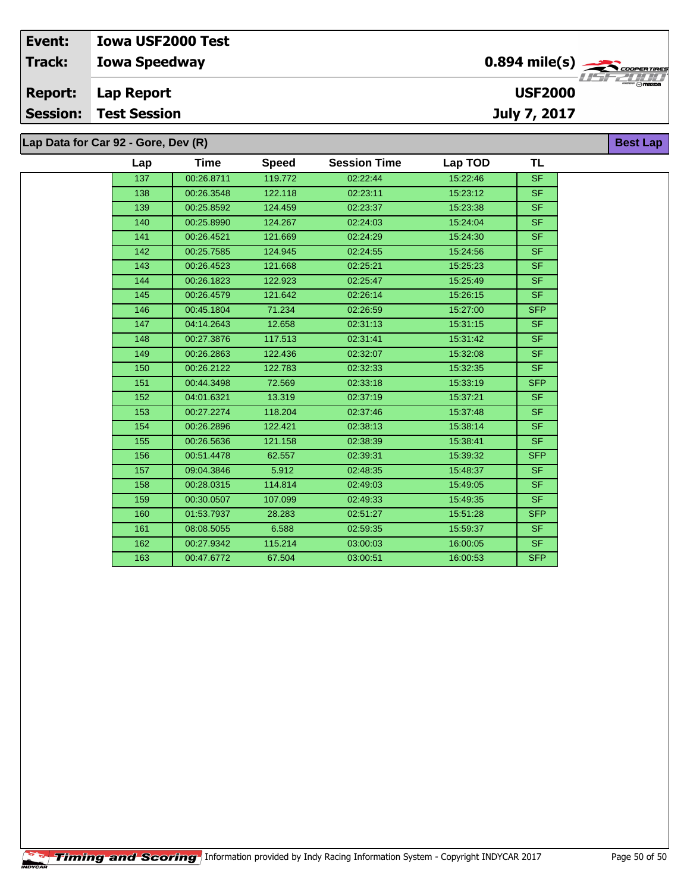| | |
|---|---|
| **Event:** | **Iowa USF2000 Test** |
| **Track:** | **Iowa Speedway** |
| **Report:** | **Lap Report** |
| **Session:** | **Test Session** |

**0.894 mile(s)**

**USF2000**

**July 7, 2017**

**Lap Data for Car 92 - Gore, Dev (R)**

**Best Lap**

| Lap | Time | Speed | Session Time | Lap TOD | TL |
|---|---|---|---|---|---|
| 137 | 00:26.8711 | 119.772 | 02:22:44 | 15:22:46 | SF |
| 138 | 00:26.3548 | 122.118 | 02:23:11 | 15:23:12 | SF |
| 139 | 00:25.8592 | 124.459 | 02:23:37 | 15:23:38 | SF |
| 140 | 00:25.8990 | 124.267 | 02:24:03 | 15:24:04 | SF |
| 141 | 00:26.4521 | 121.669 | 02:24:29 | 15:24:30 | SF |
| 142 | 00:25.7585 | 124.945 | 02:24:55 | 15:24:56 | SF |
| 143 | 00:26.4523 | 121.668 | 02:25:21 | 15:25:23 | SF |
| 144 | 00:26.1823 | 122.923 | 02:25:47 | 15:25:49 | SF |
| 145 | 00:26.4579 | 121.642 | 02:26:14 | 15:26:15 | SF |
| 146 | 00:45.1804 | 71.234 | 02:26:59 | 15:27:00 | SFP |
| 147 | 04:14.2643 | 12.658 | 02:31:13 | 15:31:15 | SF |
| 148 | 00:27.3876 | 117.513 | 02:31:41 | 15:31:42 | SF |
| 149 | 00:26.2863 | 122.436 | 02:32:07 | 15:32:08 | SF |
| 150 | 00:26.2122 | 122.783 | 02:32:33 | 15:32:35 | SF |
| 151 | 00:44.3498 | 72.569 | 02:33:18 | 15:33:19 | SFP |
| 152 | 04:01.6321 | 13.319 | 02:37:19 | 15:37:21 | SF |
| 153 | 00:27.2274 | 118.204 | 02:37:46 | 15:37:48 | SF |
| 154 | 00:26.2896 | 122.421 | 02:38:13 | 15:38:14 | SF |
| 155 | 00:26.5636 | 121.158 | 02:38:39 | 15:38:41 | SF |
| 156 | 00:51.4478 | 62.557 | 02:39:31 | 15:39:32 | SFP |
| 157 | 09:04.3846 | 5.912 | 02:48:35 | 15:48:37 | SF |
| 158 | 00:28.0315 | 114.814 | 02:49:03 | 15:49:05 | SF |
| 159 | 00:30.0507 | 107.099 | 02:49:33 | 15:49:35 | SF |
| 160 | 01:53.7937 | 28.283 | 02:51:27 | 15:51:28 | SFP |
| 161 | 08:08.5055 | 6.588 | 02:59:35 | 15:59:37 | SF |
| 162 | 00:27.9342 | 115.214 | 03:00:03 | 16:00:05 | SF |
| 163 | 00:47.6772 | 67.504 | 03:00:51 | 16:00:53 | SFP |

Timing and Scoring Information provided by Indy Racing Information System - Copyright INDYCAR 2017